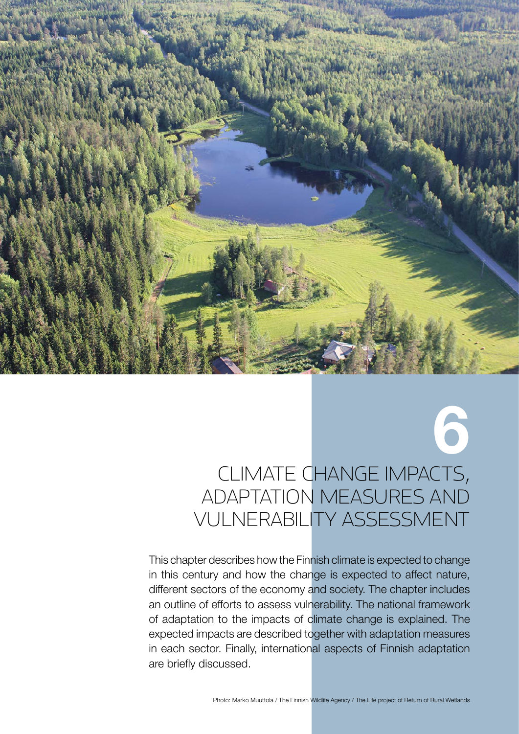# 6

# CLIMATE CHANGE IMPACTS, ADAPTATION MEASURES AND VULNERABILITY ASSESSMENT

This chapter describes how the Finnish climate is expected to change in this century and how the change is expected to affect nature, different sectors of the economy and society. The chapter includes an outline of efforts to assess vulnerability. The national framework of adaptation to the impacts of climate change is explained. The expected impacts are described together with adaptation measures in each sector. Finally, international aspects of Finnish adaptation are briefly discussed.

Photo: Marko Muuttola / The Finnish Wildlife Agency / The Life project of Return of Rural Wetlands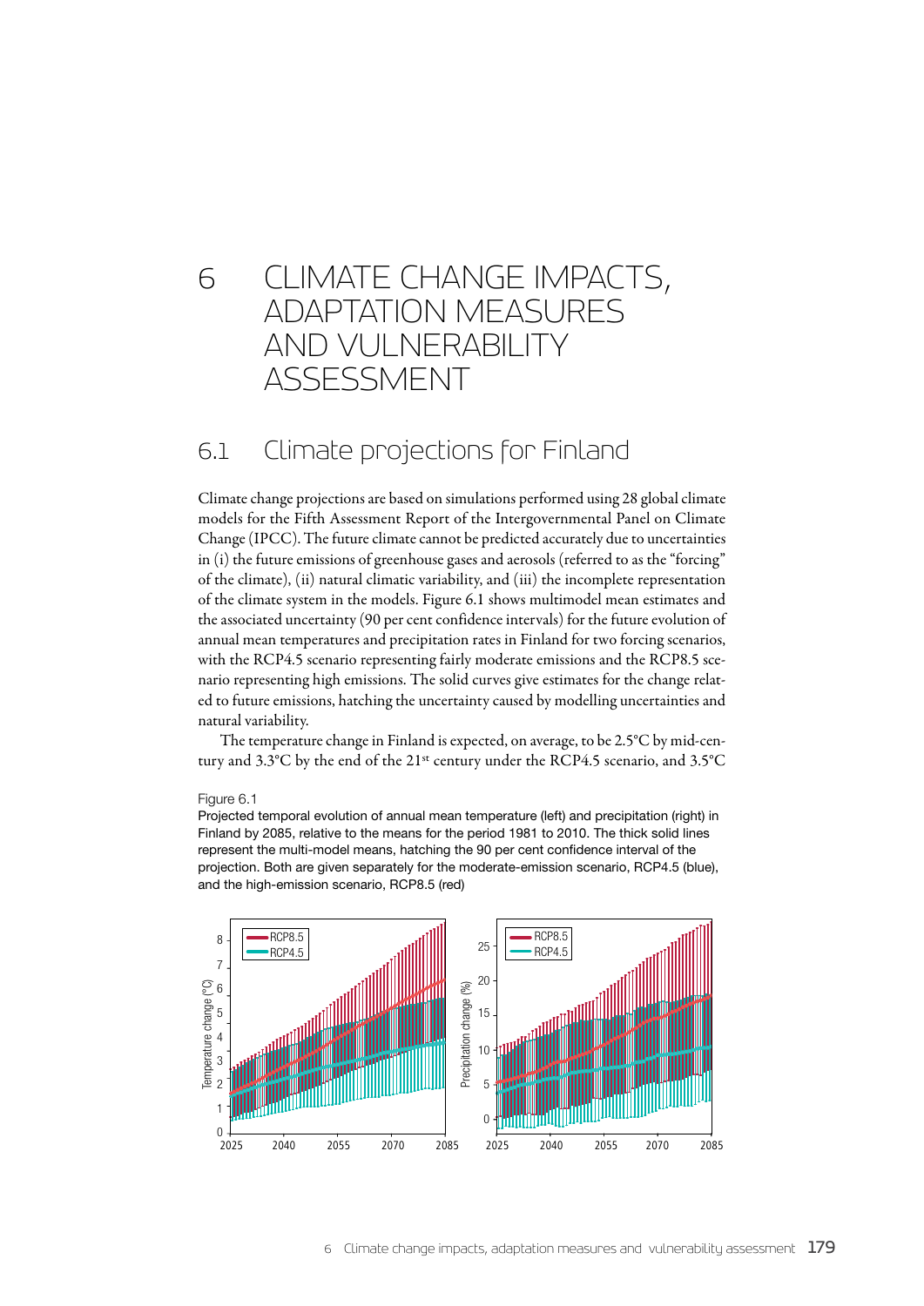# 6 CLIMATE CHANGE IMPACTS, ADAPTATION MEASURES AND VULNERABILITY ASSESSMENT

## 6.1 Climate projections for Finland

Climate change projections are based on simulations performed using 28 global climate models for the Fifth Assessment Report of the Intergovernmental Panel on Climate Change (IPCC). The future climate cannot be predicted accurately due to uncertainties in (i) the future emissions of greenhouse gases and aerosols (referred to as the "forcing" of the climate), (ii) natural climatic variability, and (iii) the incomplete representation of the climate system in the models. Figure 6.1 shows multimodel mean estimates and the associated uncertainty (90 per cent confidence intervals) for the future evolution of annual mean temperatures and precipitation rates in Finland for two forcing scenarios, with the RCP4.5 scenario representing fairly moderate emissions and the RCP8.5 scenario representing high emissions. The solid curves give estimates for the change related to future emissions, hatching the uncertainty caused by modelling uncertainties and natural variability.

The temperature change in Finland is expected, on average, to be 2.5°C by mid-century and 3.3°C by the end of the 21st century under the RCP4.5 scenario, and 3.5°C

Figure 6.1

Projected temporal evolution of annual mean temperature (left) and precipitation (right) in Finland by 2085, relative to the means for the period 1981 to 2010. The thick solid lines represent the multi-model means, hatching the 90 per cent confidence interval of the projection. Both are given separately for the moderate-emission scenario, RCP4.5 (blue), and the high-emission scenario, RCP8.5 (red)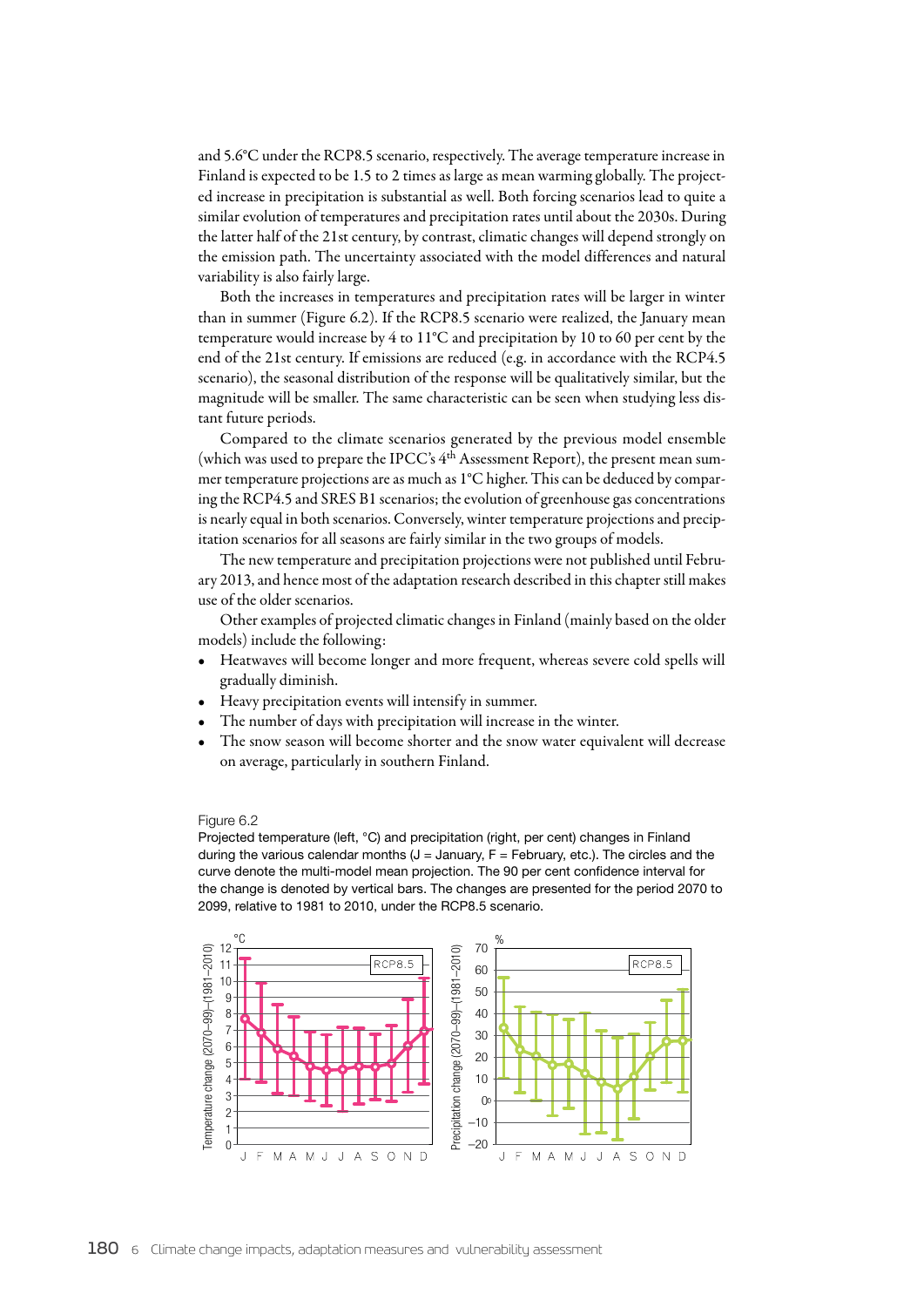and 5.6°C under the RCP8.5 scenario, respectively. The average temperature increase in Finland is expected to be 1.5 to 2 times as large as mean warming globally. The projected increase in precipitation is substantial as well. Both forcing scenarios lead to quite a similar evolution of temperatures and precipitation rates until about the 2030s. During the latter half of the 21st century, by contrast, climatic changes will depend strongly on the emission path. The uncertainty associated with the model differences and natural variability is also fairly large.

Both the increases in temperatures and precipitation rates will be larger in winter than in summer (Figure 6.2). If the RCP8.5 scenario were realized, the January mean temperature would increase by 4 to 11°C and precipitation by 10 to 60 per cent by the end of the 21st century. If emissions are reduced (e.g. in accordance with the RCP4.5 scenario), the seasonal distribution of the response will be qualitatively similar, but the magnitude will be smaller. The same characteristic can be seen when studying less distant future periods.

Compared to the climate scenarios generated by the previous model ensemble (which was used to prepare the IPCC's 4th Assessment Report), the present mean summer temperature projections are as much as 1°C higher. This can be deduced by comparing the RCP4.5 and SRES B1 scenarios; the evolution of greenhouse gas concentrations is nearly equal in both scenarios. Conversely, winter temperature projections and precipitation scenarios for all seasons are fairly similar in the two groups of models.

The new temperature and precipitation projections were not published until February 2013, and hence most of the adaptation research described in this chapter still makes use of the older scenarios.

Other examples of projected climatic changes in Finland (mainly based on the older models) include the following:

- Heatwaves will become longer and more frequent, whereas severe cold spells will gradually diminish.
- Heavy precipitation events will intensify in summer.
- The number of days with precipitation will increase in the winter.
- The snow season will become shorter and the snow water equivalent will decrease on average, particularly in southern Finland.

Figure 6.2
Projected temperature (left, °C) and precipitation (right, per cent) changes in Finland during the various calendar months (J = January, F = February, etc.). The circles and the curve denote the multi-model mean projection. The 90 per cent confidence interval for the change is denoted by vertical bars. The changes are presented for the period 2070 to 2099, relative to 1981 to 2010, under the RCP8.5 scenario.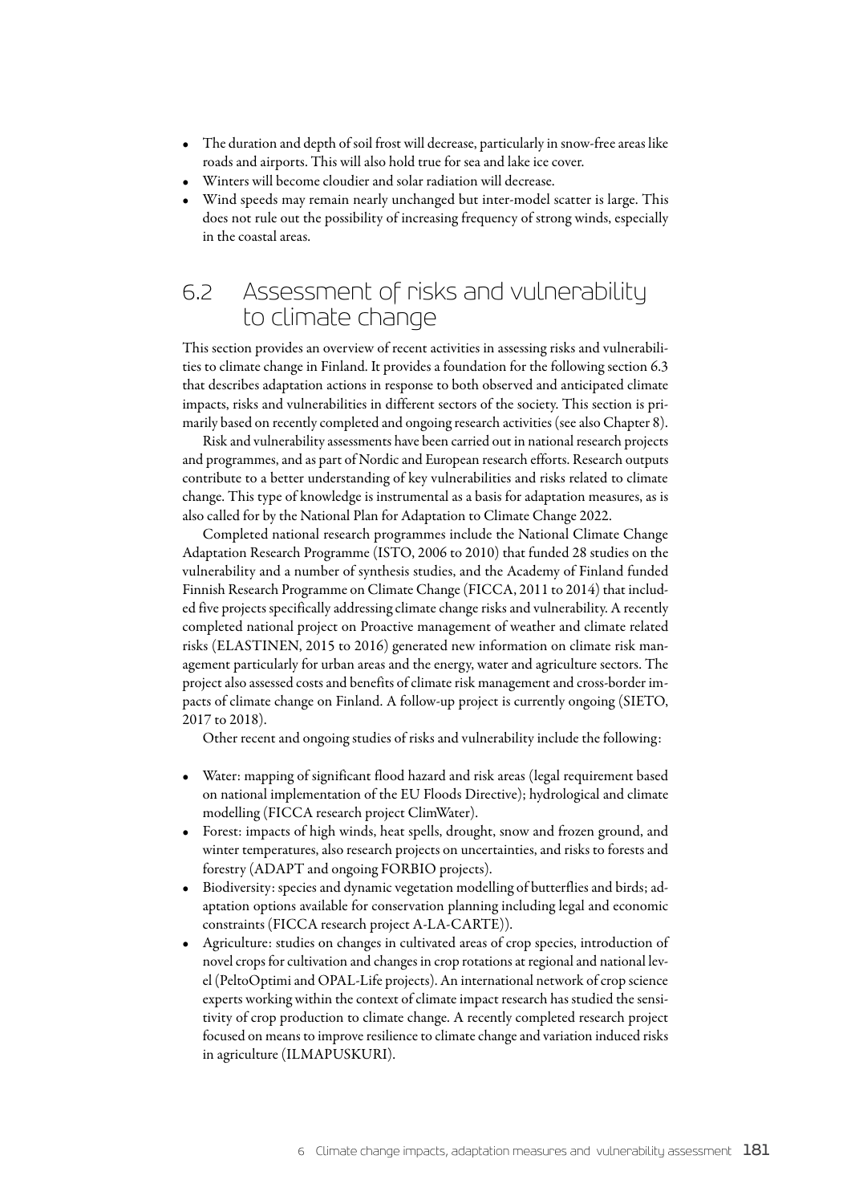- The duration and depth of soil frost will decrease, particularly in snow-free areas like roads and airports. This will also hold true for sea and lake ice cover.
- Winters will become cloudier and solar radiation will decrease.
- Wind speeds may remain nearly unchanged but inter-model scatter is large. This does not rule out the possibility of increasing frequency of strong winds, especially in the coastal areas.

## 6.2 Assessment of risks and vulnerability to climate change

This section provides an overview of recent activities in assessing risks and vulnerabilities to climate change in Finland. It provides a foundation for the following section 6.3 that describes adaptation actions in response to both observed and anticipated climate impacts, risks and vulnerabilities in different sectors of the society. This section is primarily based on recently completed and ongoing research activities (see also Chapter 8).

Risk and vulnerability assessments have been carried out in national research projects and programmes, and as part of Nordic and European research efforts. Research outputs contribute to a better understanding of key vulnerabilities and risks related to climate change. This type of knowledge is instrumental as a basis for adaptation measures, as is also called for by the National Plan for Adaptation to Climate Change 2022.

Completed national research programmes include the National Climate Change Adaptation Research Programme (ISTO, 2006 to 2010) that funded 28 studies on the vulnerability and a number of synthesis studies, and the Academy of Finland funded Finnish Research Programme on Climate Change (FICCA, 2011 to 2014) that included five projects specifically addressing climate change risks and vulnerability. A recently completed national project on Proactive management of weather and climate related risks (ELASTINEN, 2015 to 2016) generated new information on climate risk management particularly for urban areas and the energy, water and agriculture sectors. The project also assessed costs and benefits of climate risk management and cross-border impacts of climate change on Finland. A follow-up project is currently ongoing (SIETO, 2017 to 2018).

Other recent and ongoing studies of risks and vulnerability include the following:

- Water: mapping of significant flood hazard and risk areas (legal requirement based on national implementation of the EU Floods Directive); hydrological and climate modelling (FICCA research project ClimWater).
- Forest: impacts of high winds, heat spells, drought, snow and frozen ground, and winter temperatures, also research projects on uncertainties, and risks to forests and forestry (ADAPT and ongoing FORBIO projects).
- Biodiversity: species and dynamic vegetation modelling of butterflies and birds; adaptation options available for conservation planning including legal and economic constraints (FICCA research project A-LA-CARTE)).
- Agriculture: studies on changes in cultivated areas of crop species, introduction of novel crops for cultivation and changes in crop rotations at regional and national level (PeltoOptimi and OPAL-Life projects). An international network of crop science experts working within the context of climate impact research has studied the sensitivity of crop production to climate change. A recently completed research project focused on means to improve resilience to climate change and variation induced risks in agriculture (ILMAPUSKURI).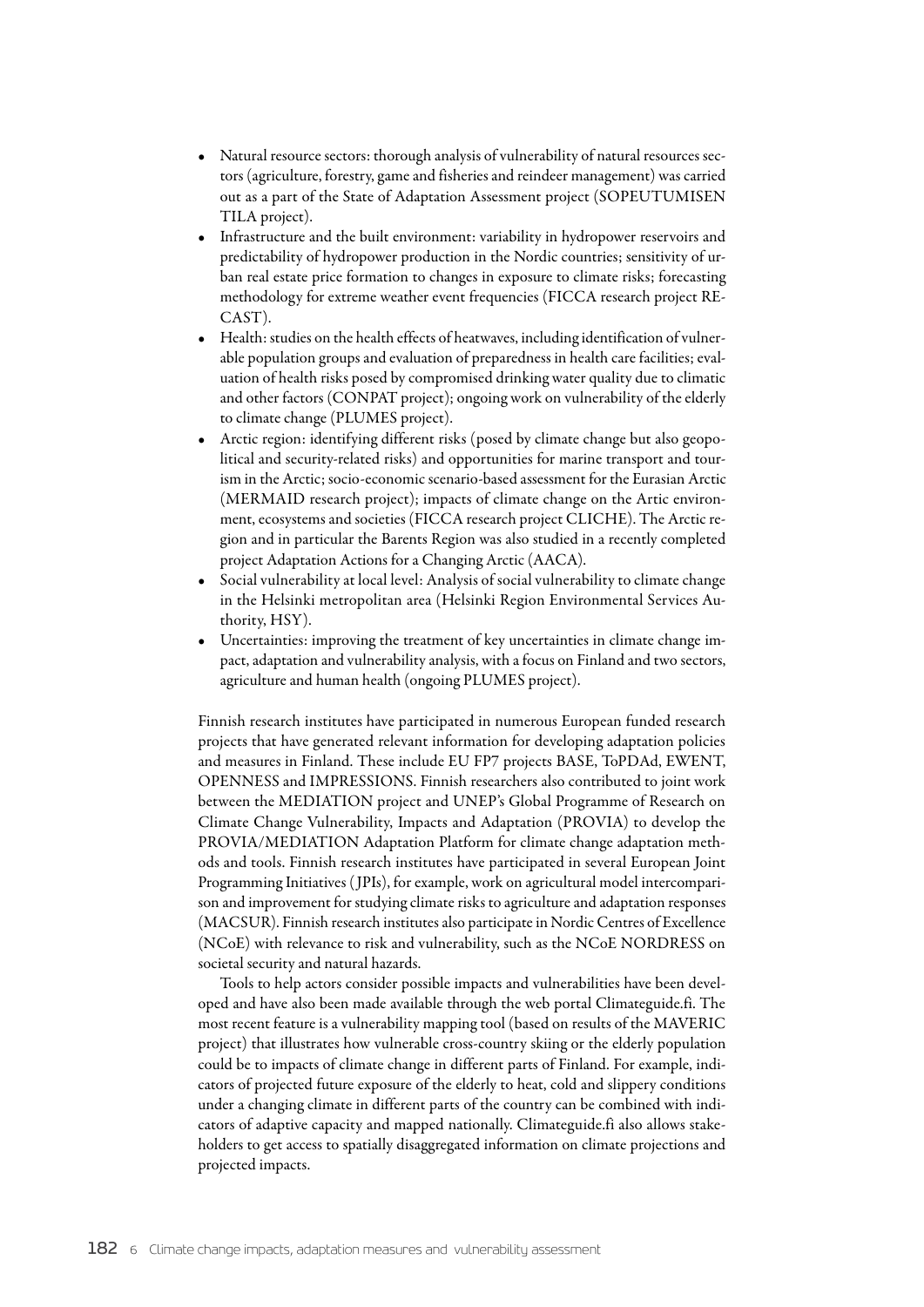- Natural resource sectors: thorough analysis of vulnerability of natural resources sectors (agriculture, forestry, game and fisheries and reindeer management) was carried out as a part of the State of Adaptation Assessment project (SOPEUTUMISEN TILA project).
- Infrastructure and the built environment: variability in hydropower reservoirs and predictability of hydropower production in the Nordic countries; sensitivity of urban real estate price formation to changes in exposure to climate risks; forecasting methodology for extreme weather event frequencies (FICCA research project RECAST).
- Health: studies on the health effects of heatwaves, including identification of vulnerable population groups and evaluation of preparedness in health care facilities; evaluation of health risks posed by compromised drinking water quality due to climatic and other factors (CONPAT project); ongoing work on vulnerability of the elderly to climate change (PLUMES project).
- Arctic region: identifying different risks (posed by climate change but also geopolitical and security-related risks) and opportunities for marine transport and tourism in the Arctic; socio-economic scenario-based assessment for the Eurasian Arctic (MERMAID research project); impacts of climate change on the Artic environment, ecosystems and societies (FICCA research project CLICHE). The Arctic region and in particular the Barents Region was also studied in a recently completed project Adaptation Actions for a Changing Arctic (AACA).
- Social vulnerability at local level: Analysis of social vulnerability to climate change in the Helsinki metropolitan area (Helsinki Region Environmental Services Authority, HSY).
- Uncertainties: improving the treatment of key uncertainties in climate change impact, adaptation and vulnerability analysis, with a focus on Finland and two sectors, agriculture and human health (ongoing PLUMES project).

Finnish research institutes have participated in numerous European funded research projects that have generated relevant information for developing adaptation policies and measures in Finland. These include EU FP7 projects BASE, ToPDAd, EWENT, OPENNESS and IMPRESSIONS. Finnish researchers also contributed to joint work between the MEDIATION project and UNEP's Global Programme of Research on Climate Change Vulnerability, Impacts and Adaptation (PROVIA) to develop the PROVIA/MEDIATION Adaptation Platform for climate change adaptation methods and tools. Finnish research institutes have participated in several European Joint Programming Initiatives (JPIs), for example, work on agricultural model intercomparison and improvement for studying climate risks to agriculture and adaptation responses (MACSUR). Finnish research institutes also participate in Nordic Centres of Excellence (NCoE) with relevance to risk and vulnerability, such as the NCoE NORDRESS on societal security and natural hazards.

Tools to help actors consider possible impacts and vulnerabilities have been developed and have also been made available through the web portal Climateguide.fi. The most recent feature is a vulnerability mapping tool (based on results of the MAVERIC project) that illustrates how vulnerable cross-country skiing or the elderly population could be to impacts of climate change in different parts of Finland. For example, indicators of projected future exposure of the elderly to heat, cold and slippery conditions under a changing climate in different parts of the country can be combined with indicators of adaptive capacity and mapped nationally. Climateguide.fi also allows stakeholders to get access to spatially disaggregated information on climate projections and projected impacts.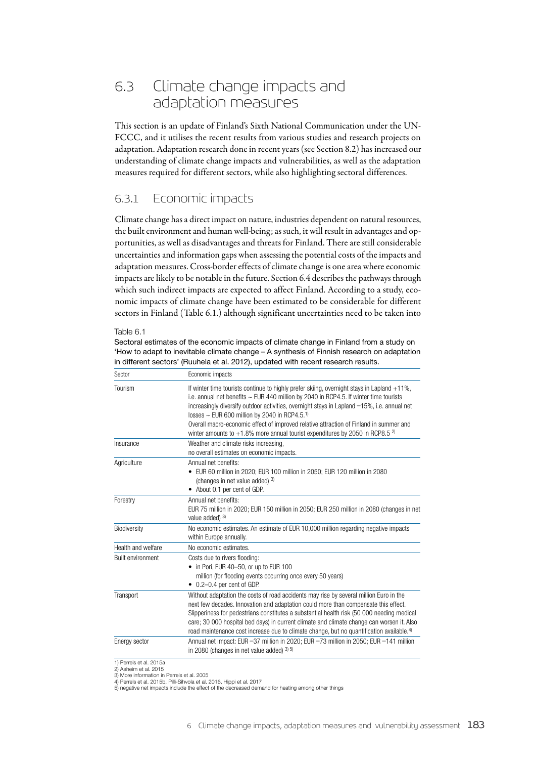## 6.3 Climate change impacts and adaptation measures

This section is an update of Finland's Sixth National Communication under the UNFCCC, and it utilises the recent results from various studies and research projects on adaptation. Adaptation research done in recent years (see Section 8.2) has increased our understanding of climate change impacts and vulnerabilities, as well as the adaptation measures required for different sectors, while also highlighting sectoral differences.

### 6.3.1 Economic impacts

Climate change has a direct impact on nature, industries dependent on natural resources, the built environment and human well-being; as such, it will result in advantages and opportunities, as well as disadvantages and threats for Finland. There are still considerable uncertainties and information gaps when assessing the potential costs of the impacts and adaptation measures. Cross-border effects of climate change is one area where economic impacts are likely to be notable in the future. Section 6.4 describes the pathways through which such indirect impacts are expected to affect Finland. According to a study, economic impacts of climate change have been estimated to be considerable for different sectors in Finland (Table 6.1.) although significant uncertainties need to be taken into

Table 6.1
Sectoral estimates of the economic impacts of climate change in Finland from a study on 'How to adapt to inevitable climate change – A synthesis of Finnish research on adaptation in different sectors' (Ruuhela et al. 2012), updated with recent research results.

| Sector | Economic impacts |
|---|---|
| Tourism | If winter time tourists continue to highly prefer skiing, overnight stays in Lapland +11%, i.e. annual net benefits ~ EUR 440 million by 2040 in RCP4.5. If winter time tourists increasingly diversify outdoor activities, overnight stays in Lapland −15%, i.e. annual net losses ~ EUR 600 million by 2040 in RCP4.5.[1]<br>Overall macro-economic effect of improved relative attraction of Finland in summer and winter amounts to +1.8% more annual tourist expenditures by 2050 in RCP8.5 [2] |
| Insurance | Weather and climate risks increasing,<br>no overall estimates on economic impacts. |
| Agriculture | Annual net benefits:<br>• EUR 60 million in 2020; EUR 100 million in 2050; EUR 120 million in 2080 (changes in net value added) [3]<br>• About 0.1 per cent of GDP. |
| Forestry | Annual net benefits:<br>EUR 75 million in 2020; EUR 150 million in 2050; EUR 250 million in 2080 (changes in net value added) [3] |
| Biodiversity | No economic estimates. An estimate of EUR 10,000 million regarding negative impacts within Europe annually. |
| Health and welfare | No economic estimates. |
| Built environment | Costs due to rivers flooding:<br>• in Pori, EUR 40–50, or up to EUR 100 million (for flooding events occurring once every 50 years)<br>• 0.2–0.4 per cent of GDP. |
| Transport | Without adaptation the costs of road accidents may rise by several million Euro in the next few decades. Innovation and adaptation could more than compensate this effect. Slipperiness for pedestrians constitutes a substantial health risk (50 000 needing medical care; 30 000 hospital bed days) in current climate and climate change can worsen it. Also road maintenance cost increase due to climate change, but no quantification available.[4] |
| Energy sector | Annual net impact: EUR −37 million in 2020; EUR −73 million in 2050; EUR −141 million in 2080 (changes in net value added) [3] [5] |

1) Perrels et al. 2015a
2) Aaheim et al. 2015
3) More information in Perrels et al. 2005
4) Perrels et al. 2015b, Pilli-Sihvola et al. 2016, Hippi et al. 2017
5) negative net impacts include the effect of the decreased demand for heating among other things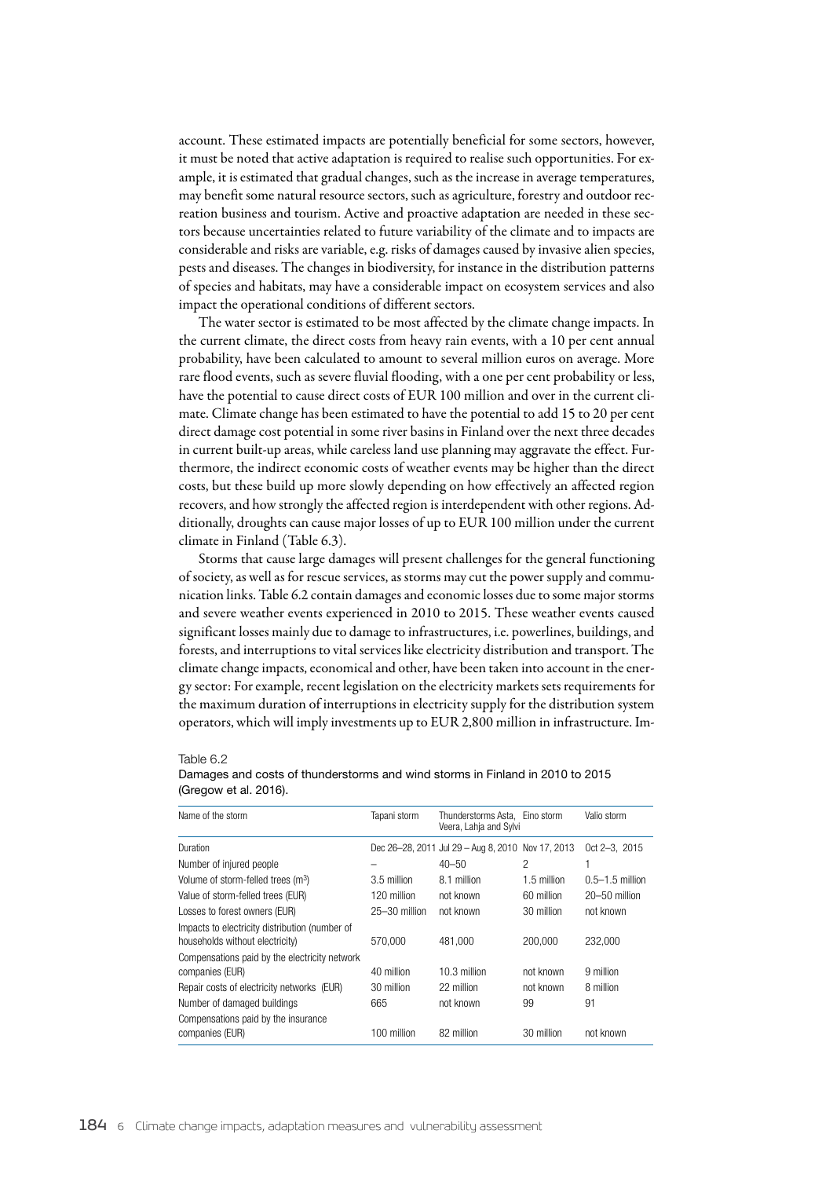account. These estimated impacts are potentially beneficial for some sectors, however, it must be noted that active adaptation is required to realise such opportunities. For example, it is estimated that gradual changes, such as the increase in average temperatures, may benefit some natural resource sectors, such as agriculture, forestry and outdoor recreation business and tourism. Active and proactive adaptation are needed in these sectors because uncertainties related to future variability of the climate and to impacts are considerable and risks are variable, e.g. risks of damages caused by invasive alien species, pests and diseases. The changes in biodiversity, for instance in the distribution patterns of species and habitats, may have a considerable impact on ecosystem services and also impact the operational conditions of different sectors.

The water sector is estimated to be most affected by the climate change impacts. In the current climate, the direct costs from heavy rain events, with a 10 per cent annual probability, have been calculated to amount to several million euros on average. More rare flood events, such as severe fluvial flooding, with a one per cent probability or less, have the potential to cause direct costs of EUR 100 million and over in the current climate. Climate change has been estimated to have the potential to add 15 to 20 per cent direct damage cost potential in some river basins in Finland over the next three decades in current built-up areas, while careless land use planning may aggravate the effect. Furthermore, the indirect economic costs of weather events may be higher than the direct costs, but these build up more slowly depending on how effectively an affected region recovers, and how strongly the affected region is interdependent with other regions. Additionally, droughts can cause major losses of up to EUR 100 million under the current climate in Finland (Table 6.3).

Storms that cause large damages will present challenges for the general functioning of society, as well as for rescue services, as storms may cut the power supply and communication links. Table 6.2 contain damages and economic losses due to some major storms and severe weather events experienced in 2010 to 2015. These weather events caused significant losses mainly due to damage to infrastructures, i.e. powerlines, buildings, and forests, and interruptions to vital services like electricity distribution and transport. The climate change impacts, economical and other, have been taken into account in the energy sector: For example, recent legislation on the electricity markets sets requirements for the maximum duration of interruptions in electricity supply for the distribution system operators, which will imply investments up to EUR 2,800 million in infrastructure. Im-

Table 6.2
Damages and costs of thunderstorms and wind storms in Finland in 2010 to 2015 (Gregow et al. 2016).

| Name of the storm | Tapani storm | Thunderstorms Asta, Veera, Lahja and Sylvi | Eino storm | Valio storm |
|---|---|---|---|---|
| Duration | Dec 26–28, 2011 | Jul 29 – Aug 8, 2010 | Nov 17, 2013 | Oct 2–3, 2015 |
| Number of injured people | – | 40–50 | 2 | 1 |
| Volume of storm-felled trees (m$^3$) | 3.5 million | 8.1 million | 1.5 million | 0.5–1.5 million |
| Value of storm-felled trees (EUR) | 120 million | not known | 60 million | 20–50 million |
| Losses to forest owners (EUR) | 25–30 million | not known | 30 million | not known |
| Impacts to electricity distribution (number of households without electricity) | 570,000 | 481,000 | 200,000 | 232,000 |
| Compensations paid by the electricity network companies (EUR) | 40 million | 10.3 million | not known | 9 million |
| Repair costs of electricity networks (EUR) | 30 million | 22 million | not known | 8 million |
| Number of damaged buildings | 665 | not known | 99 | 91 |
| Compensations paid by the insurance companies (EUR) | 100 million | 82 million | 30 million | not known |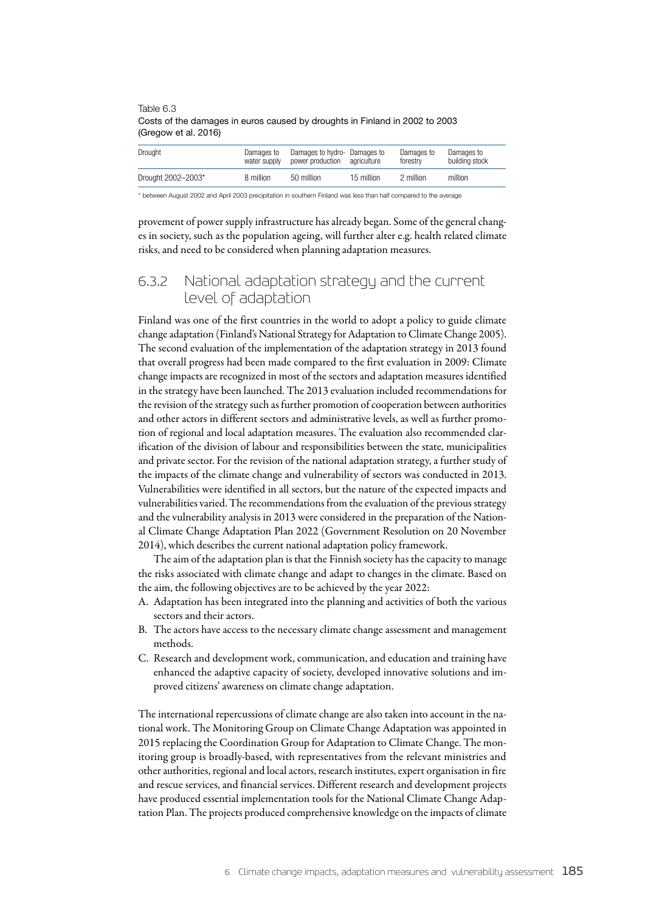Table 6.3
Costs of the damages in euros caused by droughts in Finland in 2002 to 2003 (Gregow et al. 2016)

| Drought | Damages to water supply | Damages to hydro-power production | Damages to agriculture | Damages to forestry | Damages to building stock |
|---|---|---|---|---|---|
| Drought 2002–2003* | 8 million | 50 million | 15 million | 2 million | million |

* between August 2002 and April 2003 precipitation in southern Finland was less than half compared to the average

provement of power supply infrastructure has already began. Some of the general changes in society, such as the population ageing, will further alter e.g. health related climate risks, and need to be considered when planning adaptation measures.

### 6.3.2 National adaptation strategy and the current level of adaptation

Finland was one of the first countries in the world to adopt a policy to guide climate change adaptation (Finland's National Strategy for Adaptation to Climate Change 2005). The second evaluation of the implementation of the adaptation strategy in 2013 found that overall progress had been made compared to the first evaluation in 2009: Climate change impacts are recognized in most of the sectors and adaptation measures identified in the strategy have been launched. The 2013 evaluation included recommendations for the revision of the strategy such as further promotion of cooperation between authorities and other actors in different sectors and administrative levels, as well as further promotion of regional and local adaptation measures. The evaluation also recommended clarification of the division of labour and responsibilities between the state, municipalities and private sector. For the revision of the national adaptation strategy, a further study of the impacts of the climate change and vulnerability of sectors was conducted in 2013. Vulnerabilities were identified in all sectors, but the nature of the expected impacts and vulnerabilities varied. The recommendations from the evaluation of the previous strategy and the vulnerability analysis in 2013 were considered in the preparation of the National Climate Change Adaptation Plan 2022 (Government Resolution on 20 November 2014), which describes the current national adaptation policy framework.

The aim of the adaptation plan is that the Finnish society has the capacity to manage the risks associated with climate change and adapt to changes in the climate. Based on the aim, the following objectives are to be achieved by the year 2022:

A. Adaptation has been integrated into the planning and activities of both the various sectors and their actors.
B. The actors have access to the necessary climate change assessment and management methods.
C. Research and development work, communication, and education and training have enhanced the adaptive capacity of society, developed innovative solutions and improved citizens' awareness on climate change adaptation.

The international repercussions of climate change are also taken into account in the national work. The Monitoring Group on Climate Change Adaptation was appointed in 2015 replacing the Coordination Group for Adaptation to Climate Change. The monitoring group is broadly-based, with representatives from the relevant ministries and other authorities, regional and local actors, research institutes, expert organisation in fire and rescue services, and financial services. Different research and development projects have produced essential implementation tools for the National Climate Change Adaptation Plan. The projects produced comprehensive knowledge on the impacts of climate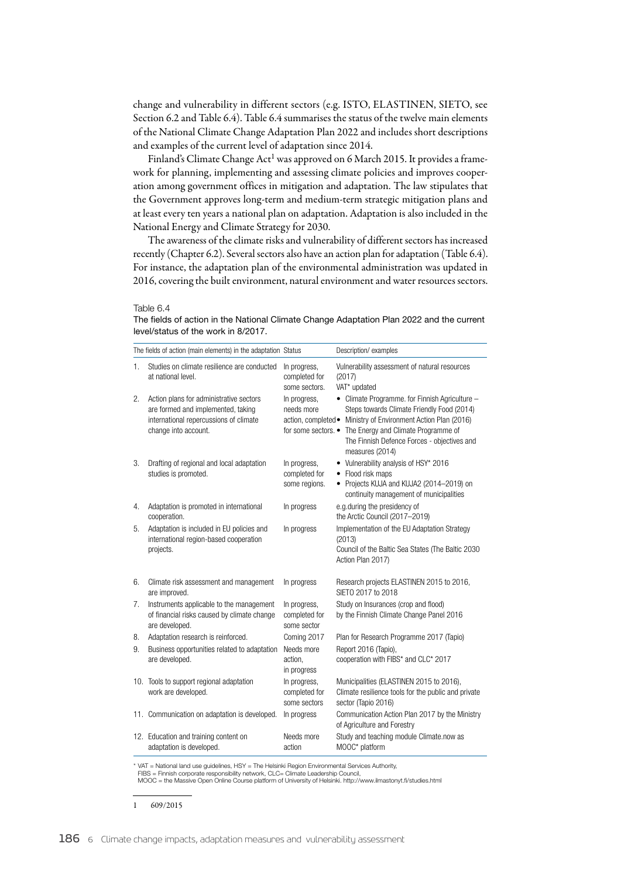change and vulnerability in different sectors (e.g. ISTO, ELASTINEN, SIETO, see Section 6.2 and Table 6.4). Table 6.4 summarises the status of the twelve main elements of the National Climate Change Adaptation Plan 2022 and includes short descriptions and examples of the current level of adaptation since 2014.

Finland's Climate Change Act[1] was approved on 6 March 2015. It provides a framework for planning, implementing and assessing climate policies and improves cooperation among government offices in mitigation and adaptation. The law stipulates that the Government approves long-term and medium-term strategic mitigation plans and at least every ten years a national plan on adaptation. Adaptation is also included in the National Energy and Climate Strategy for 2030.

The awareness of the climate risks and vulnerability of different sectors has increased recently (Chapter 6.2). Several sectors also have an action plan for adaptation (Table 6.4). For instance, the adaptation plan of the environmental administration was updated in 2016, covering the built environment, natural environment and water resources sectors.

Table 6.4
The fields of action in the National Climate Change Adaptation Plan 2022 and the current level/status of the work in 8/2017.

| The fields of action (main elements) in the adaptation | Status | Description/ examples |
|---|---|---|
| 1. Studies on climate resilience are conducted at national level. | In progress, completed for some sectors. | Vulnerability assessment of natural resources (2017)<br>VAT* updated |
| 2. Action plans for administrative sectors are formed and implemented, taking international repercussions of climate change into account. | In progress, needs more action, completed for some sectors. | • Climate Programme. for Finnish Agriculture – Steps towards Climate Friendly Food (2014)<br>• Ministry of Environment Action Plan (2016)<br>• The Energy and Climate Programme of The Finnish Defence Forces - objectives and measures (2014) |
| 3. Drafting of regional and local adaptation studies is promoted. | In progress, completed for some regions. | • Vulnerability analysis of HSY* 2016<br>• Flood risk maps<br>• Projects KUJA and KUJA2 (2014–2019) on continuity management of municipalities |
| 4. Adaptation is promoted in international cooperation. | In progress | e.g.during the presidency of the Arctic Council (2017–2019) |
| 5. Adaptation is included in EU policies and international region-based cooperation projects. | In progress | Implementation of the EU Adaptation Strategy (2013)<br>Council of the Baltic Sea States (The Baltic 2030 Action Plan 2017) |
| 6. Climate risk assessment and management are improved. | In progress | Research projects ELASTINEN 2015 to 2016, SIETO 2017 to 2018 |
| 7. Instruments applicable to the management of financial risks caused by climate change are developed. | In progress, completed for some sector | Study on Insurances (crop and flood) by the Finnish Climate Change Panel 2016 |
| 8. Adaptation research is reinforced. | Coming 2017 | Plan for Research Programme 2017 (Tapio) |
| 9. Business opportunities related to adaptation are developed. | Needs more action, in progress | Report 2016 (Tapio), cooperation with FIBS* and CLC* 2017 |
| 10. Tools to support regional adaptation work are developed. | In progress, completed for some sectors | Municipalities (ELASTINEN 2015 to 2016), Climate resilience tools for the public and private sector (Tapio 2016) |
| 11. Communication on adaptation is developed. | In progress | Communication Action Plan 2017 by the Ministry of Agriculture and Forestry |
| 12. Education and training content on adaptation is developed. | Needs more action | Study and teaching module Climate.now as MOOC* platform |

\* VAT = National land use guidelines, HSY = The Helsinki Region Environmental Services Authority,
FIBS = Finnish corporate responsibility network, CLC= Climate Leadership Council,
MOOC = the Massive Open Online Course platform of University of Helsinki. http://www.ilmastonyt.fi/studies.html

1 609/2015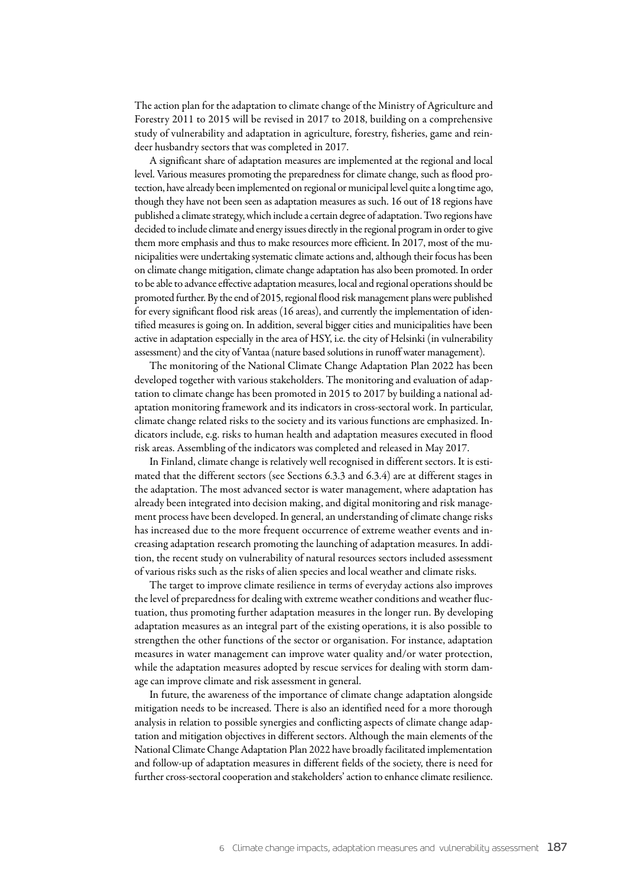The action plan for the adaptation to climate change of the Ministry of Agriculture and Forestry 2011 to 2015 will be revised in 2017 to 2018, building on a comprehensive study of vulnerability and adaptation in agriculture, forestry, fisheries, game and reindeer husbandry sectors that was completed in 2017.

A significant share of adaptation measures are implemented at the regional and local level. Various measures promoting the preparedness for climate change, such as flood protection, have already been implemented on regional or municipal level quite a long time ago, though they have not been seen as adaptation measures as such. 16 out of 18 regions have published a climate strategy, which include a certain degree of adaptation. Two regions have decided to include climate and energy issues directly in the regional program in order to give them more emphasis and thus to make resources more efficient. In 2017, most of the municipalities were undertaking systematic climate actions and, although their focus has been on climate change mitigation, climate change adaptation has also been promoted. In order to be able to advance effective adaptation measures, local and regional operations should be promoted further. By the end of 2015, regional flood risk management plans were published for every significant flood risk areas (16 areas), and currently the implementation of identified measures is going on. In addition, several bigger cities and municipalities have been active in adaptation especially in the area of HSY, i.e. the city of Helsinki (in vulnerability assessment) and the city of Vantaa (nature based solutions in runoff water management).

The monitoring of the National Climate Change Adaptation Plan 2022 has been developed together with various stakeholders. The monitoring and evaluation of adaptation to climate change has been promoted in 2015 to 2017 by building a national adaptation monitoring framework and its indicators in cross-sectoral work. In particular, climate change related risks to the society and its various functions are emphasized. Indicators include, e.g. risks to human health and adaptation measures executed in flood risk areas. Assembling of the indicators was completed and released in May 2017.

In Finland, climate change is relatively well recognised in different sectors. It is estimated that the different sectors (see Sections 6.3.3 and 6.3.4) are at different stages in the adaptation. The most advanced sector is water management, where adaptation has already been integrated into decision making, and digital monitoring and risk management process have been developed. In general, an understanding of climate change risks has increased due to the more frequent occurrence of extreme weather events and increasing adaptation research promoting the launching of adaptation measures. In addition, the recent study on vulnerability of natural resources sectors included assessment of various risks such as the risks of alien species and local weather and climate risks.

The target to improve climate resilience in terms of everyday actions also improves the level of preparedness for dealing with extreme weather conditions and weather fluctuation, thus promoting further adaptation measures in the longer run. By developing adaptation measures as an integral part of the existing operations, it is also possible to strengthen the other functions of the sector or organisation. For instance, adaptation measures in water management can improve water quality and/or water protection, while the adaptation measures adopted by rescue services for dealing with storm damage can improve climate and risk assessment in general.

In future, the awareness of the importance of climate change adaptation alongside mitigation needs to be increased. There is also an identified need for a more thorough analysis in relation to possible synergies and conflicting aspects of climate change adaptation and mitigation objectives in different sectors. Although the main elements of the National Climate Change Adaptation Plan 2022 have broadly facilitated implementation and follow-up of adaptation measures in different fields of the society, there is need for further cross-sectoral cooperation and stakeholders' action to enhance climate resilience.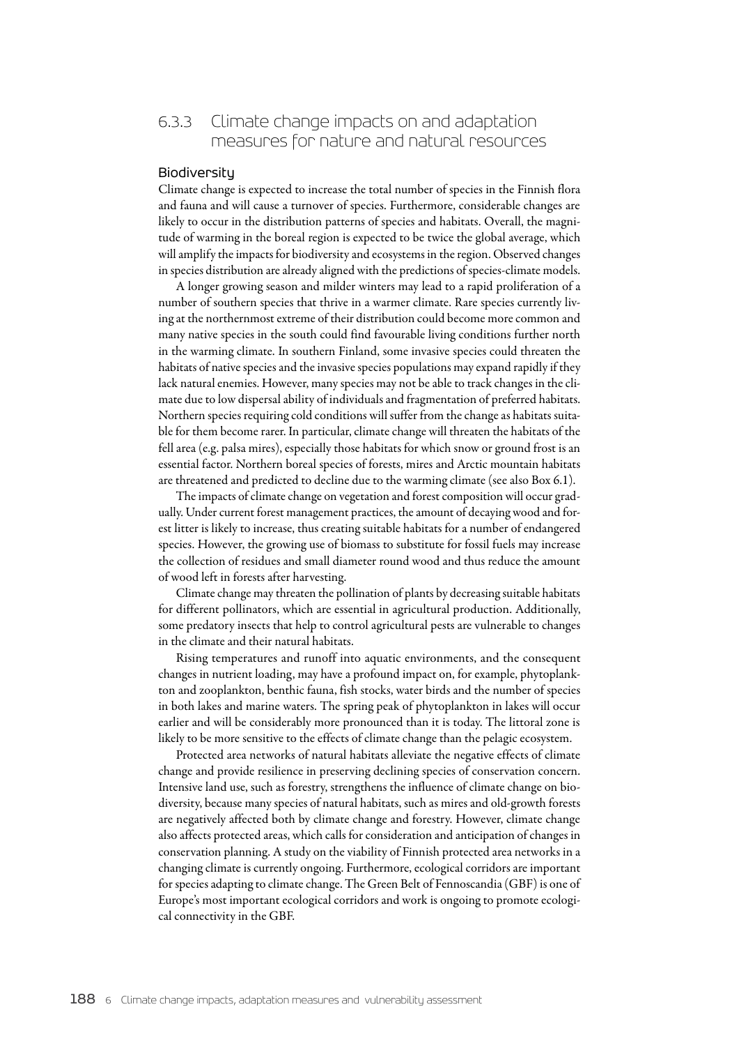### 6.3.3 Climate change impacts on and adaptation measures for nature and natural resources

#### Biodiversity

Climate change is expected to increase the total number of species in the Finnish flora and fauna and will cause a turnover of species. Furthermore, considerable changes are likely to occur in the distribution patterns of species and habitats. Overall, the magnitude of warming in the boreal region is expected to be twice the global average, which will amplify the impacts for biodiversity and ecosystems in the region. Observed changes in species distribution are already aligned with the predictions of species-climate models.

A longer growing season and milder winters may lead to a rapid proliferation of a number of southern species that thrive in a warmer climate. Rare species currently living at the northernmost extreme of their distribution could become more common and many native species in the south could find favourable living conditions further north in the warming climate. In southern Finland, some invasive species could threaten the habitats of native species and the invasive species populations may expand rapidly if they lack natural enemies. However, many species may not be able to track changes in the climate due to low dispersal ability of individuals and fragmentation of preferred habitats. Northern species requiring cold conditions will suffer from the change as habitats suitable for them become rarer. In particular, climate change will threaten the habitats of the fell area (e.g. palsa mires), especially those habitats for which snow or ground frost is an essential factor. Northern boreal species of forests, mires and Arctic mountain habitats are threatened and predicted to decline due to the warming climate (see also Box 6.1).

The impacts of climate change on vegetation and forest composition will occur gradually. Under current forest management practices, the amount of decaying wood and forest litter is likely to increase, thus creating suitable habitats for a number of endangered species. However, the growing use of biomass to substitute for fossil fuels may increase the collection of residues and small diameter round wood and thus reduce the amount of wood left in forests after harvesting.

Climate change may threaten the pollination of plants by decreasing suitable habitats for different pollinators, which are essential in agricultural production. Additionally, some predatory insects that help to control agricultural pests are vulnerable to changes in the climate and their natural habitats.

Rising temperatures and runoff into aquatic environments, and the consequent changes in nutrient loading, may have a profound impact on, for example, phytoplankton and zooplankton, benthic fauna, fish stocks, water birds and the number of species in both lakes and marine waters. The spring peak of phytoplankton in lakes will occur earlier and will be considerably more pronounced than it is today. The littoral zone is likely to be more sensitive to the effects of climate change than the pelagic ecosystem.

Protected area networks of natural habitats alleviate the negative effects of climate change and provide resilience in preserving declining species of conservation concern. Intensive land use, such as forestry, strengthens the influence of climate change on biodiversity, because many species of natural habitats, such as mires and old-growth forests are negatively affected both by climate change and forestry. However, climate change also affects protected areas, which calls for consideration and anticipation of changes in conservation planning. A study on the viability of Finnish protected area networks in a changing climate is currently ongoing. Furthermore, ecological corridors are important for species adapting to climate change. The Green Belt of Fennoscandia (GBF) is one of Europe's most important ecological corridors and work is ongoing to promote ecological connectivity in the GBF.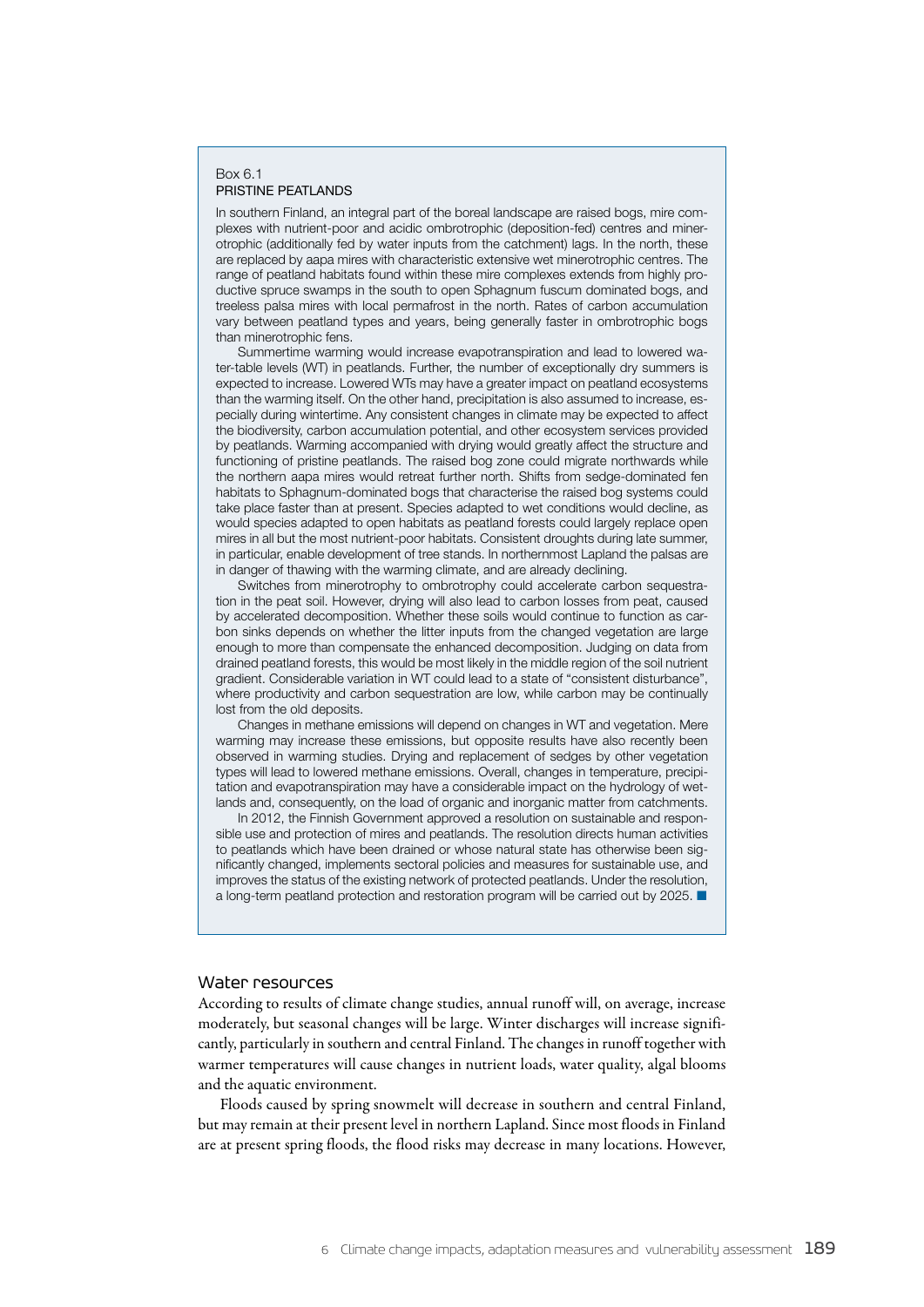Box 6.1
**PRISTINE PEATLANDS**

In southern Finland, an integral part of the boreal landscape are raised bogs, mire complexes with nutrient-poor and acidic ombrotrophic (deposition-fed) centres and minerotrophic (additionally fed by water inputs from the catchment) lags. In the north, these are replaced by aapa mires with characteristic extensive wet minerotrophic centres. The range of peatland habitats found within these mire complexes extends from highly productive spruce swamps in the south to open Sphagnum fuscum dominated bogs, and treeless palsa mires with local permafrost in the north. Rates of carbon accumulation vary between peatland types and years, being generally faster in ombrotrophic bogs than minerotrophic fens.

Summertime warming would increase evapotranspiration and lead to lowered water-table levels (WT) in peatlands. Further, the number of exceptionally dry summers is expected to increase. Lowered WTs may have a greater impact on peatland ecosystems than the warming itself. On the other hand, precipitation is also assumed to increase, especially during wintertime. Any consistent changes in climate may be expected to affect the biodiversity, carbon accumulation potential, and other ecosystem services provided by peatlands. Warming accompanied with drying would greatly affect the structure and functioning of pristine peatlands. The raised bog zone could migrate northwards while the northern aapa mires would retreat further north. Shifts from sedge-dominated fen habitats to Sphagnum-dominated bogs that characterise the raised bog systems could take place faster than at present. Species adapted to wet conditions would decline, as would species adapted to open habitats as peatland forests could largely replace open mires in all but the most nutrient-poor habitats. Consistent droughts during late summer, in particular, enable development of tree stands. In northernmost Lapland the palsas are in danger of thawing with the warming climate, and are already declining.

Switches from minerotrophy to ombrotrophy could accelerate carbon sequestration in the peat soil. However, drying will also lead to carbon losses from peat, caused by accelerated decomposition. Whether these soils would continue to function as carbon sinks depends on whether the litter inputs from the changed vegetation are large enough to more than compensate the enhanced decomposition. Judging on data from drained peatland forests, this would be most likely in the middle region of the soil nutrient gradient. Considerable variation in WT could lead to a state of "consistent disturbance", where productivity and carbon sequestration are low, while carbon may be continually lost from the old deposits.

Changes in methane emissions will depend on changes in WT and vegetation. Mere warming may increase these emissions, but opposite results have also recently been observed in warming studies. Drying and replacement of sedges by other vegetation types will lead to lowered methane emissions. Overall, changes in temperature, precipitation and evapotranspiration may have a considerable impact on the hydrology of wetlands and, consequently, on the load of organic and inorganic matter from catchments.

In 2012, the Finnish Government approved a resolution on sustainable and responsible use and protection of mires and peatlands. The resolution directs human activities to peatlands which have been drained or whose natural state has otherwise been significantly changed, implements sectoral policies and measures for sustainable use, and improves the status of the existing network of protected peatlands. Under the resolution, a long-term peatland protection and restoration program will be carried out by 2025. ■

### Water resources

According to results of climate change studies, annual runoff will, on average, increase moderately, but seasonal changes will be large. Winter discharges will increase significantly, particularly in southern and central Finland. The changes in runoff together with warmer temperatures will cause changes in nutrient loads, water quality, algal blooms and the aquatic environment.

Floods caused by spring snowmelt will decrease in southern and central Finland, but may remain at their present level in northern Lapland. Since most floods in Finland are at present spring floods, the flood risks may decrease in many locations. However,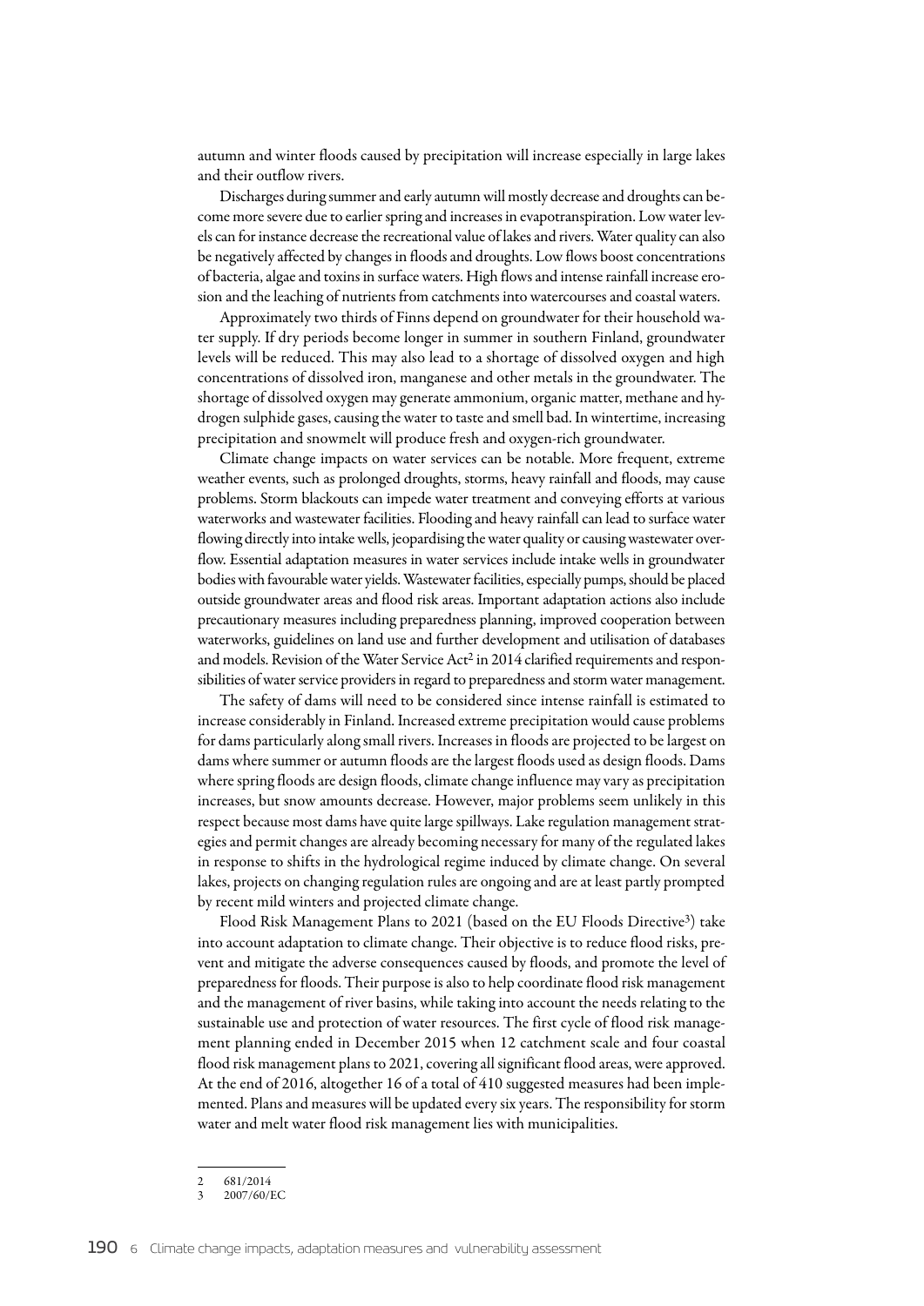autumn and winter floods caused by precipitation will increase especially in large lakes and their outflow rivers.

Discharges during summer and early autumn will mostly decrease and droughts can become more severe due to earlier spring and increases in evapotranspiration. Low water levels can for instance decrease the recreational value of lakes and rivers. Water quality can also be negatively affected by changes in floods and droughts. Low flows boost concentrations of bacteria, algae and toxins in surface waters. High flows and intense rainfall increase erosion and the leaching of nutrients from catchments into watercourses and coastal waters.

Approximately two thirds of Finns depend on groundwater for their household water supply. If dry periods become longer in summer in southern Finland, groundwater levels will be reduced. This may also lead to a shortage of dissolved oxygen and high concentrations of dissolved iron, manganese and other metals in the groundwater. The shortage of dissolved oxygen may generate ammonium, organic matter, methane and hydrogen sulphide gases, causing the water to taste and smell bad. In wintertime, increasing precipitation and snowmelt will produce fresh and oxygen-rich groundwater.

Climate change impacts on water services can be notable. More frequent, extreme weather events, such as prolonged droughts, storms, heavy rainfall and floods, may cause problems. Storm blackouts can impede water treatment and conveying efforts at various waterworks and wastewater facilities. Flooding and heavy rainfall can lead to surface water flowing directly into intake wells, jeopardising the water quality or causing wastewater overflow. Essential adaptation measures in water services include intake wells in groundwater bodies with favourable water yields. Wastewater facilities, especially pumps, should be placed outside groundwater areas and flood risk areas. Important adaptation actions also include precautionary measures including preparedness planning, improved cooperation between waterworks, guidelines on land use and further development and utilisation of databases and models. Revision of the Water Service Act[2] in 2014 clarified requirements and responsibilities of water service providers in regard to preparedness and storm water management.

The safety of dams will need to be considered since intense rainfall is estimated to increase considerably in Finland. Increased extreme precipitation would cause problems for dams particularly along small rivers. Increases in floods are projected to be largest on dams where summer or autumn floods are the largest floods used as design floods. Dams where spring floods are design floods, climate change influence may vary as precipitation increases, but snow amounts decrease. However, major problems seem unlikely in this respect because most dams have quite large spillways. Lake regulation management strategies and permit changes are already becoming necessary for many of the regulated lakes in response to shifts in the hydrological regime induced by climate change. On several lakes, projects on changing regulation rules are ongoing and are at least partly prompted by recent mild winters and projected climate change.

Flood Risk Management Plans to 2021 (based on the EU Floods Directive[3]) take into account adaptation to climate change. Their objective is to reduce flood risks, prevent and mitigate the adverse consequences caused by floods, and promote the level of preparedness for floods. Their purpose is also to help coordinate flood risk management and the management of river basins, while taking into account the needs relating to the sustainable use and protection of water resources. The first cycle of flood risk management planning ended in December 2015 when 12 catchment scale and four coastal flood risk management plans to 2021, covering all significant flood areas, were approved. At the end of 2016, altogether 16 of a total of 410 suggested measures had been implemented. Plans and measures will be updated every six years. The responsibility for storm water and melt water flood risk management lies with municipalities.

---

2 681/2014

3 2007/60/EC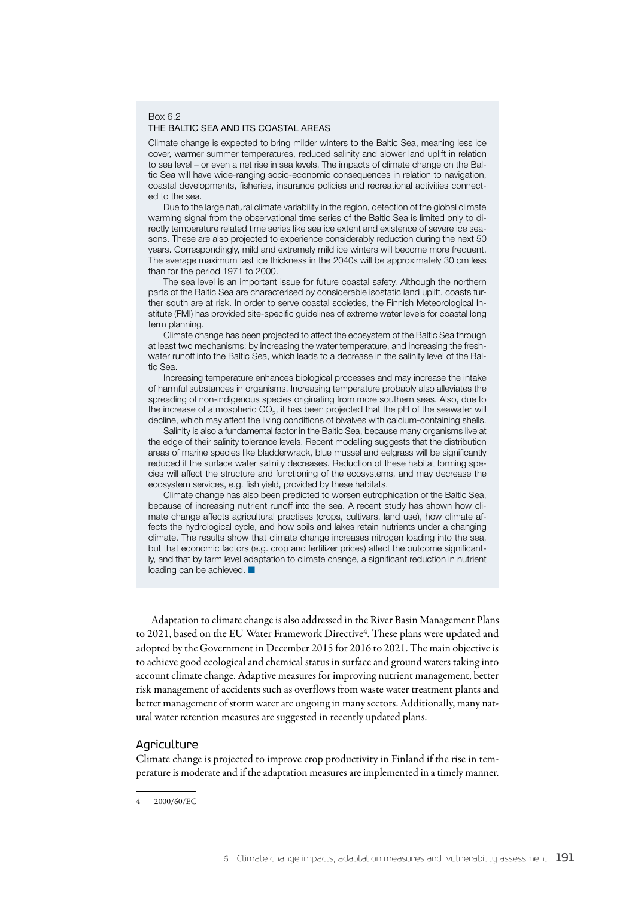Box 6.2

### THE BALTIC SEA AND ITS COASTAL AREAS

Climate change is expected to bring milder winters to the Baltic Sea, meaning less ice cover, warmer summer temperatures, reduced salinity and slower land uplift in relation to sea level – or even a net rise in sea levels. The impacts of climate change on the Baltic Sea will have wide-ranging socio-economic consequences in relation to navigation, coastal developments, fisheries, insurance policies and recreational activities connected to the sea.

Due to the large natural climate variability in the region, detection of the global climate warming signal from the observational time series of the Baltic Sea is limited only to directly temperature related time series like sea ice extent and existence of severe ice seasons. These are also projected to experience considerably reduction during the next 50 years. Correspondingly, mild and extremely mild ice winters will become more frequent. The average maximum fast ice thickness in the 2040s will be approximately 30 cm less than for the period 1971 to 2000.

The sea level is an important issue for future coastal safety. Although the northern parts of the Baltic Sea are characterised by considerable isostatic land uplift, coasts further south are at risk. In order to serve coastal societies, the Finnish Meteorological Institute (FMI) has provided site-specific guidelines of extreme water levels for coastal long term planning.

Climate change has been projected to affect the ecosystem of the Baltic Sea through at least two mechanisms: by increasing the water temperature, and increasing the freshwater runoff into the Baltic Sea, which leads to a decrease in the salinity level of the Baltic Sea.

Increasing temperature enhances biological processes and may increase the intake of harmful substances in organisms. Increasing temperature probably also alleviates the spreading of non-indigenous species originating from more southern seas. Also, due to the increase of atmospheric $CO_2$, it has been projected that the pH of the seawater will decline, which may affect the living conditions of bivalves with calcium-containing shells.

Salinity is also a fundamental factor in the Baltic Sea, because many organisms live at the edge of their salinity tolerance levels. Recent modelling suggests that the distribution areas of marine species like bladderwrack, blue mussel and eelgrass will be significantly reduced if the surface water salinity decreases. Reduction of these habitat forming species will affect the structure and functioning of the ecosystems, and may decrease the ecosystem services, e.g. fish yield, provided by these habitats.

Climate change has also been predicted to worsen eutrophication of the Baltic Sea, because of increasing nutrient runoff into the sea. A recent study has shown how climate change affects agricultural practises (crops, cultivars, land use), how climate affects the hydrological cycle, and how soils and lakes retain nutrients under a changing climate. The results show that climate change increases nitrogen loading into the sea, but that economic factors (e.g. crop and fertilizer prices) affect the outcome significantly, and that by farm level adaptation to climate change, a significant reduction in nutrient loading can be achieved. ■

Adaptation to climate change is also addressed in the River Basin Management Plans to 2021, based on the EU Water Framework Directive[4]. These plans were updated and adopted by the Government in December 2015 for 2016 to 2021. The main objective is to achieve good ecological and chemical status in surface and ground waters taking into account climate change. Adaptive measures for improving nutrient management, better risk management of accidents such as overflows from waste water treatment plants and better management of storm water are ongoing in many sectors. Additionally, many natural water retention measures are suggested in recently updated plans.

## Agriculture

Climate change is projected to improve crop productivity in Finland if the rise in temperature is moderate and if the adaptation measures are implemented in a timely manner.

---

4 2000/60/EC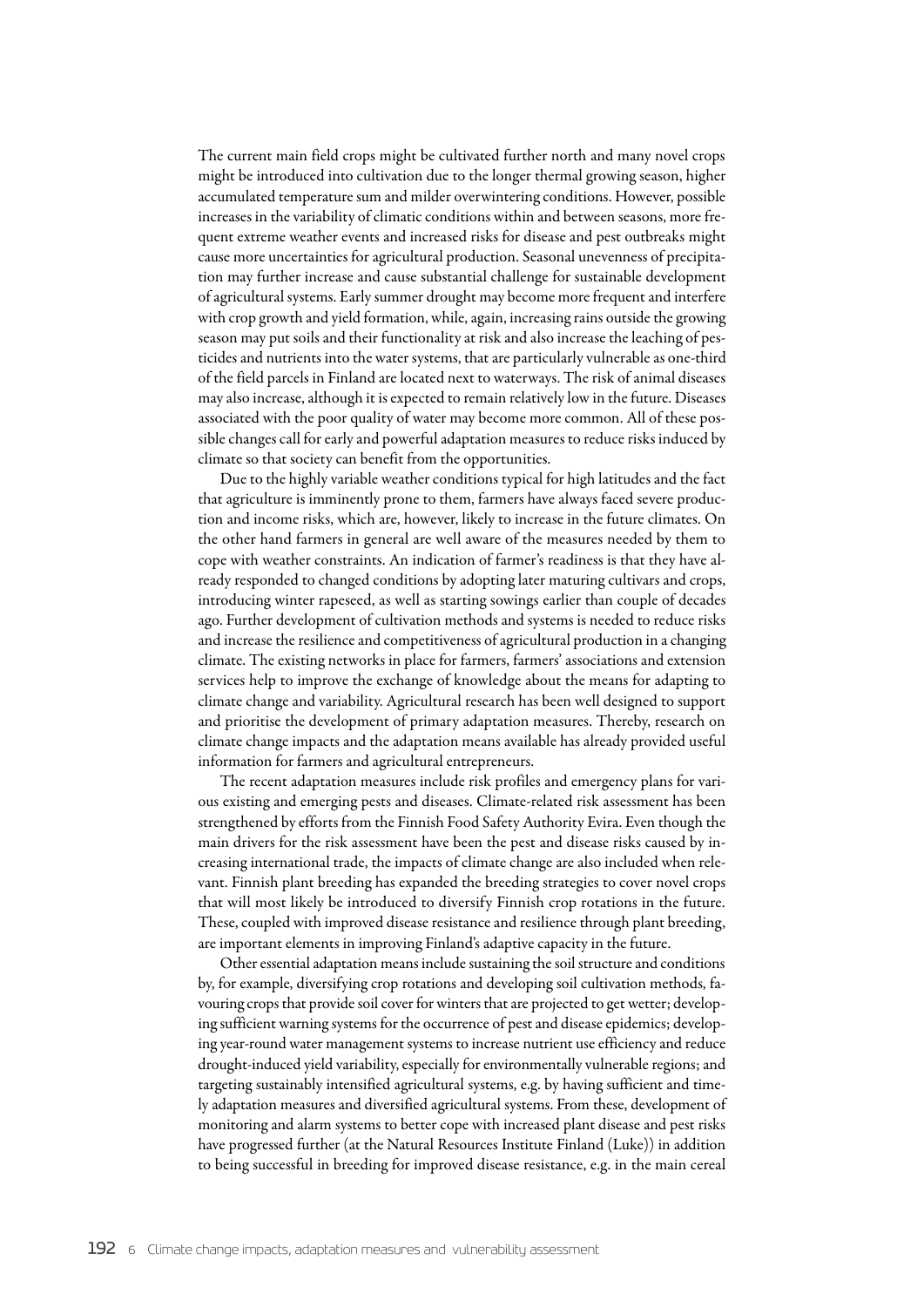The current main field crops might be cultivated further north and many novel crops might be introduced into cultivation due to the longer thermal growing season, higher accumulated temperature sum and milder overwintering conditions. However, possible increases in the variability of climatic conditions within and between seasons, more frequent extreme weather events and increased risks for disease and pest outbreaks might cause more uncertainties for agricultural production. Seasonal unevenness of precipitation may further increase and cause substantial challenge for sustainable development of agricultural systems. Early summer drought may become more frequent and interfere with crop growth and yield formation, while, again, increasing rains outside the growing season may put soils and their functionality at risk and also increase the leaching of pesticides and nutrients into the water systems, that are particularly vulnerable as one-third of the field parcels in Finland are located next to waterways. The risk of animal diseases may also increase, although it is expected to remain relatively low in the future. Diseases associated with the poor quality of water may become more common. All of these possible changes call for early and powerful adaptation measures to reduce risks induced by climate so that society can benefit from the opportunities.

Due to the highly variable weather conditions typical for high latitudes and the fact that agriculture is imminently prone to them, farmers have always faced severe production and income risks, which are, however, likely to increase in the future climates. On the other hand farmers in general are well aware of the measures needed by them to cope with weather constraints. An indication of farmer's readiness is that they have already responded to changed conditions by adopting later maturing cultivars and crops, introducing winter rapeseed, as well as starting sowings earlier than couple of decades ago. Further development of cultivation methods and systems is needed to reduce risks and increase the resilience and competitiveness of agricultural production in a changing climate. The existing networks in place for farmers, farmers' associations and extension services help to improve the exchange of knowledge about the means for adapting to climate change and variability. Agricultural research has been well designed to support and prioritise the development of primary adaptation measures. Thereby, research on climate change impacts and the adaptation means available has already provided useful information for farmers and agricultural entrepreneurs.

The recent adaptation measures include risk profiles and emergency plans for various existing and emerging pests and diseases. Climate-related risk assessment has been strengthened by efforts from the Finnish Food Safety Authority Evira. Even though the main drivers for the risk assessment have been the pest and disease risks caused by increasing international trade, the impacts of climate change are also included when relevant. Finnish plant breeding has expanded the breeding strategies to cover novel crops that will most likely be introduced to diversify Finnish crop rotations in the future. These, coupled with improved disease resistance and resilience through plant breeding, are important elements in improving Finland's adaptive capacity in the future.

Other essential adaptation means include sustaining the soil structure and conditions by, for example, diversifying crop rotations and developing soil cultivation methods, favouring crops that provide soil cover for winters that are projected to get wetter; developing sufficient warning systems for the occurrence of pest and disease epidemics; developing year-round water management systems to increase nutrient use efficiency and reduce drought-induced yield variability, especially for environmentally vulnerable regions; and targeting sustainably intensified agricultural systems, e.g. by having sufficient and timely adaptation measures and diversified agricultural systems. From these, development of monitoring and alarm systems to better cope with increased plant disease and pest risks have progressed further (at the Natural Resources Institute Finland (Luke)) in addition to being successful in breeding for improved disease resistance, e.g. in the main cereal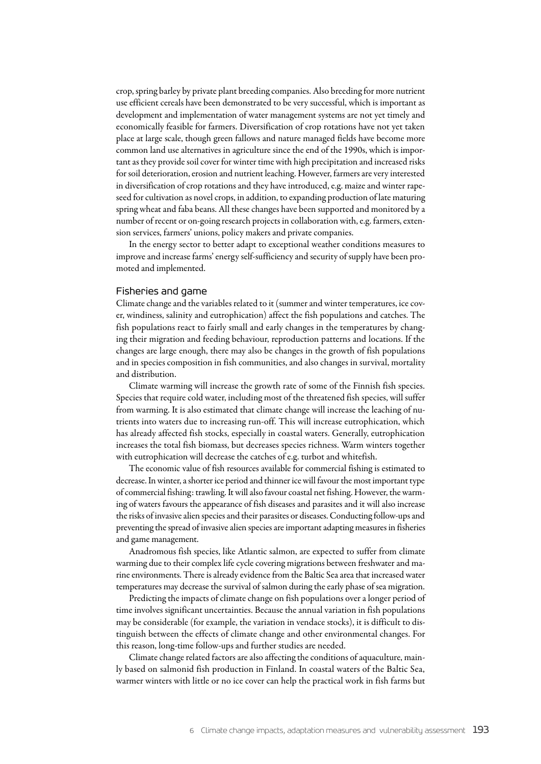crop, spring barley by private plant breeding companies. Also breeding for more nutrient use efficient cereals have been demonstrated to be very successful, which is important as development and implementation of water management systems are not yet timely and economically feasible for farmers. Diversification of crop rotations have not yet taken place at large scale, though green fallows and nature managed fields have become more common land use alternatives in agriculture since the end of the 1990s, which is important as they provide soil cover for winter time with high precipitation and increased risks for soil deterioration, erosion and nutrient leaching. However, farmers are very interested in diversification of crop rotations and they have introduced, e.g. maize and winter rapeseed for cultivation as novel crops, in addition, to expanding production of late maturing spring wheat and faba beans. All these changes have been supported and monitored by a number of recent or on-going research projects in collaboration with, e.g. farmers, extension services, farmers' unions, policy makers and private companies.

In the energy sector to better adapt to exceptional weather conditions measures to improve and increase farms' energy self-sufficiency and security of supply have been promoted and implemented.

### Fisheries and game

Climate change and the variables related to it (summer and winter temperatures, ice cover, windiness, salinity and eutrophication) affect the fish populations and catches. The fish populations react to fairly small and early changes in the temperatures by changing their migration and feeding behaviour, reproduction patterns and locations. If the changes are large enough, there may also be changes in the growth of fish populations and in species composition in fish communities, and also changes in survival, mortality and distribution.

Climate warming will increase the growth rate of some of the Finnish fish species. Species that require cold water, including most of the threatened fish species, will suffer from warming. It is also estimated that climate change will increase the leaching of nutrients into waters due to increasing run-off. This will increase eutrophication, which has already affected fish stocks, especially in coastal waters. Generally, eutrophication increases the total fish biomass, but decreases species richness. Warm winters together with eutrophication will decrease the catches of e.g. turbot and whitefish.

The economic value of fish resources available for commercial fishing is estimated to decrease. In winter, a shorter ice period and thinner ice will favour the most important type of commercial fishing: trawling. It will also favour coastal net fishing. However, the warming of waters favours the appearance of fish diseases and parasites and it will also increase the risks of invasive alien species and their parasites or diseases. Conducting follow-ups and preventing the spread of invasive alien species are important adapting measures in fisheries and game management.

Anadromous fish species, like Atlantic salmon, are expected to suffer from climate warming due to their complex life cycle covering migrations between freshwater and marine environments. There is already evidence from the Baltic Sea area that increased water temperatures may decrease the survival of salmon during the early phase of sea migration.

Predicting the impacts of climate change on fish populations over a longer period of time involves significant uncertainties. Because the annual variation in fish populations may be considerable (for example, the variation in vendace stocks), it is difficult to distinguish between the effects of climate change and other environmental changes. For this reason, long-time follow-ups and further studies are needed.

Climate change related factors are also affecting the conditions of aquaculture, mainly based on salmonid fish production in Finland. In coastal waters of the Baltic Sea, warmer winters with little or no ice cover can help the practical work in fish farms but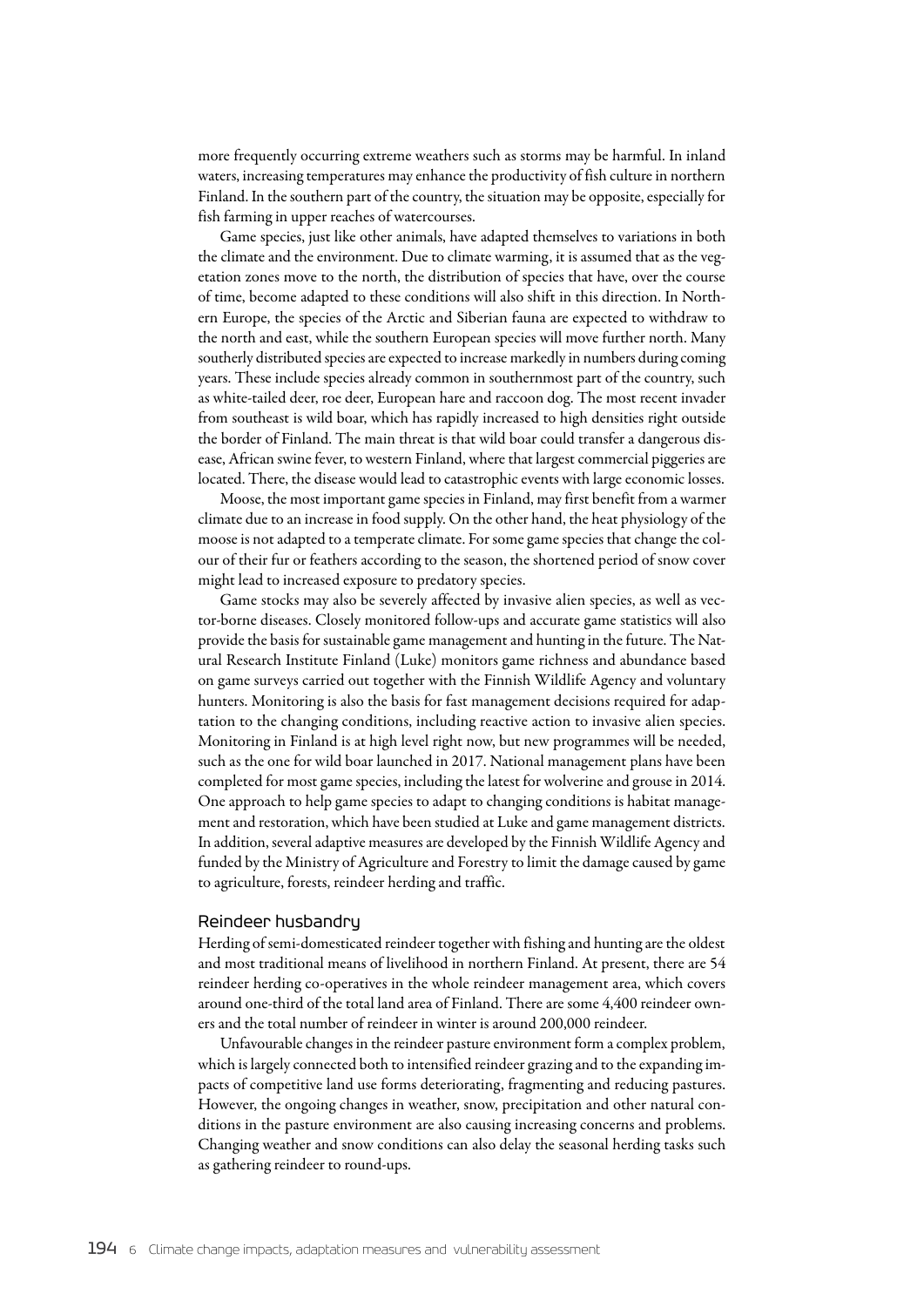more frequently occurring extreme weathers such as storms may be harmful. In inland waters, increasing temperatures may enhance the productivity of fish culture in northern Finland. In the southern part of the country, the situation may be opposite, especially for fish farming in upper reaches of watercourses.

Game species, just like other animals, have adapted themselves to variations in both the climate and the environment. Due to climate warming, it is assumed that as the vegetation zones move to the north, the distribution of species that have, over the course of time, become adapted to these conditions will also shift in this direction. In Northern Europe, the species of the Arctic and Siberian fauna are expected to withdraw to the north and east, while the southern European species will move further north. Many southerly distributed species are expected to increase markedly in numbers during coming years. These include species already common in southernmost part of the country, such as white-tailed deer, roe deer, European hare and raccoon dog. The most recent invader from southeast is wild boar, which has rapidly increased to high densities right outside the border of Finland. The main threat is that wild boar could transfer a dangerous disease, African swine fever, to western Finland, where that largest commercial piggeries are located. There, the disease would lead to catastrophic events with large economic losses.

Moose, the most important game species in Finland, may first benefit from a warmer climate due to an increase in food supply. On the other hand, the heat physiology of the moose is not adapted to a temperate climate. For some game species that change the colour of their fur or feathers according to the season, the shortened period of snow cover might lead to increased exposure to predatory species.

Game stocks may also be severely affected by invasive alien species, as well as vector-borne diseases. Closely monitored follow-ups and accurate game statistics will also provide the basis for sustainable game management and hunting in the future. The Natural Research Institute Finland (Luke) monitors game richness and abundance based on game surveys carried out together with the Finnish Wildlife Agency and voluntary hunters. Monitoring is also the basis for fast management decisions required for adaptation to the changing conditions, including reactive action to invasive alien species. Monitoring in Finland is at high level right now, but new programmes will be needed, such as the one for wild boar launched in 2017. National management plans have been completed for most game species, including the latest for wolverine and grouse in 2014. One approach to help game species to adapt to changing conditions is habitat management and restoration, which have been studied at Luke and game management districts. In addition, several adaptive measures are developed by the Finnish Wildlife Agency and funded by the Ministry of Agriculture and Forestry to limit the damage caused by game to agriculture, forests, reindeer herding and traffic.

### Reindeer husbandry

Herding of semi-domesticated reindeer together with fishing and hunting are the oldest and most traditional means of livelihood in northern Finland. At present, there are 54 reindeer herding co-operatives in the whole reindeer management area, which covers around one-third of the total land area of Finland. There are some 4,400 reindeer owners and the total number of reindeer in winter is around 200,000 reindeer.

Unfavourable changes in the reindeer pasture environment form a complex problem, which is largely connected both to intensified reindeer grazing and to the expanding impacts of competitive land use forms deteriorating, fragmenting and reducing pastures. However, the ongoing changes in weather, snow, precipitation and other natural conditions in the pasture environment are also causing increasing concerns and problems. Changing weather and snow conditions can also delay the seasonal herding tasks such as gathering reindeer to round-ups.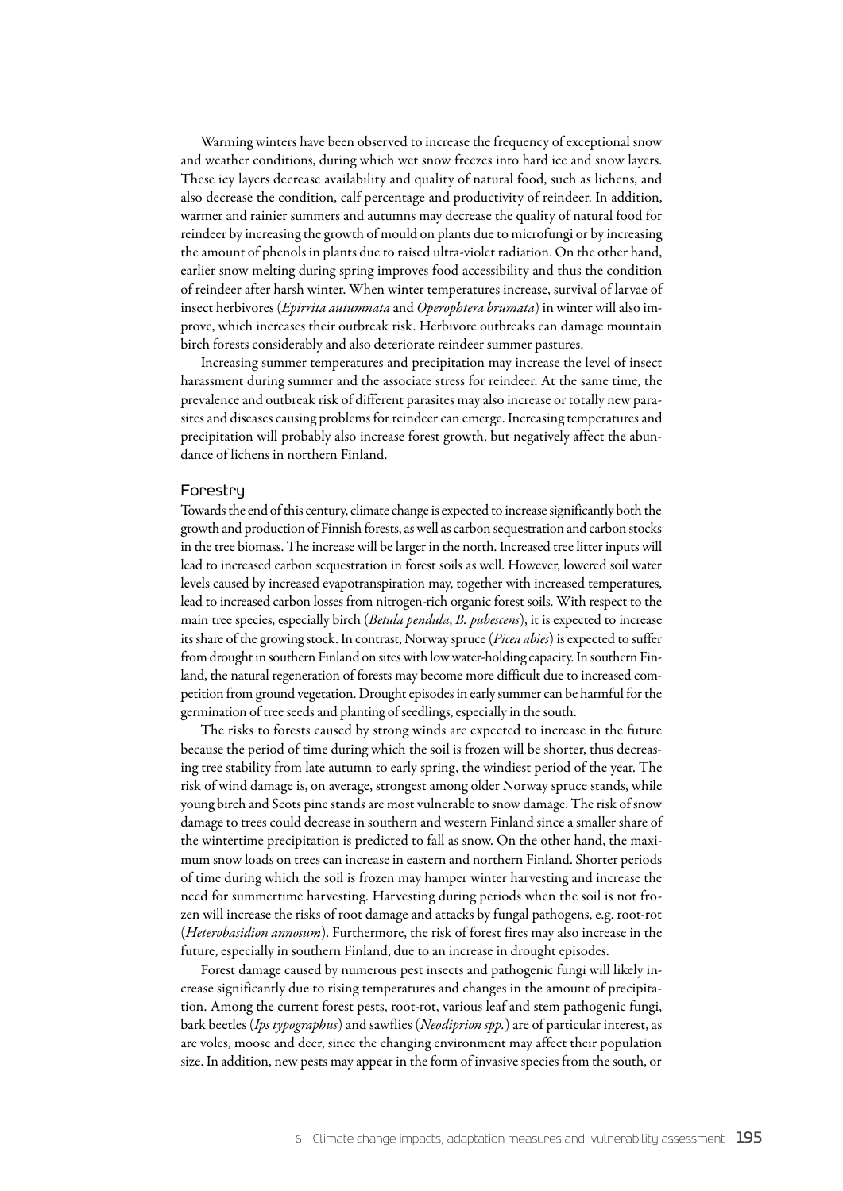Warming winters have been observed to increase the frequency of exceptional snow and weather conditions, during which wet snow freezes into hard ice and snow layers. These icy layers decrease availability and quality of natural food, such as lichens, and also decrease the condition, calf percentage and productivity of reindeer. In addition, warmer and rainier summers and autumns may decrease the quality of natural food for reindeer by increasing the growth of mould on plants due to microfungi or by increasing the amount of phenols in plants due to raised ultra-violet radiation. On the other hand, earlier snow melting during spring improves food accessibility and thus the condition of reindeer after harsh winter. When winter temperatures increase, survival of larvae of insect herbivores (*Epirrita autumnata* and *Operophtera brumata*) in winter will also improve, which increases their outbreak risk. Herbivore outbreaks can damage mountain birch forests considerably and also deteriorate reindeer summer pastures.

Increasing summer temperatures and precipitation may increase the level of insect harassment during summer and the associate stress for reindeer. At the same time, the prevalence and outbreak risk of different parasites may also increase or totally new parasites and diseases causing problems for reindeer can emerge. Increasing temperatures and precipitation will probably also increase forest growth, but negatively affect the abundance of lichens in northern Finland.

### Forestry

Towards the end of this century, climate change is expected to increase significantly both the growth and production of Finnish forests, as well as carbon sequestration and carbon stocks in the tree biomass. The increase will be larger in the north. Increased tree litter inputs will lead to increased carbon sequestration in forest soils as well. However, lowered soil water levels caused by increased evapotranspiration may, together with increased temperatures, lead to increased carbon losses from nitrogen-rich organic forest soils. With respect to the main tree species, especially birch (*Betula pendula*, *B. pubescens*), it is expected to increase its share of the growing stock. In contrast, Norway spruce (*Picea abies*) is expected to suffer from drought in southern Finland on sites with low water-holding capacity. In southern Finland, the natural regeneration of forests may become more difficult due to increased competition from ground vegetation. Drought episodes in early summer can be harmful for the germination of tree seeds and planting of seedlings, especially in the south.

The risks to forests caused by strong winds are expected to increase in the future because the period of time during which the soil is frozen will be shorter, thus decreasing tree stability from late autumn to early spring, the windiest period of the year. The risk of wind damage is, on average, strongest among older Norway spruce stands, while young birch and Scots pine stands are most vulnerable to snow damage. The risk of snow damage to trees could decrease in southern and western Finland since a smaller share of the wintertime precipitation is predicted to fall as snow. On the other hand, the maximum snow loads on trees can increase in eastern and northern Finland. Shorter periods of time during which the soil is frozen may hamper winter harvesting and increase the need for summertime harvesting. Harvesting during periods when the soil is not frozen will increase the risks of root damage and attacks by fungal pathogens, e.g. root-rot (*Heterobasidion annosum*). Furthermore, the risk of forest fires may also increase in the future, especially in southern Finland, due to an increase in drought episodes.

Forest damage caused by numerous pest insects and pathogenic fungi will likely increase significantly due to rising temperatures and changes in the amount of precipitation. Among the current forest pests, root-rot, various leaf and stem pathogenic fungi, bark beetles (*Ips typographus*) and sawflies (*Neodiprion spp.*) are of particular interest, as are voles, moose and deer, since the changing environment may affect their population size. In addition, new pests may appear in the form of invasive species from the south, or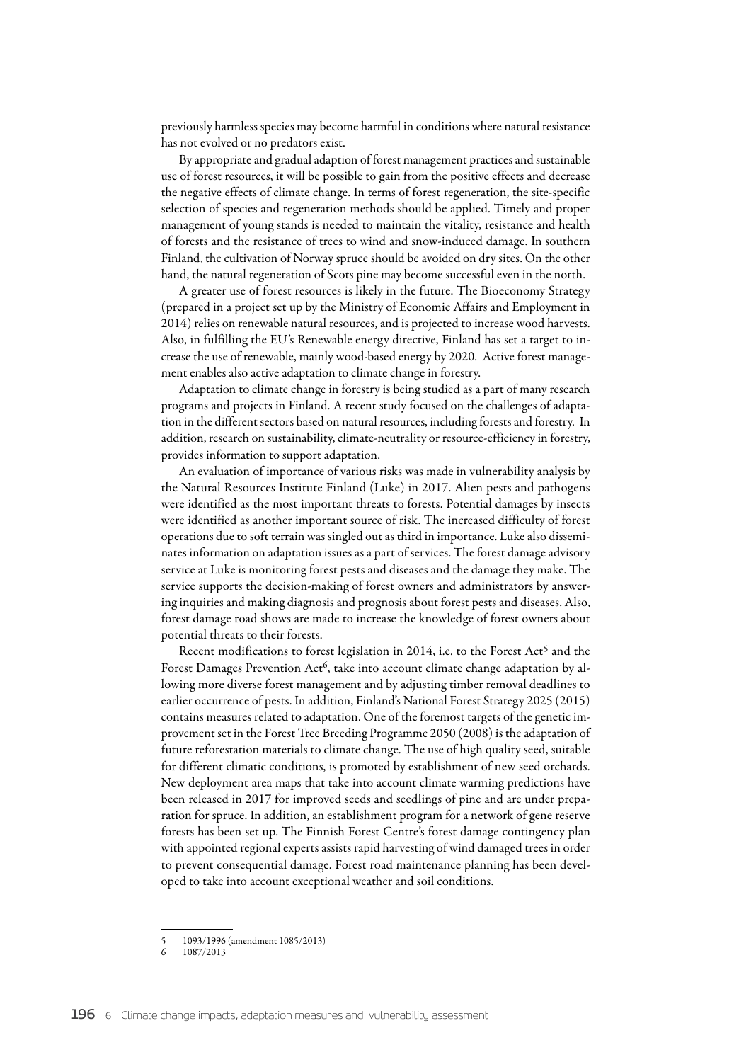previously harmless species may become harmful in conditions where natural resistance has not evolved or no predators exist.

By appropriate and gradual adaption of forest management practices and sustainable use of forest resources, it will be possible to gain from the positive effects and decrease the negative effects of climate change. In terms of forest regeneration, the site-specific selection of species and regeneration methods should be applied. Timely and proper management of young stands is needed to maintain the vitality, resistance and health of forests and the resistance of trees to wind and snow-induced damage. In southern Finland, the cultivation of Norway spruce should be avoided on dry sites. On the other hand, the natural regeneration of Scots pine may become successful even in the north.

A greater use of forest resources is likely in the future. The Bioeconomy Strategy (prepared in a project set up by the Ministry of Economic Affairs and Employment in 2014) relies on renewable natural resources, and is projected to increase wood harvests. Also, in fulfilling the EU's Renewable energy directive, Finland has set a target to increase the use of renewable, mainly wood-based energy by 2020. Active forest management enables also active adaptation to climate change in forestry.

Adaptation to climate change in forestry is being studied as a part of many research programs and projects in Finland. A recent study focused on the challenges of adaptation in the different sectors based on natural resources, including forests and forestry. In addition, research on sustainability, climate-neutrality or resource-efficiency in forestry, provides information to support adaptation.

An evaluation of importance of various risks was made in vulnerability analysis by the Natural Resources Institute Finland (Luke) in 2017. Alien pests and pathogens were identified as the most important threats to forests. Potential damages by insects were identified as another important source of risk. The increased difficulty of forest operations due to soft terrain was singled out as third in importance. Luke also disseminates information on adaptation issues as a part of services. The forest damage advisory service at Luke is monitoring forest pests and diseases and the damage they make. The service supports the decision-making of forest owners and administrators by answering inquiries and making diagnosis and prognosis about forest pests and diseases. Also, forest damage road shows are made to increase the knowledge of forest owners about potential threats to their forests.

Recent modifications to forest legislation in 2014, i.e. to the Forest Act[5] and the Forest Damages Prevention Act[6], take into account climate change adaptation by allowing more diverse forest management and by adjusting timber removal deadlines to earlier occurrence of pests. In addition, Finland's National Forest Strategy 2025 (2015) contains measures related to adaptation. One of the foremost targets of the genetic improvement set in the Forest Tree Breeding Programme 2050 (2008) is the adaptation of future reforestation materials to climate change. The use of high quality seed, suitable for different climatic conditions, is promoted by establishment of new seed orchards. New deployment area maps that take into account climate warming predictions have been released in 2017 for improved seeds and seedlings of pine and are under preparation for spruce. In addition, an establishment program for a network of gene reserve forests has been set up. The Finnish Forest Centre's forest damage contingency plan with appointed regional experts assists rapid harvesting of wind damaged trees in order to prevent consequential damage. Forest road maintenance planning has been developed to take into account exceptional weather and soil conditions.

5 1093/1996 (amendment 1085/2013)

6 1087/2013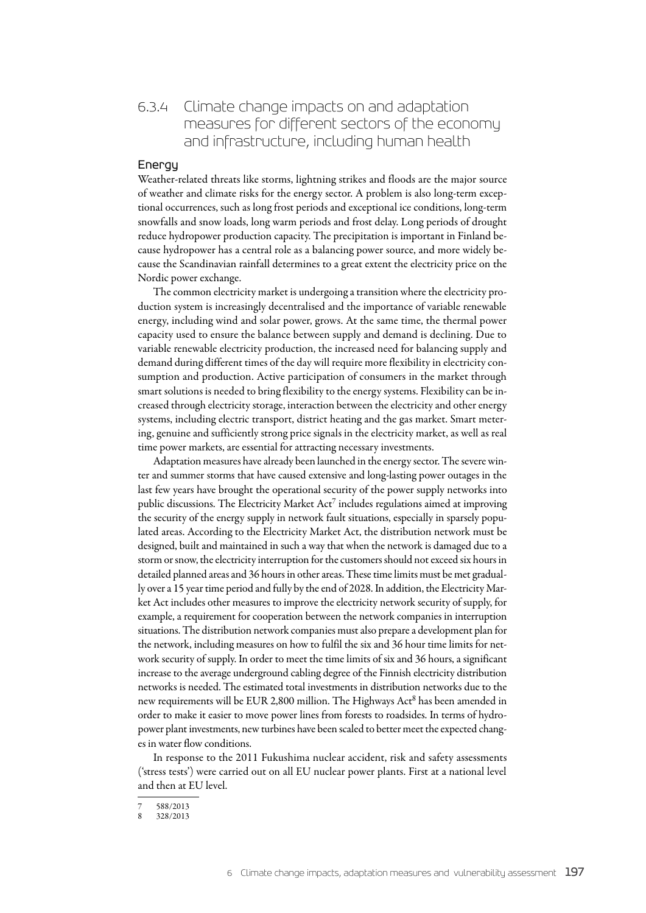## 6.3.4 Climate change impacts on and adaptation measures for different sectors of the economy and infrastructure, including human health

### Energy

Weather-related threats like storms, lightning strikes and floods are the major source of weather and climate risks for the energy sector. A problem is also long-term exceptional occurrences, such as long frost periods and exceptional ice conditions, long-term snowfalls and snow loads, long warm periods and frost delay. Long periods of drought reduce hydropower production capacity. The precipitation is important in Finland because hydropower has a central role as a balancing power source, and more widely because the Scandinavian rainfall determines to a great extent the electricity price on the Nordic power exchange.

The common electricity market is undergoing a transition where the electricity production system is increasingly decentralised and the importance of variable renewable energy, including wind and solar power, grows. At the same time, the thermal power capacity used to ensure the balance between supply and demand is declining. Due to variable renewable electricity production, the increased need for balancing supply and demand during different times of the day will require more flexibility in electricity consumption and production. Active participation of consumers in the market through smart solutions is needed to bring flexibility to the energy systems. Flexibility can be increased through electricity storage, interaction between the electricity and other energy systems, including electric transport, district heating and the gas market. Smart metering, genuine and sufficiently strong price signals in the electricity market, as well as real time power markets, are essential for attracting necessary investments.

Adaptation measures have already been launched in the energy sector. The severe winter and summer storms that have caused extensive and long-lasting power outages in the last few years have brought the operational security of the power supply networks into public discussions. The Electricity Market Act[7] includes regulations aimed at improving the security of the energy supply in network fault situations, especially in sparsely populated areas. According to the Electricity Market Act, the distribution network must be designed, built and maintained in such a way that when the network is damaged due to a storm or snow, the electricity interruption for the customers should not exceed six hours in detailed planned areas and 36 hours in other areas. These time limits must be met gradually over a 15 year time period and fully by the end of 2028. In addition, the Electricity Market Act includes other measures to improve the electricity network security of supply, for example, a requirement for cooperation between the network companies in interruption situations. The distribution network companies must also prepare a development plan for the network, including measures on how to fulfil the six and 36 hour time limits for network security of supply. In order to meet the time limits of six and 36 hours, a significant increase to the average underground cabling degree of the Finnish electricity distribution networks is needed. The estimated total investments in distribution networks due to the new requirements will be EUR 2,800 million. The Highways Act[8] has been amended in order to make it easier to move power lines from forests to roadsides. In terms of hydropower plant investments, new turbines have been scaled to better meet the expected changes in water flow conditions.

In response to the 2011 Fukushima nuclear accident, risk and safety assessments ('stress tests') were carried out on all EU nuclear power plants. First at a national level and then at EU level.

---

7 588/2013
8 328/2013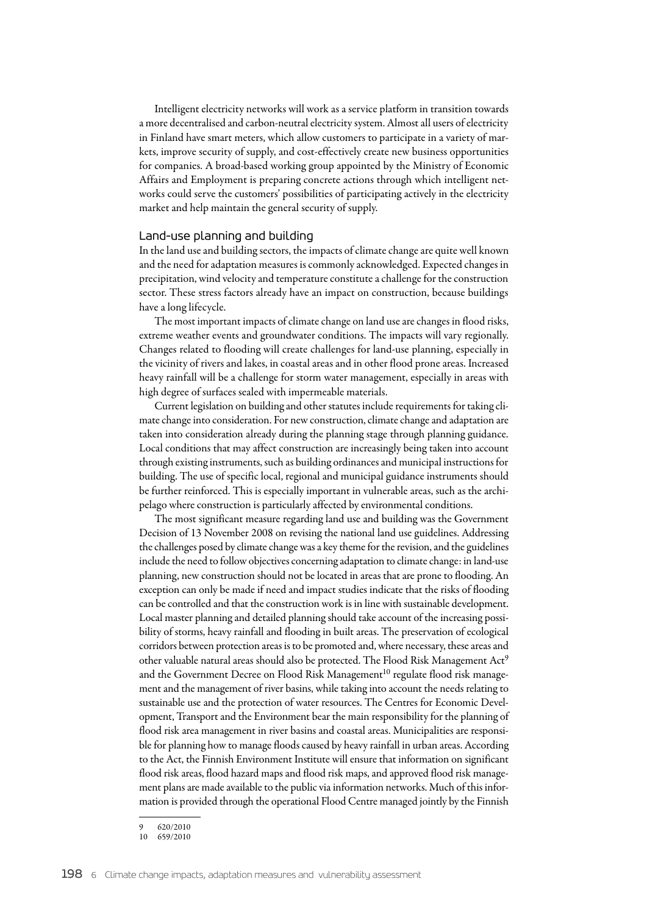Intelligent electricity networks will work as a service platform in transition towards a more decentralised and carbon-neutral electricity system. Almost all users of electricity in Finland have smart meters, which allow customers to participate in a variety of markets, improve security of supply, and cost-effectively create new business opportunities for companies. A broad-based working group appointed by the Ministry of Economic Affairs and Employment is preparing concrete actions through which intelligent networks could serve the customers' possibilities of participating actively in the electricity market and help maintain the general security of supply.

### Land-use planning and building

In the land use and building sectors, the impacts of climate change are quite well known and the need for adaptation measures is commonly acknowledged. Expected changes in precipitation, wind velocity and temperature constitute a challenge for the construction sector. These stress factors already have an impact on construction, because buildings have a long lifecycle.

The most important impacts of climate change on land use are changes in flood risks, extreme weather events and groundwater conditions. The impacts will vary regionally. Changes related to flooding will create challenges for land-use planning, especially in the vicinity of rivers and lakes, in coastal areas and in other flood prone areas. Increased heavy rainfall will be a challenge for storm water management, especially in areas with high degree of surfaces sealed with impermeable materials.

Current legislation on building and other statutes include requirements for taking climate change into consideration. For new construction, climate change and adaptation are taken into consideration already during the planning stage through planning guidance. Local conditions that may affect construction are increasingly being taken into account through existing instruments, such as building ordinances and municipal instructions for building. The use of specific local, regional and municipal guidance instruments should be further reinforced. This is especially important in vulnerable areas, such as the archipelago where construction is particularly affected by environmental conditions.

The most significant measure regarding land use and building was the Government Decision of 13 November 2008 on revising the national land use guidelines. Addressing the challenges posed by climate change was a key theme for the revision, and the guidelines include the need to follow objectives concerning adaptation to climate change: in land-use planning, new construction should not be located in areas that are prone to flooding. An exception can only be made if need and impact studies indicate that the risks of flooding can be controlled and that the construction work is in line with sustainable development. Local master planning and detailed planning should take account of the increasing possibility of storms, heavy rainfall and flooding in built areas. The preservation of ecological corridors between protection areas is to be promoted and, where necessary, these areas and other valuable natural areas should also be protected. The Flood Risk Management Act[9] and the Government Decree on Flood Risk Management[10] regulate flood risk management and the management of river basins, while taking into account the needs relating to sustainable use and the protection of water resources. The Centres for Economic Development, Transport and the Environment bear the main responsibility for the planning of flood risk area management in river basins and coastal areas. Municipalities are responsible for planning how to manage floods caused by heavy rainfall in urban areas. According to the Act, the Finnish Environment Institute will ensure that information on significant flood risk areas, flood hazard maps and flood risk maps, and approved flood risk management plans are made available to the public via information networks. Much of this information is provided through the operational Flood Centre managed jointly by the Finnish

---

9 620/2010

10 659/2010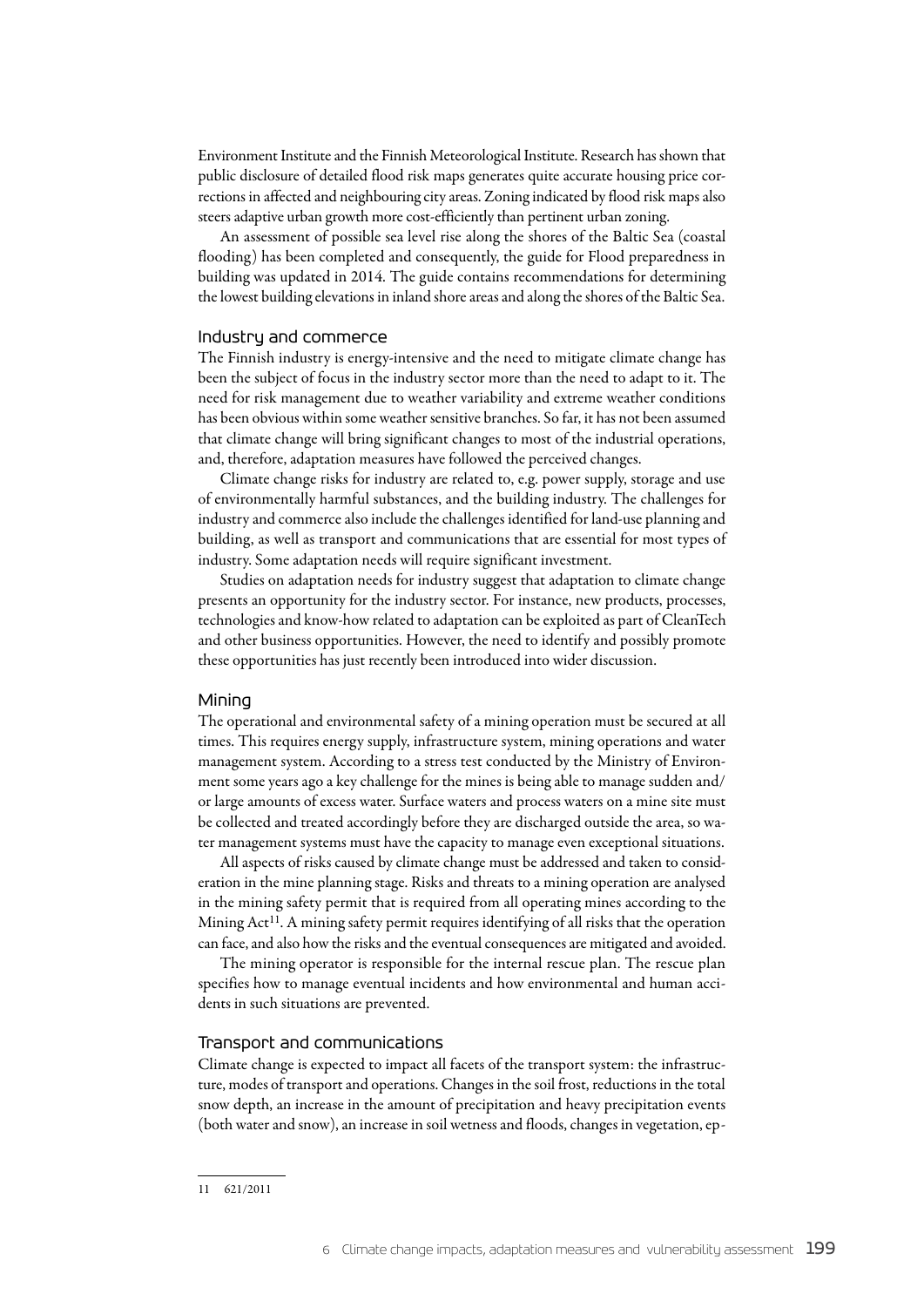Environment Institute and the Finnish Meteorological Institute. Research has shown that public disclosure of detailed flood risk maps generates quite accurate housing price corrections in affected and neighbouring city areas. Zoning indicated by flood risk maps also steers adaptive urban growth more cost-efficiently than pertinent urban zoning.

An assessment of possible sea level rise along the shores of the Baltic Sea (coastal flooding) has been completed and consequently, the guide for Flood preparedness in building was updated in 2014. The guide contains recommendations for determining the lowest building elevations in inland shore areas and along the shores of the Baltic Sea.

### Industry and commerce

The Finnish industry is energy-intensive and the need to mitigate climate change has been the subject of focus in the industry sector more than the need to adapt to it. The need for risk management due to weather variability and extreme weather conditions has been obvious within some weather sensitive branches. So far, it has not been assumed that climate change will bring significant changes to most of the industrial operations, and, therefore, adaptation measures have followed the perceived changes.

Climate change risks for industry are related to, e.g. power supply, storage and use of environmentally harmful substances, and the building industry. The challenges for industry and commerce also include the challenges identified for land-use planning and building, as well as transport and communications that are essential for most types of industry. Some adaptation needs will require significant investment.

Studies on adaptation needs for industry suggest that adaptation to climate change presents an opportunity for the industry sector. For instance, new products, processes, technologies and know-how related to adaptation can be exploited as part of CleanTech and other business opportunities. However, the need to identify and possibly promote these opportunities has just recently been introduced into wider discussion.

### Mining

The operational and environmental safety of a mining operation must be secured at all times. This requires energy supply, infrastructure system, mining operations and water management system. According to a stress test conducted by the Ministry of Environment some years ago a key challenge for the mines is being able to manage sudden and/or large amounts of excess water. Surface waters and process waters on a mine site must be collected and treated accordingly before they are discharged outside the area, so water management systems must have the capacity to manage even exceptional situations.

All aspects of risks caused by climate change must be addressed and taken to consideration in the mine planning stage. Risks and threats to a mining operation are analysed in the mining safety permit that is required from all operating mines according to the Mining Act[11]. A mining safety permit requires identifying of all risks that the operation can face, and also how the risks and the eventual consequences are mitigated and avoided.

The mining operator is responsible for the internal rescue plan. The rescue plan specifies how to manage eventual incidents and how environmental and human accidents in such situations are prevented.

### Transport and communications

Climate change is expected to impact all facets of the transport system: the infrastructure, modes of transport and operations. Changes in the soil frost, reductions in the total snow depth, an increase in the amount of precipitation and heavy precipitation events (both water and snow), an increase in soil wetness and floods, changes in vegetation, ep-

---

11 621/2011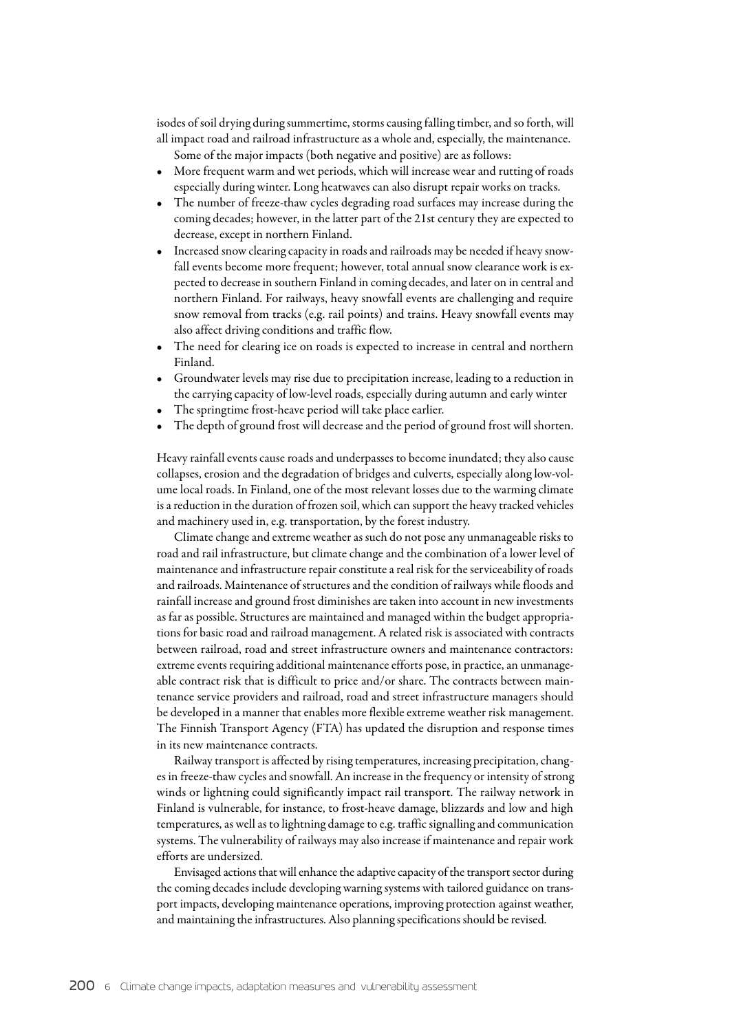isodes of soil drying during summertime, storms causing falling timber, and so forth, will all impact road and railroad infrastructure as a whole and, especially, the maintenance.

Some of the major impacts (both negative and positive) are as follows:

- More frequent warm and wet periods, which will increase wear and rutting of roads especially during winter. Long heatwaves can also disrupt repair works on tracks.
- The number of freeze-thaw cycles degrading road surfaces may increase during the coming decades; however, in the latter part of the 21st century they are expected to decrease, except in northern Finland.
- Increased snow clearing capacity in roads and railroads may be needed if heavy snowfall events become more frequent; however, total annual snow clearance work is expected to decrease in southern Finland in coming decades, and later on in central and northern Finland. For railways, heavy snowfall events are challenging and require snow removal from tracks (e.g. rail points) and trains. Heavy snowfall events may also affect driving conditions and traffic flow.
- The need for clearing ice on roads is expected to increase in central and northern Finland.
- Groundwater levels may rise due to precipitation increase, leading to a reduction in the carrying capacity of low-level roads, especially during autumn and early winter
- The springtime frost-heave period will take place earlier.
- The depth of ground frost will decrease and the period of ground frost will shorten.

Heavy rainfall events cause roads and underpasses to become inundated; they also cause collapses, erosion and the degradation of bridges and culverts, especially along low-volume local roads. In Finland, one of the most relevant losses due to the warming climate is a reduction in the duration of frozen soil, which can support the heavy tracked vehicles and machinery used in, e.g. transportation, by the forest industry.

Climate change and extreme weather as such do not pose any unmanageable risks to road and rail infrastructure, but climate change and the combination of a lower level of maintenance and infrastructure repair constitute a real risk for the serviceability of roads and railroads. Maintenance of structures and the condition of railways while floods and rainfall increase and ground frost diminishes are taken into account in new investments as far as possible. Structures are maintained and managed within the budget appropriations for basic road and railroad management. A related risk is associated with contracts between railroad, road and street infrastructure owners and maintenance contractors: extreme events requiring additional maintenance efforts pose, in practice, an unmanageable contract risk that is difficult to price and/or share. The contracts between maintenance service providers and railroad, road and street infrastructure managers should be developed in a manner that enables more flexible extreme weather risk management. The Finnish Transport Agency (FTA) has updated the disruption and response times in its new maintenance contracts.

Railway transport is affected by rising temperatures, increasing precipitation, changes in freeze-thaw cycles and snowfall. An increase in the frequency or intensity of strong winds or lightning could significantly impact rail transport. The railway network in Finland is vulnerable, for instance, to frost-heave damage, blizzards and low and high temperatures, as well as to lightning damage to e.g. traffic signalling and communication systems. The vulnerability of railways may also increase if maintenance and repair work efforts are undersized.

Envisaged actions that will enhance the adaptive capacity of the transport sector during the coming decades include developing warning systems with tailored guidance on transport impacts, developing maintenance operations, improving protection against weather, and maintaining the infrastructures. Also planning specifications should be revised.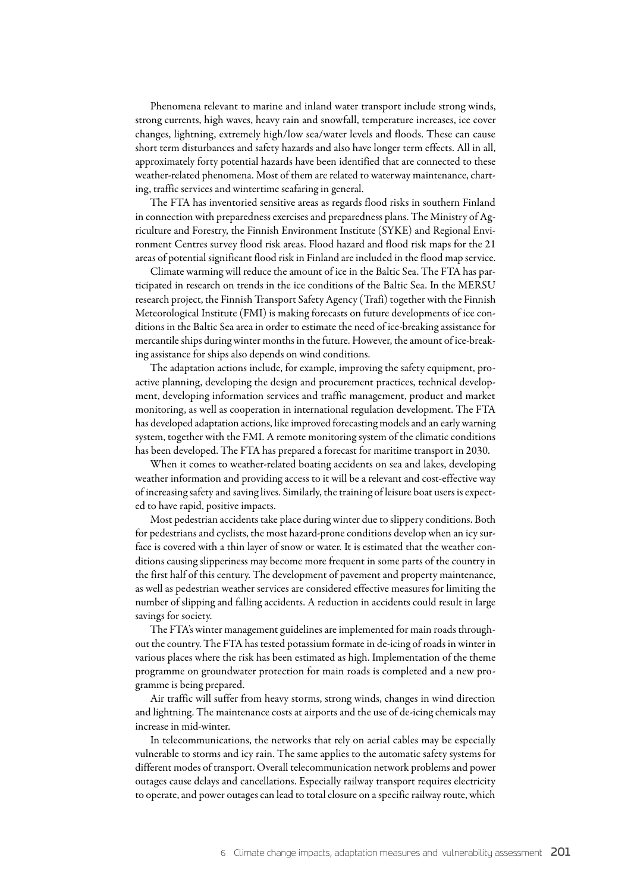Phenomena relevant to marine and inland water transport include strong winds, strong currents, high waves, heavy rain and snowfall, temperature increases, ice cover changes, lightning, extremely high/low sea/water levels and floods. These can cause short term disturbances and safety hazards and also have longer term effects. All in all, approximately forty potential hazards have been identified that are connected to these weather-related phenomena. Most of them are related to waterway maintenance, charting, traffic services and wintertime seafaring in general.

The FTA has inventoried sensitive areas as regards flood risks in southern Finland in connection with preparedness exercises and preparedness plans. The Ministry of Agriculture and Forestry, the Finnish Environment Institute (SYKE) and Regional Environment Centres survey flood risk areas. Flood hazard and flood risk maps for the 21 areas of potential significant flood risk in Finland are included in the flood map service.

Climate warming will reduce the amount of ice in the Baltic Sea. The FTA has participated in research on trends in the ice conditions of the Baltic Sea. In the MERSU research project, the Finnish Transport Safety Agency (Trafi) together with the Finnish Meteorological Institute (FMI) is making forecasts on future developments of ice conditions in the Baltic Sea area in order to estimate the need of ice-breaking assistance for mercantile ships during winter months in the future. However, the amount of ice-breaking assistance for ships also depends on wind conditions.

The adaptation actions include, for example, improving the safety equipment, proactive planning, developing the design and procurement practices, technical development, developing information services and traffic management, product and market monitoring, as well as cooperation in international regulation development. The FTA has developed adaptation actions, like improved forecasting models and an early warning system, together with the FMI. A remote monitoring system of the climatic conditions has been developed. The FTA has prepared a forecast for maritime transport in 2030.

When it comes to weather-related boating accidents on sea and lakes, developing weather information and providing access to it will be a relevant and cost-effective way of increasing safety and saving lives. Similarly, the training of leisure boat users is expected to have rapid, positive impacts.

Most pedestrian accidents take place during winter due to slippery conditions. Both for pedestrians and cyclists, the most hazard-prone conditions develop when an icy surface is covered with a thin layer of snow or water. It is estimated that the weather conditions causing slipperiness may become more frequent in some parts of the country in the first half of this century. The development of pavement and property maintenance, as well as pedestrian weather services are considered effective measures for limiting the number of slipping and falling accidents. A reduction in accidents could result in large savings for society.

The FTA's winter management guidelines are implemented for main roads throughout the country. The FTA has tested potassium formate in de-icing of roads in winter in various places where the risk has been estimated as high. Implementation of the theme programme on groundwater protection for main roads is completed and a new programme is being prepared.

Air traffic will suffer from heavy storms, strong winds, changes in wind direction and lightning. The maintenance costs at airports and the use of de-icing chemicals may increase in mid-winter.

In telecommunications, the networks that rely on aerial cables may be especially vulnerable to storms and icy rain. The same applies to the automatic safety systems for different modes of transport. Overall telecommunication network problems and power outages cause delays and cancellations. Especially railway transport requires electricity to operate, and power outages can lead to total closure on a specific railway route, which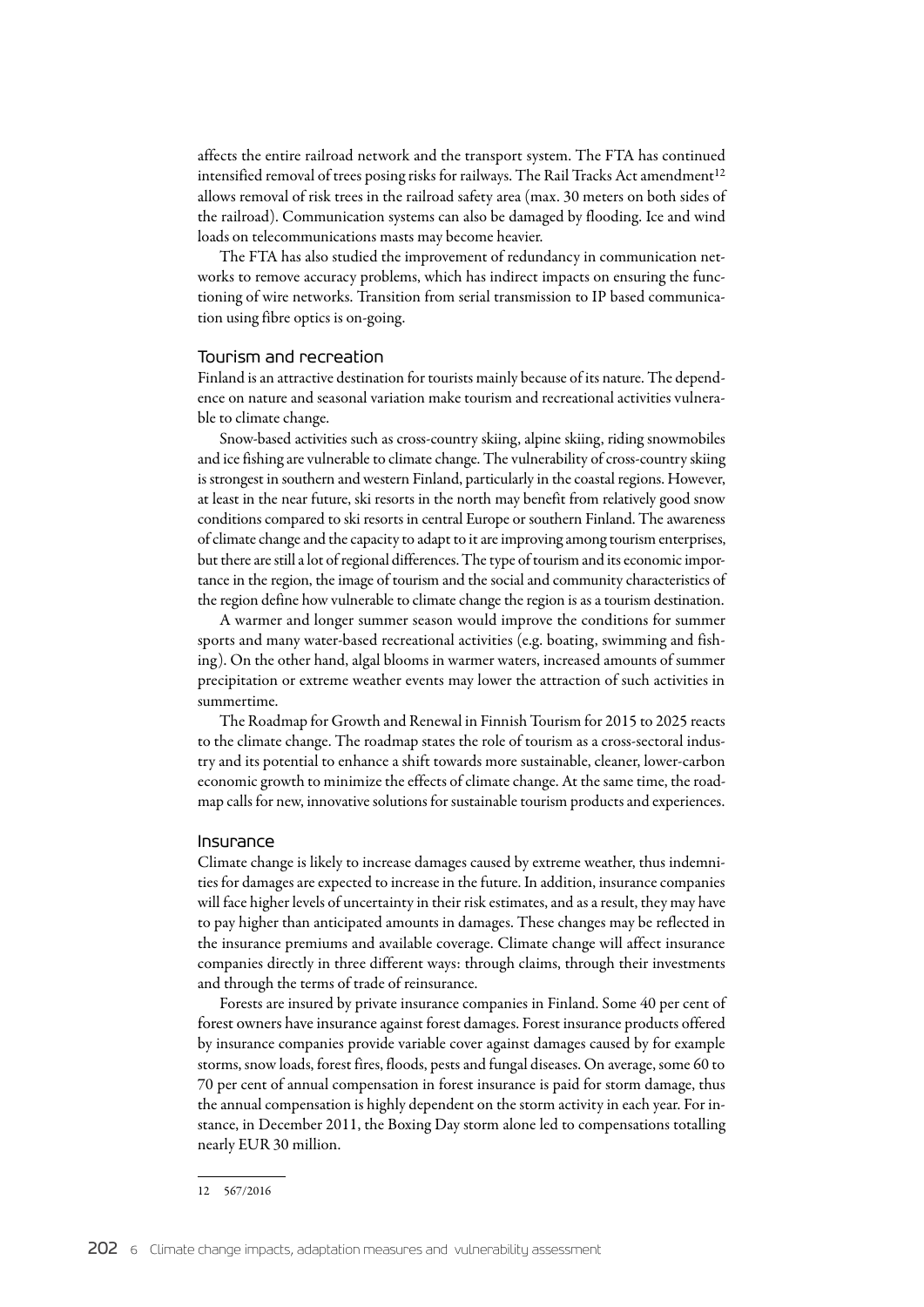affects the entire railroad network and the transport system. The FTA has continued intensified removal of trees posing risks for railways. The Rail Tracks Act amendment[12] allows removal of risk trees in the railroad safety area (max. 30 meters on both sides of the railroad). Communication systems can also be damaged by flooding. Ice and wind loads on telecommunications masts may become heavier.

The FTA has also studied the improvement of redundancy in communication networks to remove accuracy problems, which has indirect impacts on ensuring the functioning of wire networks. Transition from serial transmission to IP based communication using fibre optics is on-going.

### Tourism and recreation

Finland is an attractive destination for tourists mainly because of its nature. The dependence on nature and seasonal variation make tourism and recreational activities vulnerable to climate change.

Snow-based activities such as cross-country skiing, alpine skiing, riding snowmobiles and ice fishing are vulnerable to climate change. The vulnerability of cross-country skiing is strongest in southern and western Finland, particularly in the coastal regions. However, at least in the near future, ski resorts in the north may benefit from relatively good snow conditions compared to ski resorts in central Europe or southern Finland. The awareness of climate change and the capacity to adapt to it are improving among tourism enterprises, but there are still a lot of regional differences. The type of tourism and its economic importance in the region, the image of tourism and the social and community characteristics of the region define how vulnerable to climate change the region is as a tourism destination.

A warmer and longer summer season would improve the conditions for summer sports and many water-based recreational activities (e.g. boating, swimming and fishing). On the other hand, algal blooms in warmer waters, increased amounts of summer precipitation or extreme weather events may lower the attraction of such activities in summertime.

The Roadmap for Growth and Renewal in Finnish Tourism for 2015 to 2025 reacts to the climate change. The roadmap states the role of tourism as a cross-sectoral industry and its potential to enhance a shift towards more sustainable, cleaner, lower-carbon economic growth to minimize the effects of climate change. At the same time, the roadmap calls for new, innovative solutions for sustainable tourism products and experiences.

### Insurance

Climate change is likely to increase damages caused by extreme weather, thus indemnities for damages are expected to increase in the future. In addition, insurance companies will face higher levels of uncertainty in their risk estimates, and as a result, they may have to pay higher than anticipated amounts in damages. These changes may be reflected in the insurance premiums and available coverage. Climate change will affect insurance companies directly in three different ways: through claims, through their investments and through the terms of trade of reinsurance.

Forests are insured by private insurance companies in Finland. Some 40 per cent of forest owners have insurance against forest damages. Forest insurance products offered by insurance companies provide variable cover against damages caused by for example storms, snow loads, forest fires, floods, pests and fungal diseases. On average, some 60 to 70 per cent of annual compensation in forest insurance is paid for storm damage, thus the annual compensation is highly dependent on the storm activity in each year. For instance, in December 2011, the Boxing Day storm alone led to compensations totalling nearly EUR 30 million.

---

[12] 567/2016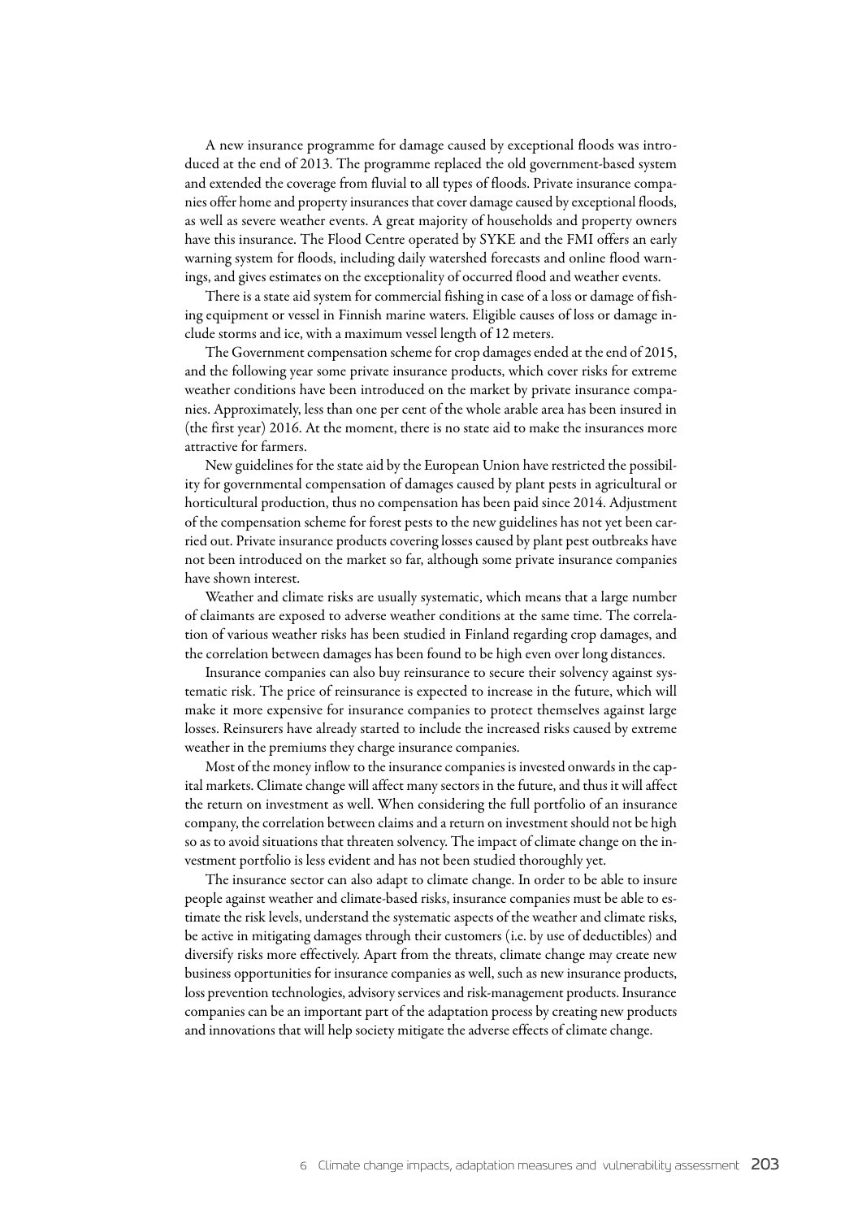A new insurance programme for damage caused by exceptional floods was introduced at the end of 2013. The programme replaced the old government-based system and extended the coverage from fluvial to all types of floods. Private insurance companies offer home and property insurances that cover damage caused by exceptional floods, as well as severe weather events. A great majority of households and property owners have this insurance. The Flood Centre operated by SYKE and the FMI offers an early warning system for floods, including daily watershed forecasts and online flood warnings, and gives estimates on the exceptionality of occurred flood and weather events.

There is a state aid system for commercial fishing in case of a loss or damage of fishing equipment or vessel in Finnish marine waters. Eligible causes of loss or damage include storms and ice, with a maximum vessel length of 12 meters.

The Government compensation scheme for crop damages ended at the end of 2015, and the following year some private insurance products, which cover risks for extreme weather conditions have been introduced on the market by private insurance companies. Approximately, less than one per cent of the whole arable area has been insured in (the first year) 2016. At the moment, there is no state aid to make the insurances more attractive for farmers.

New guidelines for the state aid by the European Union have restricted the possibility for governmental compensation of damages caused by plant pests in agricultural or horticultural production, thus no compensation has been paid since 2014. Adjustment of the compensation scheme for forest pests to the new guidelines has not yet been carried out. Private insurance products covering losses caused by plant pest outbreaks have not been introduced on the market so far, although some private insurance companies have shown interest.

Weather and climate risks are usually systematic, which means that a large number of claimants are exposed to adverse weather conditions at the same time. The correlation of various weather risks has been studied in Finland regarding crop damages, and the correlation between damages has been found to be high even over long distances.

Insurance companies can also buy reinsurance to secure their solvency against systematic risk. The price of reinsurance is expected to increase in the future, which will make it more expensive for insurance companies to protect themselves against large losses. Reinsurers have already started to include the increased risks caused by extreme weather in the premiums they charge insurance companies.

Most of the money inflow to the insurance companies is invested onwards in the capital markets. Climate change will affect many sectors in the future, and thus it will affect the return on investment as well. When considering the full portfolio of an insurance company, the correlation between claims and a return on investment should not be high so as to avoid situations that threaten solvency. The impact of climate change on the investment portfolio is less evident and has not been studied thoroughly yet.

The insurance sector can also adapt to climate change. In order to be able to insure people against weather and climate-based risks, insurance companies must be able to estimate the risk levels, understand the systematic aspects of the weather and climate risks, be active in mitigating damages through their customers (i.e. by use of deductibles) and diversify risks more effectively. Apart from the threats, climate change may create new business opportunities for insurance companies as well, such as new insurance products, loss prevention technologies, advisory services and risk-management products. Insurance companies can be an important part of the adaptation process by creating new products and innovations that will help society mitigate the adverse effects of climate change.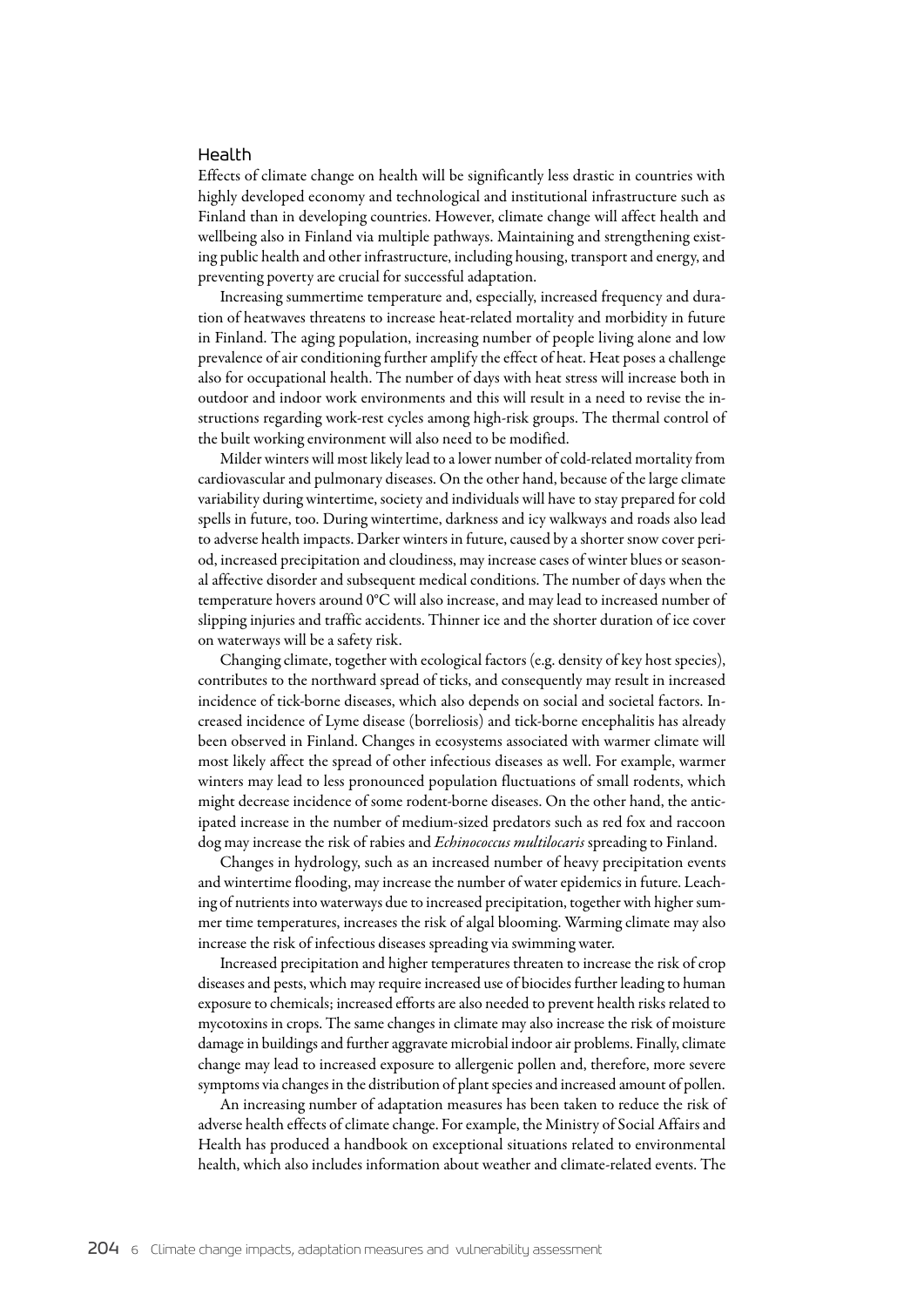### Health

Effects of climate change on health will be significantly less drastic in countries with highly developed economy and technological and institutional infrastructure such as Finland than in developing countries. However, climate change will affect health and wellbeing also in Finland via multiple pathways. Maintaining and strengthening existing public health and other infrastructure, including housing, transport and energy, and preventing poverty are crucial for successful adaptation.

Increasing summertime temperature and, especially, increased frequency and duration of heatwaves threatens to increase heat-related mortality and morbidity in future in Finland. The aging population, increasing number of people living alone and low prevalence of air conditioning further amplify the effect of heat. Heat poses a challenge also for occupational health. The number of days with heat stress will increase both in outdoor and indoor work environments and this will result in a need to revise the instructions regarding work-rest cycles among high-risk groups. The thermal control of the built working environment will also need to be modified.

Milder winters will most likely lead to a lower number of cold-related mortality from cardiovascular and pulmonary diseases. On the other hand, because of the large climate variability during wintertime, society and individuals will have to stay prepared for cold spells in future, too. During wintertime, darkness and icy walkways and roads also lead to adverse health impacts. Darker winters in future, caused by a shorter snow cover period, increased precipitation and cloudiness, may increase cases of winter blues or seasonal affective disorder and subsequent medical conditions. The number of days when the temperature hovers around 0°C will also increase, and may lead to increased number of slipping injuries and traffic accidents. Thinner ice and the shorter duration of ice cover on waterways will be a safety risk.

Changing climate, together with ecological factors (e.g. density of key host species), contributes to the northward spread of ticks, and consequently may result in increased incidence of tick-borne diseases, which also depends on social and societal factors. Increased incidence of Lyme disease (borreliosis) and tick-borne encephalitis has already been observed in Finland. Changes in ecosystems associated with warmer climate will most likely affect the spread of other infectious diseases as well. For example, warmer winters may lead to less pronounced population fluctuations of small rodents, which might decrease incidence of some rodent-borne diseases. On the other hand, the anticipated increase in the number of medium-sized predators such as red fox and raccoon dog may increase the risk of rabies and *Echinococcus multilocaris* spreading to Finland.

Changes in hydrology, such as an increased number of heavy precipitation events and wintertime flooding, may increase the number of water epidemics in future. Leaching of nutrients into waterways due to increased precipitation, together with higher summer time temperatures, increases the risk of algal blooming. Warming climate may also increase the risk of infectious diseases spreading via swimming water.

Increased precipitation and higher temperatures threaten to increase the risk of crop diseases and pests, which may require increased use of biocides further leading to human exposure to chemicals; increased efforts are also needed to prevent health risks related to mycotoxins in crops. The same changes in climate may also increase the risk of moisture damage in buildings and further aggravate microbial indoor air problems. Finally, climate change may lead to increased exposure to allergenic pollen and, therefore, more severe symptoms via changes in the distribution of plant species and increased amount of pollen.

An increasing number of adaptation measures has been taken to reduce the risk of adverse health effects of climate change. For example, the Ministry of Social Affairs and Health has produced a handbook on exceptional situations related to environmental health, which also includes information about weather and climate-related events. The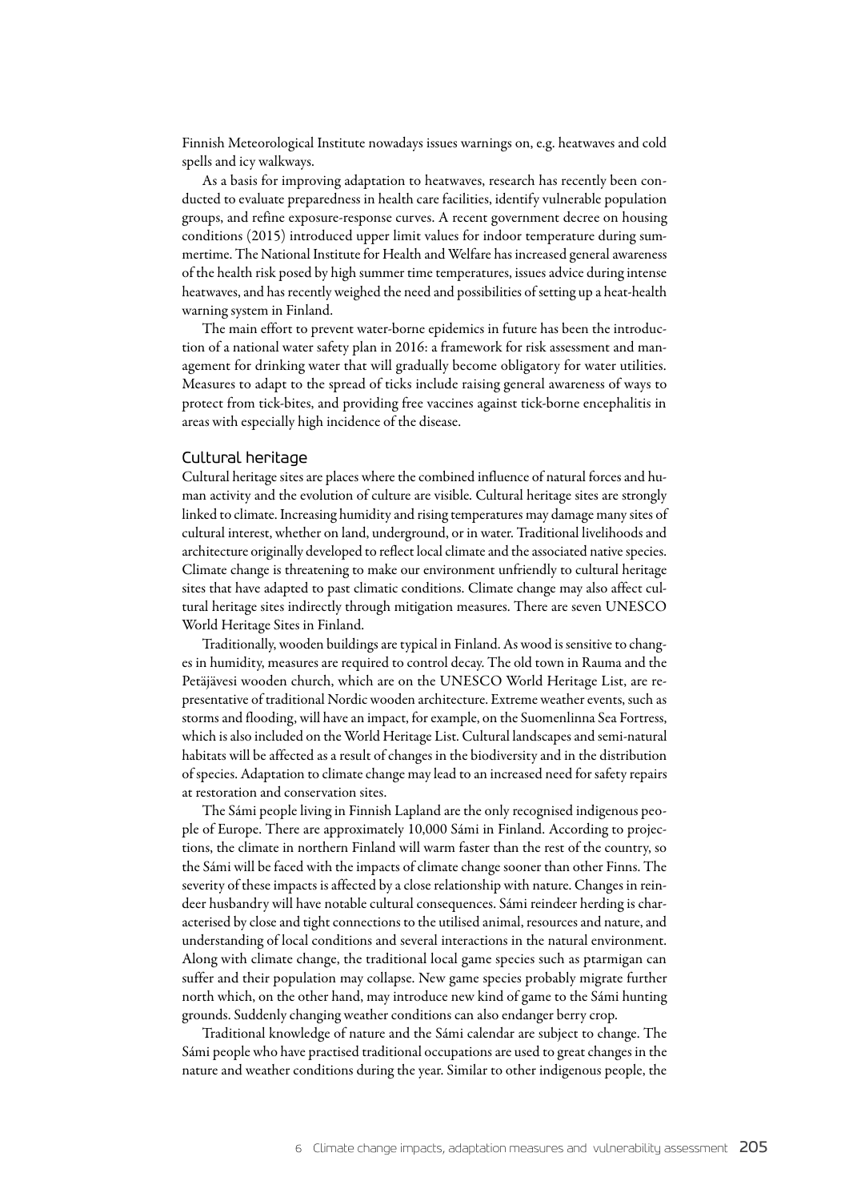Finnish Meteorological Institute nowadays issues warnings on, e.g. heatwaves and cold spells and icy walkways.

As a basis for improving adaptation to heatwaves, research has recently been conducted to evaluate preparedness in health care facilities, identify vulnerable population groups, and refine exposure-response curves. A recent government decree on housing conditions (2015) introduced upper limit values for indoor temperature during summertime. The National Institute for Health and Welfare has increased general awareness of the health risk posed by high summer time temperatures, issues advice during intense heatwaves, and has recently weighed the need and possibilities of setting up a heat-health warning system in Finland.

The main effort to prevent water-borne epidemics in future has been the introduction of a national water safety plan in 2016: a framework for risk assessment and management for drinking water that will gradually become obligatory for water utilities. Measures to adapt to the spread of ticks include raising general awareness of ways to protect from tick-bites, and providing free vaccines against tick-borne encephalitis in areas with especially high incidence of the disease.

### Cultural heritage

Cultural heritage sites are places where the combined influence of natural forces and human activity and the evolution of culture are visible. Cultural heritage sites are strongly linked to climate. Increasing humidity and rising temperatures may damage many sites of cultural interest, whether on land, underground, or in water. Traditional livelihoods and architecture originally developed to reflect local climate and the associated native species. Climate change is threatening to make our environment unfriendly to cultural heritage sites that have adapted to past climatic conditions. Climate change may also affect cultural heritage sites indirectly through mitigation measures. There are seven UNESCO World Heritage Sites in Finland.

Traditionally, wooden buildings are typical in Finland. As wood is sensitive to changes in humidity, measures are required to control decay. The old town in Rauma and the Petäjävesi wooden church, which are on the UNESCO World Heritage List, are representative of traditional Nordic wooden architecture. Extreme weather events, such as storms and flooding, will have an impact, for example, on the Suomenlinna Sea Fortress, which is also included on the World Heritage List. Cultural landscapes and semi-natural habitats will be affected as a result of changes in the biodiversity and in the distribution of species. Adaptation to climate change may lead to an increased need for safety repairs at restoration and conservation sites.

The Sámi people living in Finnish Lapland are the only recognised indigenous people of Europe. There are approximately 10,000 Sámi in Finland. According to projections, the climate in northern Finland will warm faster than the rest of the country, so the Sámi will be faced with the impacts of climate change sooner than other Finns. The severity of these impacts is affected by a close relationship with nature. Changes in reindeer husbandry will have notable cultural consequences. Sámi reindeer herding is characterised by close and tight connections to the utilised animal, resources and nature, and understanding of local conditions and several interactions in the natural environment. Along with climate change, the traditional local game species such as ptarmigan can suffer and their population may collapse. New game species probably migrate further north which, on the other hand, may introduce new kind of game to the Sámi hunting grounds. Suddenly changing weather conditions can also endanger berry crop.

Traditional knowledge of nature and the Sámi calendar are subject to change. The Sámi people who have practised traditional occupations are used to great changes in the nature and weather conditions during the year. Similar to other indigenous people, the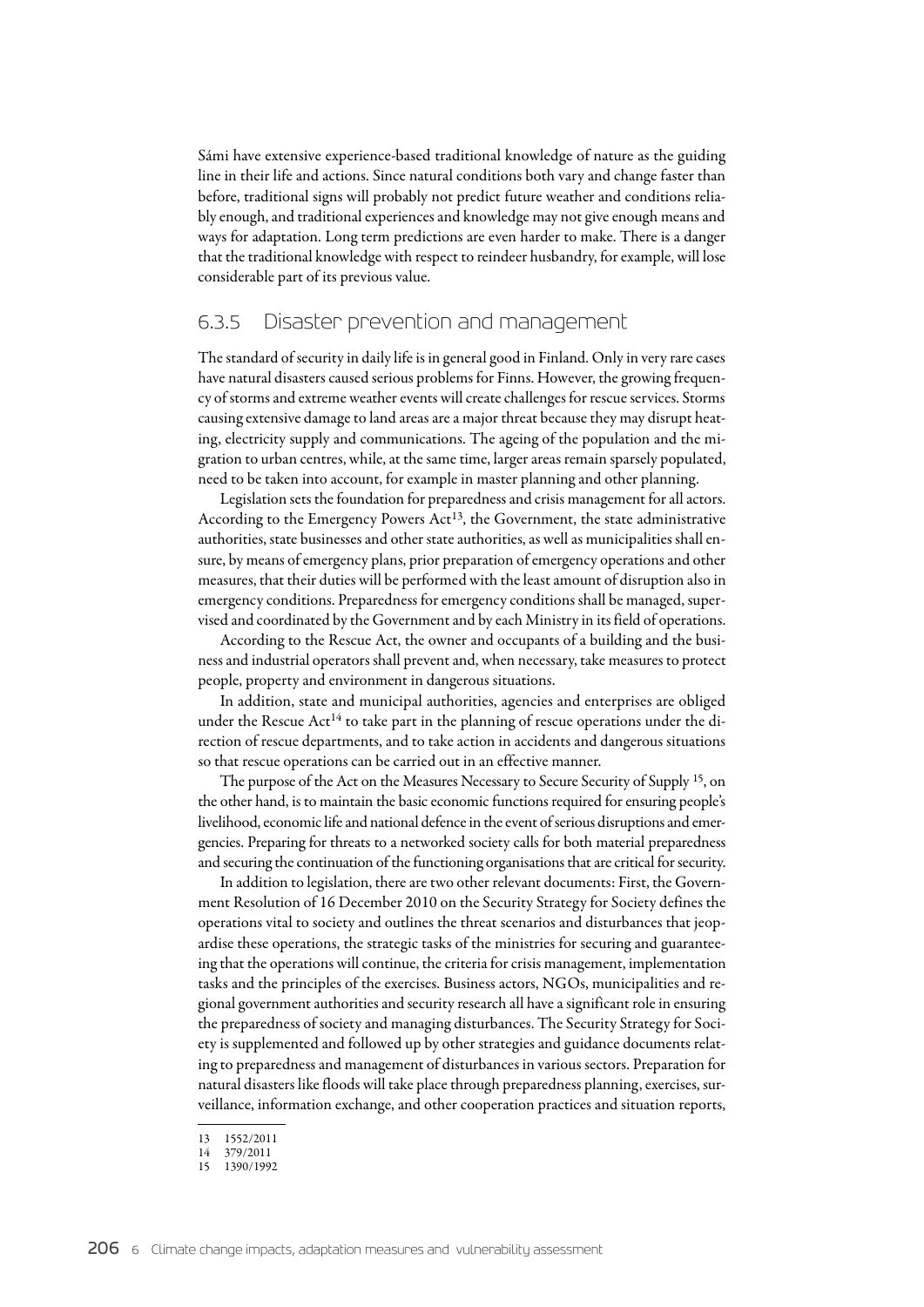Sámi have extensive experience-based traditional knowledge of nature as the guiding line in their life and actions. Since natural conditions both vary and change faster than before, traditional signs will probably not predict future weather and conditions reliably enough, and traditional experiences and knowledge may not give enough means and ways for adaptation. Long term predictions are even harder to make. There is a danger that the traditional knowledge with respect to reindeer husbandry, for example, will lose considerable part of its previous value.

### 6.3.5 Disaster prevention and management

The standard of security in daily life is in general good in Finland. Only in very rare cases have natural disasters caused serious problems for Finns. However, the growing frequency of storms and extreme weather events will create challenges for rescue services. Storms causing extensive damage to land areas are a major threat because they may disrupt heating, electricity supply and communications. The ageing of the population and the migration to urban centres, while, at the same time, larger areas remain sparsely populated, need to be taken into account, for example in master planning and other planning.

Legislation sets the foundation for preparedness and crisis management for all actors. According to the Emergency Powers Act[13], the Government, the state administrative authorities, state businesses and other state authorities, as well as municipalities shall ensure, by means of emergency plans, prior preparation of emergency operations and other measures, that their duties will be performed with the least amount of disruption also in emergency conditions. Preparedness for emergency conditions shall be managed, supervised and coordinated by the Government and by each Ministry in its field of operations.

According to the Rescue Act, the owner and occupants of a building and the business and industrial operators shall prevent and, when necessary, take measures to protect people, property and environment in dangerous situations.

In addition, state and municipal authorities, agencies and enterprises are obliged under the Rescue Act[14] to take part in the planning of rescue operations under the direction of rescue departments, and to take action in accidents and dangerous situations so that rescue operations can be carried out in an effective manner.

The purpose of the Act on the Measures Necessary to Secure Security of Supply [15], on the other hand, is to maintain the basic economic functions required for ensuring people's livelihood, economic life and national defence in the event of serious disruptions and emergencies. Preparing for threats to a networked society calls for both material preparedness and securing the continuation of the functioning organisations that are critical for security.

In addition to legislation, there are two other relevant documents: First, the Government Resolution of 16 December 2010 on the Security Strategy for Society defines the operations vital to society and outlines the threat scenarios and disturbances that jeopardise these operations, the strategic tasks of the ministries for securing and guaranteeing that the operations will continue, the criteria for crisis management, implementation tasks and the principles of the exercises. Business actors, NGOs, municipalities and regional government authorities and security research all have a significant role in ensuring the preparedness of society and managing disturbances. The Security Strategy for Society is supplemented and followed up by other strategies and guidance documents relating to preparedness and management of disturbances in various sectors. Preparation for natural disasters like floods will take place through preparedness planning, exercises, surveillance, information exchange, and other cooperation practices and situation reports,

---

13 1552/2011
14 379/2011
15 1390/1992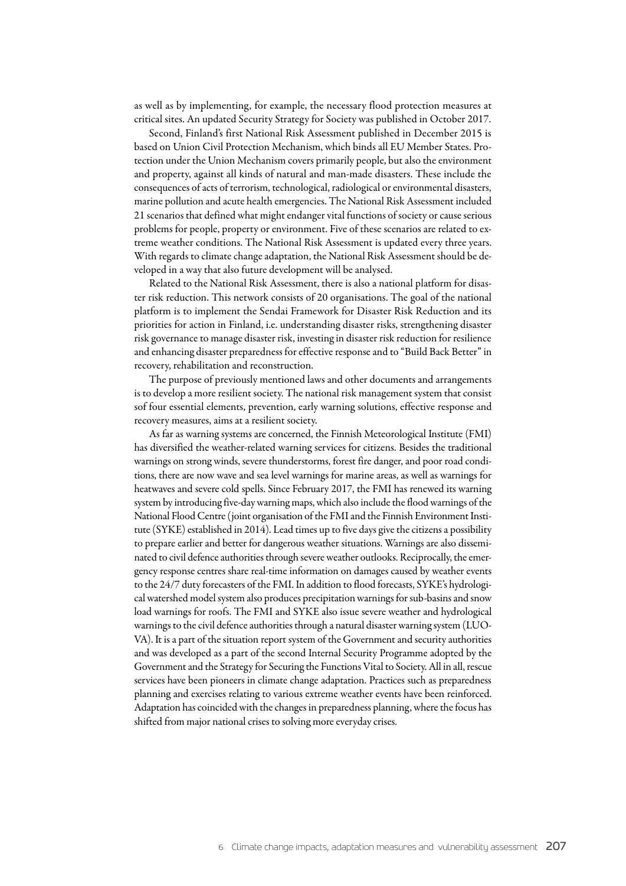as well as by implementing, for example, the necessary flood protection measures at critical sites. An updated Security Strategy for Society was published in October 2017.

Second, Finland's first National Risk Assessment published in December 2015 is based on Union Civil Protection Mechanism, which binds all EU Member States. Protection under the Union Mechanism covers primarily people, but also the environment and property, against all kinds of natural and man-made disasters. These include the consequences of acts of terrorism, technological, radiological or environmental disasters, marine pollution and acute health emergencies. The National Risk Assessment included 21 scenarios that defined what might endanger vital functions of society or cause serious problems for people, property or environment. Five of these scenarios are related to extreme weather conditions. The National Risk Assessment is updated every three years. With regards to climate change adaptation, the National Risk Assessment should be developed in a way that also future development will be analysed.

Related to the National Risk Assessment, there is also a national platform for disaster risk reduction. This network consists of 20 organisations. The goal of the national platform is to implement the Sendai Framework for Disaster Risk Reduction and its priorities for action in Finland, i.e. understanding disaster risks, strengthening disaster risk governance to manage disaster risk, investing in disaster risk reduction for resilience and enhancing disaster preparedness for effective response and to "Build Back Better" in recovery, rehabilitation and reconstruction.

The purpose of previously mentioned laws and other documents and arrangements is to develop a more resilient society. The national risk management system that consist sof four essential elements, prevention, early warning solutions, effective response and recovery measures, aims at a resilient society.

As far as warning systems are concerned, the Finnish Meteorological Institute (FMI) has diversified the weather-related warning services for citizens. Besides the traditional warnings on strong winds, severe thunderstorms, forest fire danger, and poor road conditions, there are now wave and sea level warnings for marine areas, as well as warnings for heatwaves and severe cold spells. Since February 2017, the FMI has renewed its warning system by introducing five-day warning maps, which also include the flood warnings of the National Flood Centre (joint organisation of the FMI and the Finnish Environment Institute (SYKE) established in 2014). Lead times up to five days give the citizens a possibility to prepare earlier and better for dangerous weather situations. Warnings are also disseminated to civil defence authorities through severe weather outlooks. Reciprocally, the emergency response centres share real-time information on damages caused by weather events to the 24/7 duty forecasters of the FMI. In addition to flood forecasts, SYKE's hydrological watershed model system also produces precipitation warnings for sub-basins and snow load warnings for roofs. The FMI and SYKE also issue severe weather and hydrological warnings to the civil defence authorities through a natural disaster warning system (LUOVA). It is a part of the situation report system of the Government and security authorities and was developed as a part of the second Internal Security Programme adopted by the Government and the Strategy for Securing the Functions Vital to Society. All in all, rescue services have been pioneers in climate change adaptation. Practices such as preparedness planning and exercises relating to various extreme weather events have been reinforced. Adaptation has coincided with the changes in preparedness planning, where the focus has shifted from major national crises to solving more everyday crises.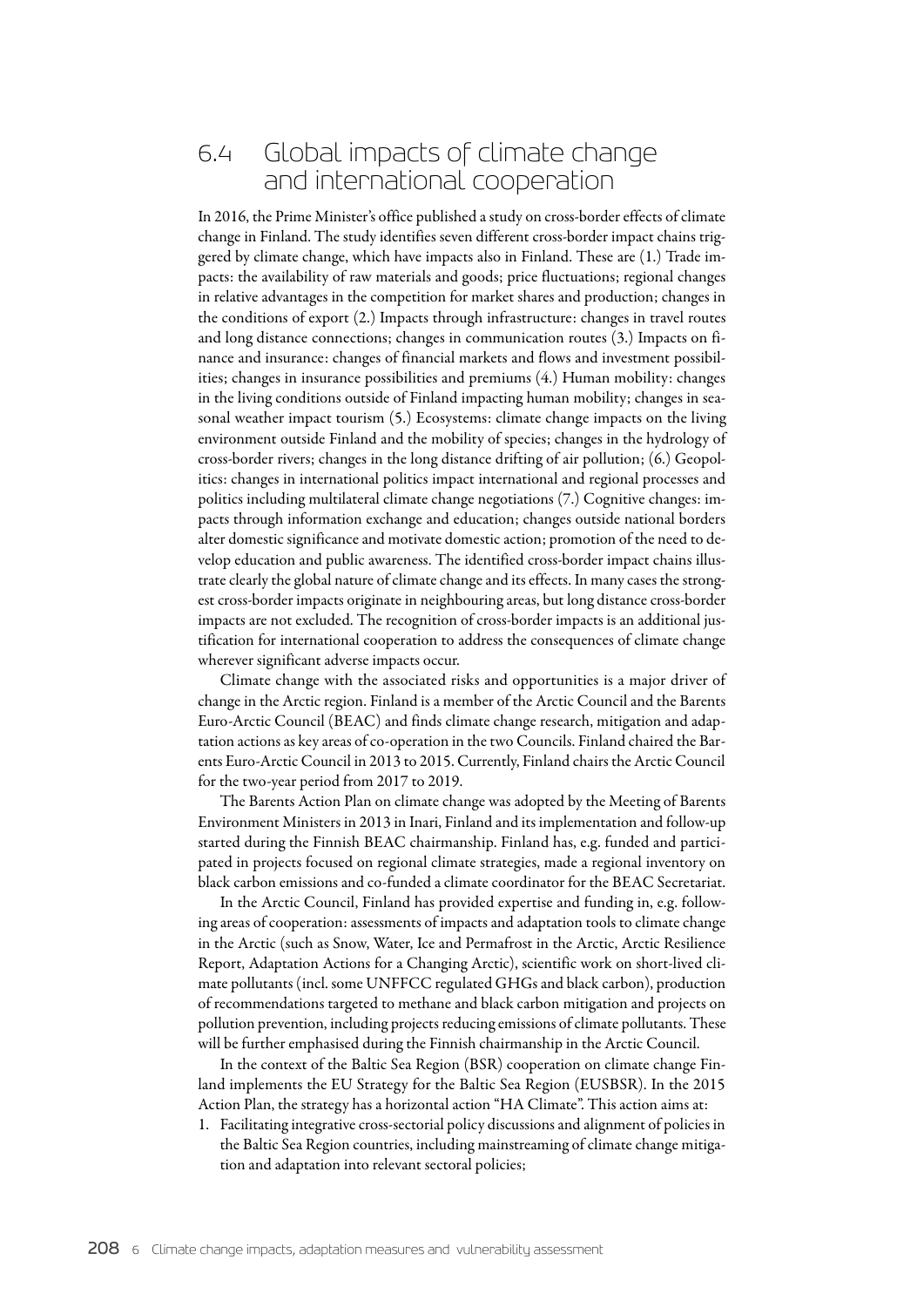## 6.4 Global impacts of climate change and international cooperation

In 2016, the Prime Minister's office published a study on cross-border effects of climate change in Finland. The study identifies seven different cross-border impact chains triggered by climate change, which have impacts also in Finland. These are (1.) Trade impacts: the availability of raw materials and goods; price fluctuations; regional changes in relative advantages in the competition for market shares and production; changes in the conditions of export (2.) Impacts through infrastructure: changes in travel routes and long distance connections; changes in communication routes (3.) Impacts on finance and insurance: changes of financial markets and flows and investment possibilities; changes in insurance possibilities and premiums (4.) Human mobility: changes in the living conditions outside of Finland impacting human mobility; changes in seasonal weather impact tourism (5.) Ecosystems: climate change impacts on the living environment outside Finland and the mobility of species; changes in the hydrology of cross-border rivers; changes in the long distance drifting of air pollution; (6.) Geopolitics: changes in international politics impact international and regional processes and politics including multilateral climate change negotiations (7.) Cognitive changes: impacts through information exchange and education; changes outside national borders alter domestic significance and motivate domestic action; promotion of the need to develop education and public awareness. The identified cross-border impact chains illustrate clearly the global nature of climate change and its effects. In many cases the strongest cross-border impacts originate in neighbouring areas, but long distance cross-border impacts are not excluded. The recognition of cross-border impacts is an additional justification for international cooperation to address the consequences of climate change wherever significant adverse impacts occur.

Climate change with the associated risks and opportunities is a major driver of change in the Arctic region. Finland is a member of the Arctic Council and the Barents Euro-Arctic Council (BEAC) and finds climate change research, mitigation and adaptation actions as key areas of co-operation in the two Councils. Finland chaired the Barents Euro-Arctic Council in 2013 to 2015. Currently, Finland chairs the Arctic Council for the two-year period from 2017 to 2019.

The Barents Action Plan on climate change was adopted by the Meeting of Barents Environment Ministers in 2013 in Inari, Finland and its implementation and follow-up started during the Finnish BEAC chairmanship. Finland has, e.g. funded and participated in projects focused on regional climate strategies, made a regional inventory on black carbon emissions and co-funded a climate coordinator for the BEAC Secretariat.

In the Arctic Council, Finland has provided expertise and funding in, e.g. following areas of cooperation: assessments of impacts and adaptation tools to climate change in the Arctic (such as Snow, Water, Ice and Permafrost in the Arctic, Arctic Resilience Report, Adaptation Actions for a Changing Arctic), scientific work on short-lived climate pollutants (incl. some UNFCCC regulated GHGs and black carbon), production of recommendations targeted to methane and black carbon mitigation and projects on pollution prevention, including projects reducing emissions of climate pollutants. These will be further emphasised during the Finnish chairmanship in the Arctic Council.

In the context of the Baltic Sea Region (BSR) cooperation on climate change Finland implements the EU Strategy for the Baltic Sea Region (EUSBSR). In the 2015 Action Plan, the strategy has a horizontal action "HA Climate". This action aims at:

1. Facilitating integrative cross-sectorial policy discussions and alignment of policies in the Baltic Sea Region countries, including mainstreaming of climate change mitigation and adaptation into relevant sectoral policies;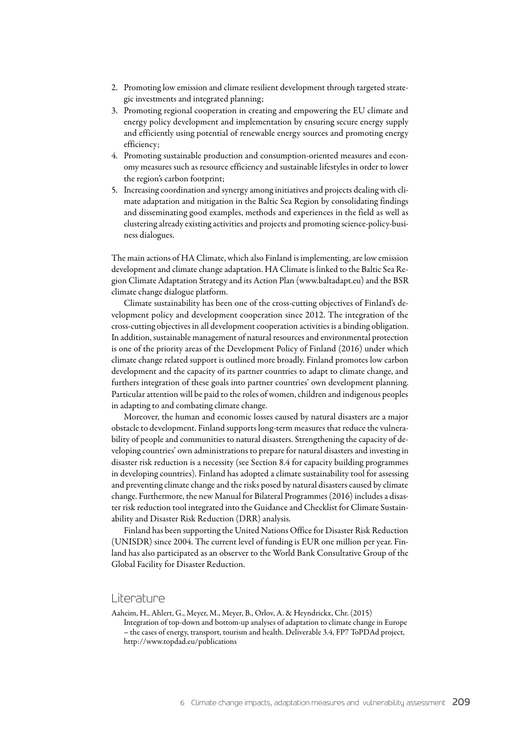2. Promoting low emission and climate resilient development through targeted strategic investments and integrated planning;
3. Promoting regional cooperation in creating and empowering the EU climate and energy policy development and implementation by ensuring secure energy supply and efficiently using potential of renewable energy sources and promoting energy efficiency;
4. Promoting sustainable production and consumption-oriented measures and economy measures such as resource efficiency and sustainable lifestyles in order to lower the region's carbon footprint;
5. Increasing coordination and synergy among initiatives and projects dealing with climate adaptation and mitigation in the Baltic Sea Region by consolidating findings and disseminating good examples, methods and experiences in the field as well as clustering already existing activities and projects and promoting science-policy-business dialogues.

The main actions of HA Climate, which also Finland is implementing, are low emission development and climate change adaptation. HA Climate is linked to the Baltic Sea Region Climate Adaptation Strategy and its Action Plan (www.baltadapt.eu) and the BSR climate change dialogue platform.

Climate sustainability has been one of the cross-cutting objectives of Finland's development policy and development cooperation since 2012. The integration of the cross-cutting objectives in all development cooperation activities is a binding obligation. In addition, sustainable management of natural resources and environmental protection is one of the priority areas of the Development Policy of Finland (2016) under which climate change related support is outlined more broadly. Finland promotes low carbon development and the capacity of its partner countries to adapt to climate change, and furthers integration of these goals into partner countries' own development planning. Particular attention will be paid to the roles of women, children and indigenous peoples in adapting to and combating climate change.

Moreover, the human and economic losses caused by natural disasters are a major obstacle to development. Finland supports long-term measures that reduce the vulnerability of people and communities to natural disasters. Strengthening the capacity of developing countries' own administrations to prepare for natural disasters and investing in disaster risk reduction is a necessity (see Section 8.4 for capacity building programmes in developing countries). Finland has adopted a climate sustainability tool for assessing and preventing climate change and the risks posed by natural disasters caused by climate change. Furthermore, the new Manual for Bilateral Programmes (2016) includes a disaster risk reduction tool integrated into the Guidance and Checklist for Climate Sustainability and Disaster Risk Reduction (DRR) analysis.

Finland has been supporting the United Nations Office for Disaster Risk Reduction (UNISDR) since 2004. The current level of funding is EUR one million per year. Finland has also participated as an observer to the World Bank Consultative Group of the Global Facility for Disaster Reduction.

## Literature

Aaheim, H., Ahlert, G., Meyer, M., Meyer, B., Orlov, A. & Heyndrickx, Chr. (2015) Integration of top-down and bottom-up analyses of adaptation to climate change in Europe – the cases of energy, transport, tourism and health. Deliverable 3.4, FP7 ToPDAd project, http://www.topdad.eu/publications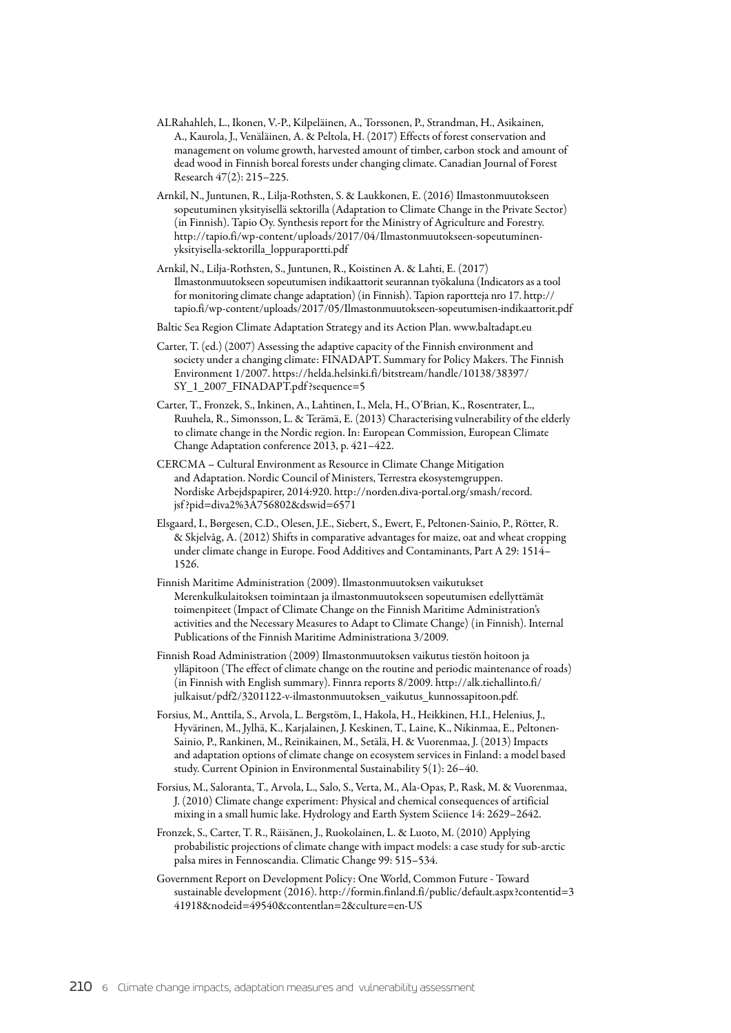ALRahahleh, L., Ikonen, V.-P., Kilpeläinen, A., Torssonen, P., Strandman, H., Asikainen, A., Kaurola, J., Venäläinen, A. & Peltola, H. (2017) Effects of forest conservation and management on volume growth, harvested amount of timber, carbon stock and amount of dead wood in Finnish boreal forests under changing climate. Canadian Journal of Forest Research 47(2): 215–225.

Arnkil, N., Juntunen, R., Lilja-Rothsten, S. & Laukkonen, E. (2016) Ilmastonmuutokseen sopeutuminen yksityisellä sektorilla (Adaptation to Climate Change in the Private Sector) (in Finnish). Tapio Oy. Synthesis report for the Ministry of Agriculture and Forestry. http://tapio.fi/wp-content/uploads/2017/04/Ilmastonmuutokseen-sopeutuminen-yksityisella-sektorilla_loppuraportti.pdf

Arnkil, N., Lilja-Rothsten, S., Juntunen, R., Koistinen A. & Lahti, E. (2017) Ilmastonmuutokseen sopeutumisen indikaattorit seurannan työkaluna (Indicators as a tool for monitoring climate change adaptation) (in Finnish). Tapion raportteja nro 17. http://tapio.fi/wp-content/uploads/2017/05/Ilmastonmuutokseen-sopeutumisen-indikaattorit.pdf

Baltic Sea Region Climate Adaptation Strategy and its Action Plan. www.baltadapt.eu

Carter, T. (ed.) (2007) Assessing the adaptive capacity of the Finnish environment and society under a changing climate: FINADAPT. Summary for Policy Makers. The Finnish Environment 1/2007. https://helda.helsinki.fi/bitstream/handle/10138/38397/SY_1_2007_FINADAPT.pdf?sequence=5

Carter, T., Fronzek, S., Inkinen, A., Lahtinen, I., Mela, H., O'Brian, K., Rosentrater, L., Ruuhela, R., Simonsson, L. & Terämä, E. (2013) Characterising vulnerability of the elderly to climate change in the Nordic region. In: European Commission, European Climate Change Adaptation conference 2013, p. 421–422.

CERCMA – Cultural Environment as Resource in Climate Change Mitigation and Adaptation. Nordic Council of Ministers, Terrestra ekosystemgruppen. Nordiske Arbejdspapirer, 2014:920. http://norden.diva-portal.org/smash/record.jsf?pid=diva2%3A756802&dswid=6571

Elsgaard, I., Børgesen, C.D., Olesen, J.E., Siebert, S., Ewert, F., Peltonen-Sainio, P., Rötter, R. & Skjelvåg, A. (2012) Shifts in comparative advantages for maize, oat and wheat cropping under climate change in Europe. Food Additives and Contaminants, Part A 29: 1514–1526.

Finnish Maritime Administration (2009). Ilmastonmuutoksen vaikutukset Merenkulkulaitoksen toimintaan ja ilmastonmuutokseen sopeutumisen edellyttämät toimenpiteet (Impact of Climate Change on the Finnish Maritime Administration's activities and the Necessary Measures to Adapt to Climate Change) (in Finnish). Internal Publications of the Finnish Maritime Administrationa 3/2009.

Finnish Road Administration (2009) Ilmastonmuutoksen vaikutus tiestön hoitoon ja ylläpitoon (The effect of climate change on the routine and periodic maintenance of roads) (in Finnish with English summary). Finnra reports 8/2009. http://alk.tiehallinto.fi/julkaisut/pdf2/3201122-v-ilmastonmuutoksen_vaikutus_kunnossapitoon.pdf.

Forsius, M., Anttila, S., Arvola, L. Bergstöm, I., Hakola, H., Heikkinen, H.I., Helenius, J., Hyvärinen, M., Jylhä, K., Karjalainen, J. Keskinen, T., Laine, K., Nikinmaa, E., Peltonen-Sainio, P., Rankinen, M., Reinikainen, M., Setälä, H. & Vuorenmaa, J. (2013) Impacts and adaptation options of climate change on ecosystem services in Finland: a model based study. Current Opinion in Environmental Sustainability 5(1): 26–40.

Forsius, M., Saloranta, T., Arvola, L., Salo, S., Verta, M., Ala-Opas, P., Rask, M. & Vuorenmaa, J. (2010) Climate change experiment: Physical and chemical consequences of artificial mixing in a small humic lake. Hydrology and Earth System Sciience 14: 2629–2642.

Fronzek, S., Carter, T. R., Räisänen, J., Ruokolainen, L. & Luoto, M. (2010) Applying probabilistic projections of climate change with impact models: a case study for sub-arctic palsa mires in Fennoscandia. Climatic Change 99: 515–534.

Government Report on Development Policy: One World, Common Future - Toward sustainable development (2016). http://formin.finland.fi/public/default.aspx?contentid=341918&nodeid=49540&contentlan=2&culture=en-US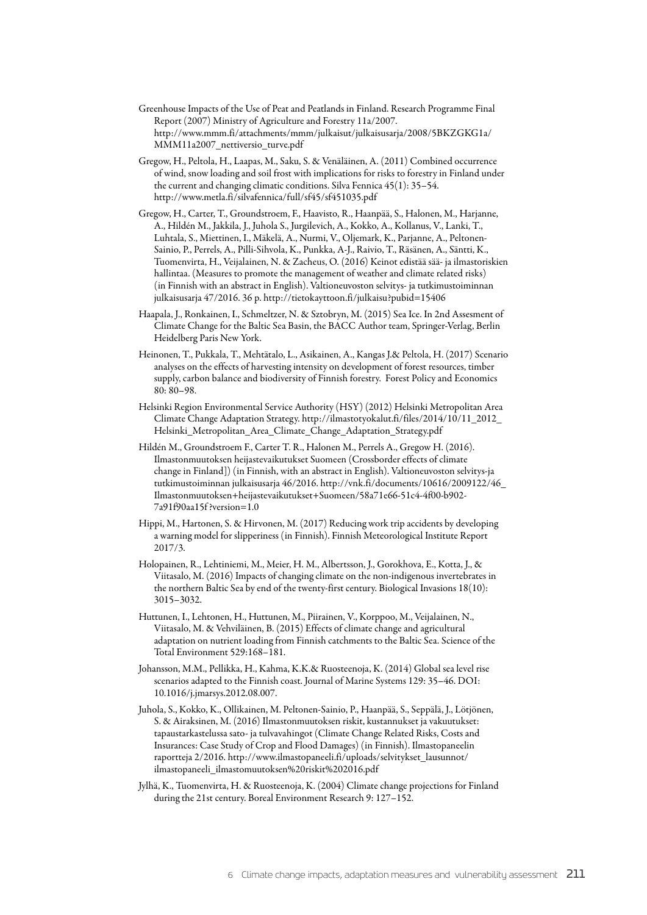Greenhouse Impacts of the Use of Peat and Peatlands in Finland. Research Programme Final Report (2007) Ministry of Agriculture and Forestry 11a/2007. http://www.mmm.fi/attachments/mmm/julkaisut/julkaisusarja/2008/5BKZGKG1a/MMM11a2007_nettiversio_turve.pdf

Gregow, H., Peltola, H., Laapas, M., Saku, S. & Venäläinen, A. (2011) Combined occurrence of wind, snow loading and soil frost with implications for risks to forestry in Finland under the current and changing climatic conditions. Silva Fennica 45(1): 35–54. http://www.metla.fi/silvafennica/full/sf45/sf451035.pdf

Gregow, H., Carter, T., Groundstroem, F., Haavisto, R., Haanpää, S., Halonen, M., Harjanne, A., Hildén M., Jakkila, J., Juhola S., Jurgilevich, A., Kokko, A., Kollanus, V., Lanki, T., Luhtala, S., Miettinen, I., Mäkelä, A., Nurmi, V., Oljemark, K., Parjanne, A., Peltonen-Sainio, P., Perrels, A., Pilli-Sihvola, K., Punkka, A-J., Raivio, T., Räsänen, A., Säntti, K., Tuomenvirta, H., Veijalainen, N. & Zacheus, O. (2016) Keinot edistää sää- ja ilmastoriskien hallintaa. (Measures to promote the management of weather and climate related risks) (in Finnish with an abstract in English). Valtioneuvoston selvitys- ja tutkimustoiminnan julkaisusarja 47/2016. 36 p. http://tietokayttoon.fi/julkaisu?pubid=15406

Haapala, J., Ronkainen, I., Schmeltzer, N. & Sztobryn, M. (2015) Sea Ice. In 2nd Assesment of Climate Change for the Baltic Sea Basin, the BACC Author team, Springer-Verlag, Berlin Heidelberg Paris New York.

Heinonen, T., Pukkala, T., Mehtätalo, L., Asikainen, A., Kangas J.& Peltola, H. (2017) Scenario analyses on the effects of harvesting intensity on development of forest resources, timber supply, carbon balance and biodiversity of Finnish forestry. Forest Policy and Economics 80: 80–98.

Helsinki Region Environmental Service Authority (HSY) (2012) Helsinki Metropolitan Area Climate Change Adaptation Strategy. http://ilmastotyokalut.fi/files/2014/10/11_2012_Helsinki_Metropolitan_Area_Climate_Change_Adaptation_Strategy.pdf

Hildén M., Groundstroem F., Carter T. R., Halonen M., Perrels A., Gregow H. (2016). Ilmastonmuutoksen heijastevaikutukset Suomeen (Crossborder effects of climate change in Finland]) (in Finnish, with an abstract in English). Valtioneuvoston selvitys-ja tutkimustoiminnan julkaisusarja 46/2016. http://vnk.fi/documents/10616/2009122/46_Ilmastonmuutoksen+heijastevaikutukset+Suomeen/58a71e66-51c4-4f00-b902-7a91f90aa15f?version=1.0

Hippi, M., Hartonen, S. & Hirvonen, M. (2017) Reducing work trip accidents by developing a warning model for slipperiness (in Finnish). Finnish Meteorological Institute Report 2017/3.

Holopainen, R., Lehtiniemi, M., Meier, H. M., Albertsson, J., Gorokhova, E., Kotta, J., & Viitasalo, M. (2016) Impacts of changing climate on the non-indigenous invertebrates in the northern Baltic Sea by end of the twenty-first century. Biological Invasions 18(10): 3015–3032.

Huttunen, I., Lehtonen, H., Huttunen, M., Piirainen, V., Korppoo, M., Veijalainen, N., Viitasalo, M. & Vehviläinen, B. (2015) Effects of climate change and agricultural adaptation on nutrient loading from Finnish catchments to the Baltic Sea. Science of the Total Environment 529:168–181.

Johansson, M.M., Pellikka, H., Kahma, K.K.& Ruosteenoja, K. (2014) Global sea level rise scenarios adapted to the Finnish coast. Journal of Marine Systems 129: 35–46. DOI: 10.1016/j.jmarsys.2012.08.007.

Juhola, S., Kokko, K., Ollikainen, M. Peltonen-Sainio, P., Haanpää, S., Seppälä, J., Lötjönen, S. & Airaksinen, M. (2016) Ilmastonmuutoksen riskit, kustannukset ja vakuutukset: tapaustarkastelussa sato- ja tulvavahingot (Climate Change Related Risks, Costs and Insurances: Case Study of Crop and Flood Damages) (in Finnish). Ilmastopaneelin raportteja 2/2016. http://www.ilmastopaneeli.fi/uploads/selvitykset_lausunnot/ilmastopaneeli_ilmastomuutoksen%20riskit%202016.pdf

Jylhä, K., Tuomenvirta, H. & Ruosteenoja, K. (2004) Climate change projections for Finland during the 21st century. Boreal Environment Research 9: 127–152.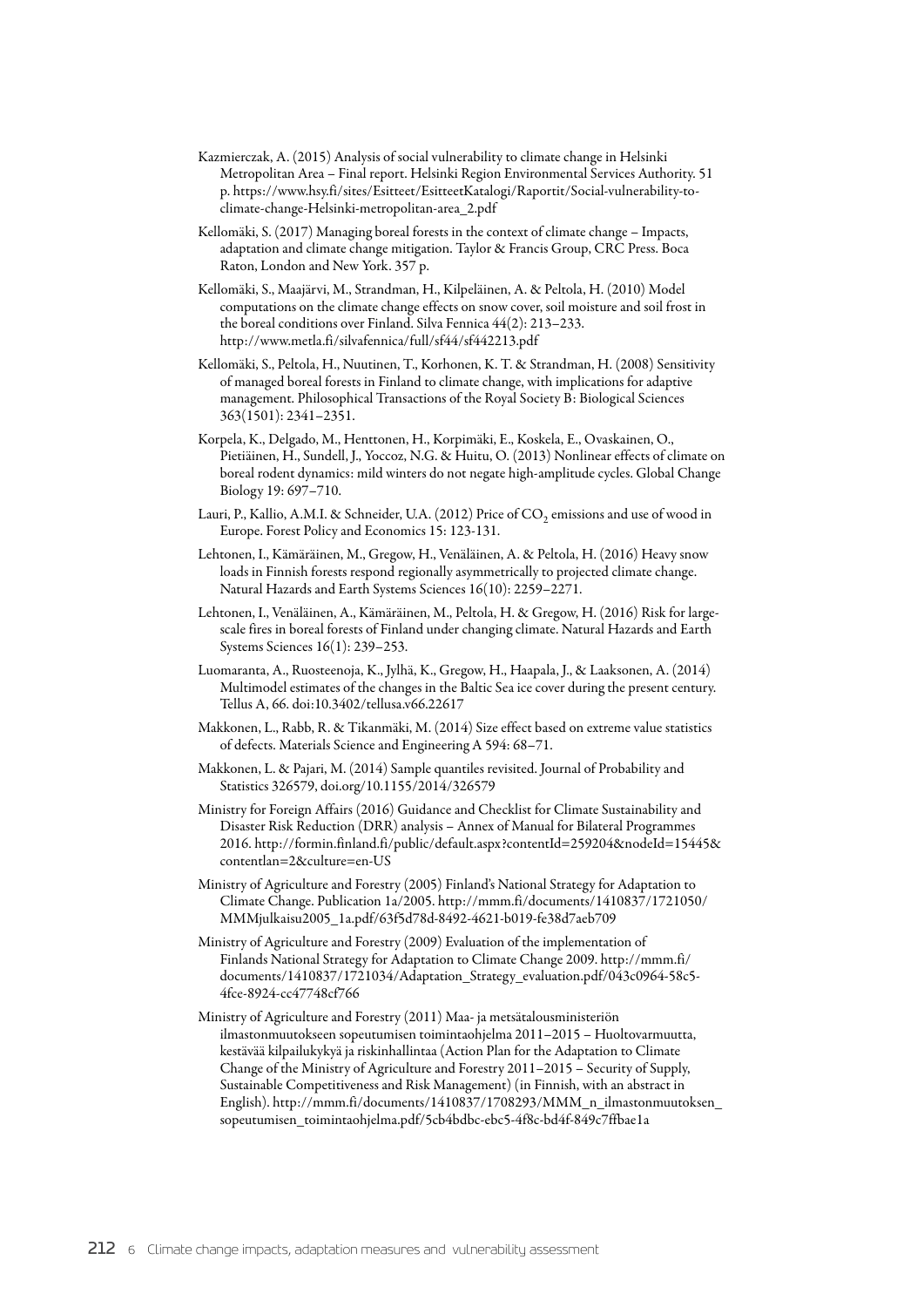Kazmierczak, A. (2015) Analysis of social vulnerability to climate change in Helsinki Metropolitan Area – Final report. Helsinki Region Environmental Services Authority. 51 p. https://www.hsy.fi/sites/Esitteet/EsitteetKatalogi/Raportit/Social-vulnerability-to-climate-change-Helsinki-metropolitan-area_2.pdf

Kellomäki, S. (2017) Managing boreal forests in the context of climate change – Impacts, adaptation and climate change mitigation. Taylor & Francis Group, CRC Press. Boca Raton, London and New York. 357 p.

Kellomäki, S., Maajärvi, M., Strandman, H., Kilpeläinen, A. & Peltola, H. (2010) Model computations on the climate change effects on snow cover, soil moisture and soil frost in the boreal conditions over Finland. Silva Fennica 44(2): 213–233. http://www.metla.fi/silvafennica/full/sf44/sf442213.pdf

Kellomäki, S., Peltola, H., Nuutinen, T., Korhonen, K. T. & Strandman, H. (2008) Sensitivity of managed boreal forests in Finland to climate change, with implications for adaptive management. Philosophical Transactions of the Royal Society B: Biological Sciences 363(1501): 2341–2351.

Korpela, K., Delgado, M., Henttonen, H., Korpimäki, E., Koskela, E., Ovaskainen, O., Pietiäinen, H., Sundell, J., Yoccoz, N.G. & Huitu, O. (2013) Nonlinear effects of climate on boreal rodent dynamics: mild winters do not negate high-amplitude cycles. Global Change Biology 19: 697–710.

Lauri, P., Kallio, A.M.I. & Schneider, U.A. (2012) Price of $CO_2$ emissions and use of wood in Europe. Forest Policy and Economics 15: 123-131.

Lehtonen, I., Kämäräinen, M., Gregow, H., Venäläinen, A. & Peltola, H. (2016) Heavy snow loads in Finnish forests respond regionally asymmetrically to projected climate change. Natural Hazards and Earth Systems Sciences 16(10): 2259–2271.

Lehtonen, I., Venäläinen, A., Kämäräinen, M., Peltola, H. & Gregow, H. (2016) Risk for large-scale fires in boreal forests of Finland under changing climate. Natural Hazards and Earth Systems Sciences 16(1): 239–253.

Luomaranta, A., Ruosteenoja, K., Jylhä, K., Gregow, H., Haapala, J., & Laaksonen, A. (2014) Multimodel estimates of the changes in the Baltic Sea ice cover during the present century. Tellus A, 66. doi:10.3402/tellusa.v66.22617

Makkonen, L., Rabb, R. & Tikanmäki, M. (2014) Size effect based on extreme value statistics of defects. Materials Science and Engineering A 594: 68–71.

Makkonen, L. & Pajari, M. (2014) Sample quantiles revisited. Journal of Probability and Statistics 326579, doi.org/10.1155/2014/326579

Ministry for Foreign Affairs (2016) Guidance and Checklist for Climate Sustainability and Disaster Risk Reduction (DRR) analysis – Annex of Manual for Bilateral Programmes 2016. http://formin.finland.fi/public/default.aspx?contentId=259204&nodeId=15445&contentlan=2&culture=en-US

Ministry of Agriculture and Forestry (2005) Finland's National Strategy for Adaptation to Climate Change. Publication 1a/2005. http://mmm.fi/documents/1410837/1721050/MMMjulkaisu2005_1a.pdf/63f5d78d-8492-4621-b019-fe38d7aeb709

Ministry of Agriculture and Forestry (2009) Evaluation of the implementation of Finlands National Strategy for Adaptation to Climate Change 2009. http://mmm.fi/documents/1410837/1721034/Adaptation_Strategy_evaluation.pdf/043c0964-58c5-4fce-8924-cc47748cf766

Ministry of Agriculture and Forestry (2011) Maa- ja metsätalousministeriön ilmastonmuutokseen sopeutumisen toimintaohjelma 2011–2015 – Huoltovarmuutta, kestävää kilpailukykyä ja riskinhallintaa (Action Plan for the Adaptation to Climate Change of the Ministry of Agriculture and Forestry 2011–2015 – Security of Supply, Sustainable Competitiveness and Risk Management) (in Finnish, with an abstract in English). http://mmm.fi/documents/1410837/1708293/MMM_n_ilmastonmuutoksen_sopeutumisen_toimintaohjelma.pdf/5cb4bdbc-ebc5-4f8c-bd4f-849c7ffbae1a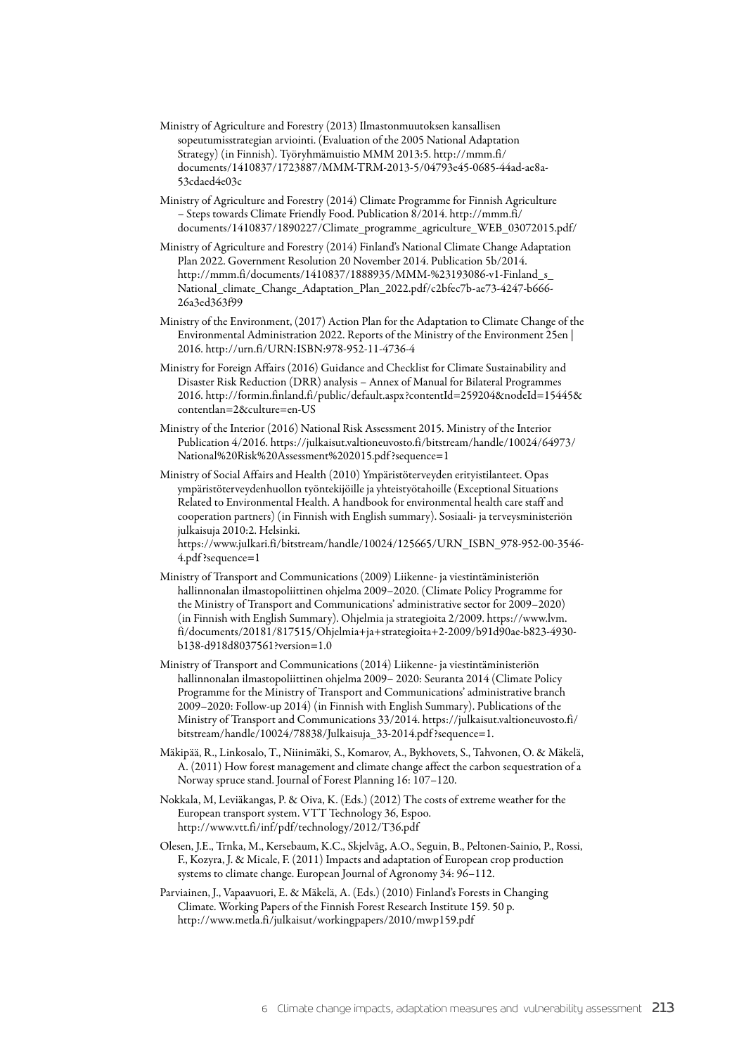Ministry of Agriculture and Forestry (2013) Ilmastonmuutoksen kansallisen sopeutumisstrategian arviointi. (Evaluation of the 2005 National Adaptation Strategy) (in Finnish). Työryhmämuistio MMM 2013:5. http://mmm.fi/documents/1410837/1723887/MMM-TRM-2013-5/04793e45-0685-44ad-ae8a-53cdaed4e03c

Ministry of Agriculture and Forestry (2014) Climate Programme for Finnish Agriculture – Steps towards Climate Friendly Food. Publication 8/2014. http://mmm.fi/documents/1410837/1890227/Climate_programme_agriculture_WEB_03072015.pdf/

Ministry of Agriculture and Forestry (2014) Finland's National Climate Change Adaptation Plan 2022. Government Resolution 20 November 2014. Publication 5b/2014. http://mmm.fi/documents/1410837/1888935/MMM-%23193086-v1-Finland_s_National_climate_Change_Adaptation_Plan_2022.pdf/c2bfec7b-ae73-4247-b666-26a3ed363f99

Ministry of the Environment, (2017) Action Plan for the Adaptation to Climate Change of the Environmental Administration 2022. Reports of the Ministry of the Environment 25en | 2016. http://urn.fi/URN:ISBN:978-952-11-4736-4

Ministry for Foreign Affairs (2016) Guidance and Checklist for Climate Sustainability and Disaster Risk Reduction (DRR) analysis – Annex of Manual for Bilateral Programmes 2016. http://formin.finland.fi/public/default.aspx?contentId=259204&nodeId=15445&contentlan=2&culture=en-US

Ministry of the Interior (2016) National Risk Assessment 2015. Ministry of the Interior Publication 4/2016. https://julkaisut.valtioneuvosto.fi/bitstream/handle/10024/64973/National%20Risk%20Assessment%202015.pdf?sequence=1

Ministry of Social Affairs and Health (2010) Ympäristöterveyden erityistilanteet. Opas ympäristöterveydenhuollon työntekijöille ja yhteistyötahoille (Exceptional Situations Related to Environmental Health. A handbook for environmental health care staff and cooperation partners) (in Finnish with English summary). Sosiaali- ja terveysministeriön julkaisuja 2010:2. Helsinki. https://www.julkari.fi/bitstream/handle/10024/125665/URN_ISBN_978-952-00-3546-4.pdf?sequence=1

Ministry of Transport and Communications (2009) Liikenne- ja viestintäministeriön hallinnonalan ilmastopoliittinen ohjelma 2009–2020. (Climate Policy Programme for the Ministry of Transport and Communications' administrative sector for 2009–2020) (in Finnish with English Summary). Ohjelmia ja strategioita 2/2009. https://www.lvm.fi/documents/20181/817515/Ohjelmia+ja+strategioita+2-2009/b91d90ae-b823-4930-b138-d918d8037561?version=1.0

Ministry of Transport and Communications (2014) Liikenne- ja viestintäministeriön hallinnonalan ilmastopoliittinen ohjelma 2009– 2020: Seuranta 2014 (Climate Policy Programme for the Ministry of Transport and Communications' administrative branch 2009–2020: Follow-up 2014) (in Finnish with English Summary). Publications of the Ministry of Transport and Communications 33/2014. https://julkaisut.valtioneuvosto.fi/bitstream/handle/10024/78838/Julkaisuja_33-2014.pdf?sequence=1.

Mäkipää, R., Linkosalo, T., Niinimäki, S., Komarov, A., Bykhovets, S., Tahvonen, O. & Mäkelä, A. (2011) How forest management and climate change affect the carbon sequestration of a Norway spruce stand. Journal of Forest Planning 16: 107–120.

Nokkala, M, Leviäkangas, P. & Oiva, K. (Eds.) (2012) The costs of extreme weather for the European transport system. VTT Technology 36, Espoo. http://www.vtt.fi/inf/pdf/technology/2012/T36.pdf

Olesen, J.E., Trnka, M., Kersebaum, K.C., Skjelvåg, A.O., Seguin, B., Peltonen-Sainio, P., Rossi, F., Kozyra, J. & Micale, F. (2011) Impacts and adaptation of European crop production systems to climate change. European Journal of Agronomy 34: 96–112.

Parviainen, J., Vapaavuori, E. & Mäkelä, A. (Eds.) (2010) Finland's Forests in Changing Climate. Working Papers of the Finnish Forest Research Institute 159. 50 p. http://www.metla.fi/julkaisut/workingpapers/2010/mwp159.pdf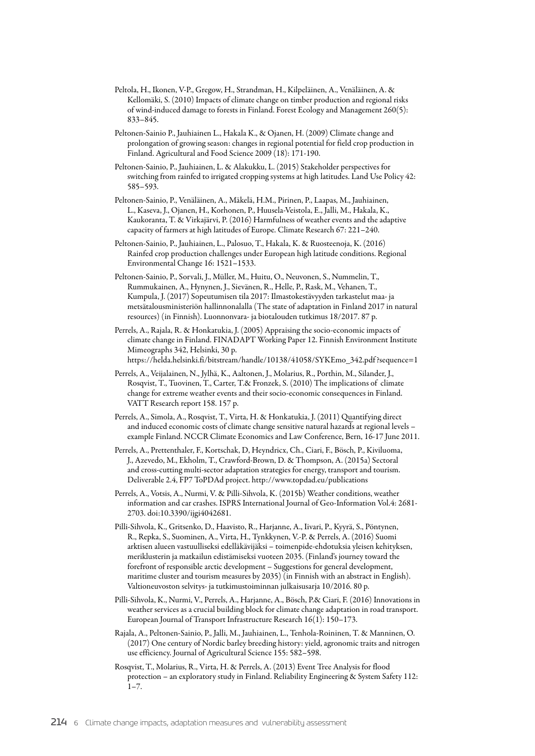Peltola, H., Ikonen, V-P., Gregow, H., Strandman, H., Kilpeläinen, A., Venäläinen, A. & Kellomäki, S. (2010) Impacts of climate change on timber production and regional risks of wind-induced damage to forests in Finland. Forest Ecology and Management 260(5): 833–845.

Peltonen-Sainio P., Jauhiainen L., Hakala K., & Ojanen, H. (2009) Climate change and prolongation of growing season: changes in regional potential for field crop production in Finland. Agricultural and Food Science 2009 (18): 171-190.

Peltonen-Sainio, P., Jauhiainen, L. & Alakukku, L. (2015) Stakeholder perspectives for switching from rainfed to irrigated cropping systems at high latitudes. Land Use Policy 42: 585–593.

Peltonen-Sainio, P., Venäläinen, A., Mäkelä, H.M., Pirinen, P., Laapas, M., Jauhiainen, L., Kaseva, J., Ojanen, H., Korhonen, P., Huusela-Veistola, E., Jalli, M., Hakala, K., Kaukoranta, T. & Virkajärvi, P. (2016) Harmfulness of weather events and the adaptive capacity of farmers at high latitudes of Europe. Climate Research 67: 221–240.

Peltonen-Sainio, P., Jauhiainen, L., Palosuo, T., Hakala, K. & Ruosteenoja, K. (2016) Rainfed crop production challenges under European high latitude conditions. Regional Environmental Change 16: 1521–1533.

Peltonen-Sainio, P., Sorvali, J., Müller, M., Huitu, O., Neuvonen, S., Nummelin, T., Rummukainen, A., Hynynen, J., Sievänen, R., Helle, P., Rask, M., Vehanen, T., Kumpula, J. (2017) Sopeutumisen tila 2017: Ilmastokestävyyden tarkastelut maa- ja metsätalousministeriön hallinnonalalla (The state of adaptation in Finland 2017 in natural resources) (in Finnish). Luonnonvara- ja biotalouden tutkimus 18/2017. 87 p.

Perrels, A., Rajala, R. & Honkatukia, J. (2005) Appraising the socio-economic impacts of climate change in Finland. FINADAPT Working Paper 12. Finnish Environment Institute Mimeographs 342, Helsinki, 30 p. https://helda.helsinki.fi/bitstream/handle/10138/41058/SYKEmo_342.pdf?sequence=1

Perrels, A., Veijalainen, N., Jylhä, K., Aaltonen, J., Molarius, R., Porthin, M., Silander, J., Rosqvist, T., Tuovinen, T., Carter, T.& Fronzek, S. (2010) The implications of climate change for extreme weather events and their socio-economic consequences in Finland. VATT Research report 158. 157 p.

Perrels, A., Simola, A., Rosqvist, T., Virta, H. & Honkatukia, J. (2011) Quantifying direct and induced economic costs of climate change sensitive natural hazards at regional levels – example Finland. NCCR Climate Economics and Law Conference, Bern, 16-17 June 2011.

Perrels, A., Prettenthaler, F., Kortschak, D, Heyndricx, Ch., Ciari, F., Bösch, P., Kiviluoma, J., Azevedo, M., Ekholm, T., Crawford-Brown, D. & Thompson, A. (2015a) Sectoral and cross-cutting multi-sector adaptation strategies for energy, transport and tourism. Deliverable 2.4, FP7 ToPDAd project. http://www.topdad.eu/publications

Perrels, A., Votsis, A., Nurmi, V. & Pilli-Sihvola, K. (2015b) Weather conditions, weather information and car crashes. ISPRS International Journal of Geo-Information Vol.4: 2681-2703. doi:10.3390/ijgi4042681.

Pilli-Sihvola, K., Gritsenko, D., Haavisto, R., Harjanne, A., Iivari, P., Kyyrä, S., Pöntynen, R., Repka, S., Suominen, A., Virta, H., Tynkkynen, V.-P. & Perrels, A. (2016) Suomi arktisen alueen vastuulliseksi edelläkävijäksi – toimenpide-ehdotuksia yleisen kehityksen, meriklusterin ja matkailun edistämiseksi vuoteen 2035. (Finland's journey toward the forefront of responsible arctic development – Suggestions for general development, maritime cluster and tourism measures by 2035) (in Finnish with an abstract in English). Valtioneuvoston selvitys- ja tutkimustoiminnan julkaisusarja 10/2016. 80 p.

Pilli-Sihvola, K., Nurmi, V., Perrels, A., Harjanne, A., Bösch, P.& Ciari, F. (2016) Innovations in weather services as a crucial building block for climate change adaptation in road transport. European Journal of Transport Infrastructure Research 16(1): 150–173.

Rajala, A., Peltonen-Sainio, P., Jalli, M., Jauhiainen, L., Tenhola-Roininen, T. & Manninen, O. (2017) One century of Nordic barley breeding history: yield, agronomic traits and nitrogen use efficiency. Journal of Agricultural Science 155: 582–598.

Rosqvist, T., Molarius, R., Virta, H. & Perrels, A. (2013) Event Tree Analysis for flood protection – an exploratory study in Finland. Reliability Engineering & System Safety 112: 1–7.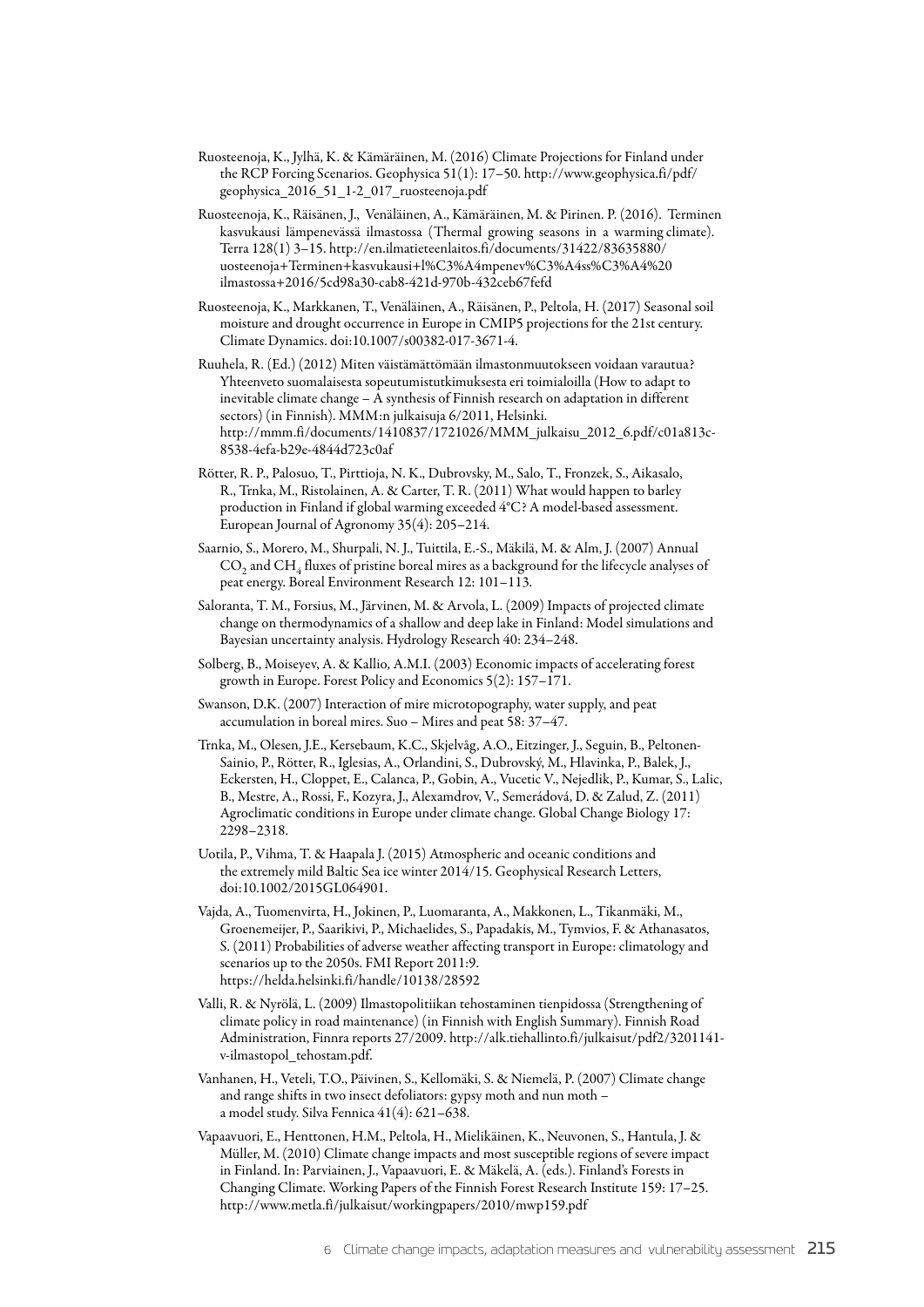Ruosteenoja, K., Jylhä, K. & Kämäräinen, M. (2016) Climate Projections for Finland under the RCP Forcing Scenarios. Geophysica 51(1): 17–50. http://www.geophysica.fi/pdf/geophysica_2016_51_1-2_017_ruosteenoja.pdf

Ruosteenoja, K., Räisänen, J., Venäläinen, A., Kämäräinen, M. & Pirinen. P. (2016). Terminen kasvukausi lämpenevässä ilmastossa (Thermal growing seasons in a warming climate). Terra 128(1) 3–15. http://en.ilmatieteenlaitos.fi/documents/31422/83635880/uosteenoja+Terminen+kasvukausi+l%C3%A4mpenev%C3%A4ss%C3%A4%20ilmastossa+2016/5cd98a30-cab8-421d-970b-432ceb67fefd

Ruosteenoja, K., Markkanen, T., Venäläinen, A., Räisänen, P., Peltola, H. (2017) Seasonal soil moisture and drought occurrence in Europe in CMIP5 projections for the 21st century. Climate Dynamics. doi:10.1007/s00382-017-3671-4.

Ruuhela, R. (Ed.) (2012) Miten väistämättömään ilmastonmuutokseen voidaan varautua? Yhteenveto suomalaisesta sopeutumistutkimuksesta eri toimialoilla (How to adapt to inevitable climate change – A synthesis of Finnish research on adaptation in different sectors) (in Finnish). MMM:n julkaisuja 6/2011, Helsinki. http://mmm.fi/documents/1410837/1721026/MMM_julkaisu_2012_6.pdf/c01a813c-8538-4efa-b29e-4844d723c0af

Rötter, R. P., Palosuo, T., Pirttioja, N. K., Dubrovsky, M., Salo, T., Fronzek, S., Aikasalo, R., Trnka, M., Ristolainen, A. & Carter, T. R. (2011) What would happen to barley production in Finland if global warming exceeded 4°C? A model-based assessment. European Journal of Agronomy 35(4): 205–214.

Saarnio, S., Morero, M., Shurpali, N. J., Tuittila, E.-S., Mäkilä, M. & Alm, J. (2007) Annual $CO_2$ and $CH_4$ fluxes of pristine boreal mires as a background for the lifecycle analyses of peat energy. Boreal Environment Research 12: 101–113.

Saloranta, T. M., Forsius, M., Järvinen, M. & Arvola, L. (2009) Impacts of projected climate change on thermodynamics of a shallow and deep lake in Finland: Model simulations and Bayesian uncertainty analysis. Hydrology Research 40: 234–248.

Solberg, B., Moiseyev, A. & Kallio, A.M.I. (2003) Economic impacts of accelerating forest growth in Europe. Forest Policy and Economics 5(2): 157–171.

Swanson, D.K. (2007) Interaction of mire microtopography, water supply, and peat accumulation in boreal mires. Suo – Mires and peat 58: 37–47.

Trnka, M., Olesen, J.E., Kersebaum, K.C., Skjelvåg, A.O., Eitzinger, J., Seguin, B., Peltonen-Sainio, P., Rötter, R., Iglesias, A., Orlandini, S., Dubrovský, M., Hlavinka, P., Balek, J., Eckersten, H., Cloppet, E., Calanca, P., Gobin, A., Vucetic V., Nejedlik, P., Kumar, S., Lalic, B., Mestre, A., Rossi, F., Kozyra, J., Alexamdrov, V., Semerádová, D. & Zalud, Z. (2011) Agroclimatic conditions in Europe under climate change. Global Change Biology 17: 2298–2318.

Uotila, P., Vihma, T. & Haapala J. (2015) Atmospheric and oceanic conditions and the extremely mild Baltic Sea ice winter 2014/15. Geophysical Research Letters, doi:10.1002/2015GL064901.

Vajda, A., Tuomenvirta, H., Jokinen, P., Luomaranta, A., Makkonen, L., Tikanmäki, M., Groenemeijer, P., Saarikivi, P., Michaelides, S., Papadakis, M., Tymvios, F. & Athanasatos, S. (2011) Probabilities of adverse weather affecting transport in Europe: climatology and scenarios up to the 2050s. FMI Report 2011:9. https://helda.helsinki.fi/handle/10138/28592

Valli, R. & Nyrölä, L. (2009) Ilmastopolitiikan tehostaminen tienpidossa (Strengthening of climate policy in road maintenance) (in Finnish with English Summary). Finnish Road Administration, Finnra reports 27/2009. http://alk.tiehallinto.fi/julkaisut/pdf2/3201141-v-ilmastopol_tehostam.pdf.

Vanhanen, H., Veteli, T.O., Päivinen, S., Kellomäki, S. & Niemelä, P. (2007) Climate change and range shifts in two insect defoliators: gypsy moth and nun moth – a model study. Silva Fennica 41(4): 621–638.

Vapaavuori, E., Henttonen, H.M., Peltola, H., Mielikäinen, K., Neuvonen, S., Hantula, J. & Müller, M. (2010) Climate change impacts and most susceptible regions of severe impact in Finland. In: Parviainen, J., Vapaavuori, E. & Mäkelä, A. (eds.). Finland's Forests in Changing Climate. Working Papers of the Finnish Forest Research Institute 159: 17–25. http://www.metla.fi/julkaisut/workingpapers/2010/mwp159.pdf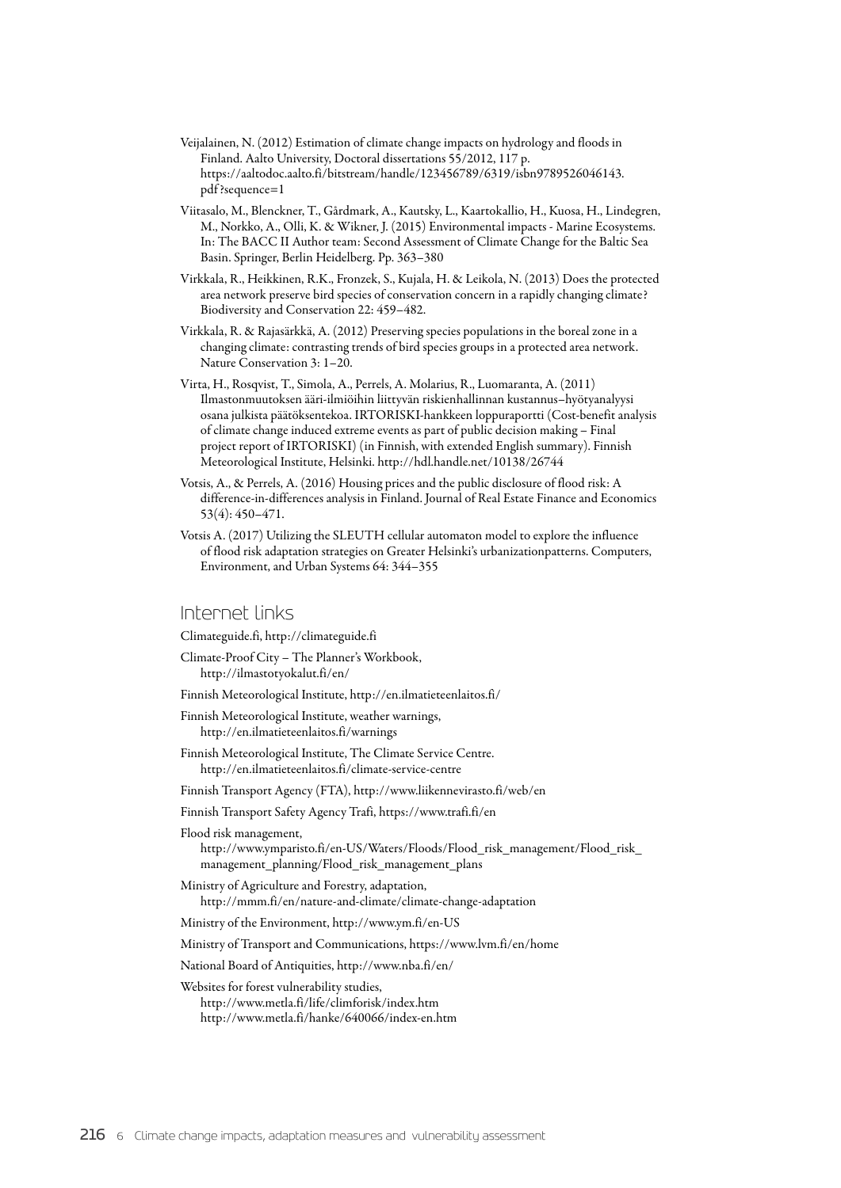Veijalainen, N. (2012) Estimation of climate change impacts on hydrology and floods in Finland. Aalto University, Doctoral dissertations 55/2012, 117 p. https://aaltodoc.aalto.fi/bitstream/handle/123456789/6319/isbn9789526046143.pdf?sequence=1

Viitasalo, M., Blenckner, T., Gårdmark, A., Kautsky, L., Kaartokallio, H., Kuosa, H., Lindegren, M., Norkko, A., Olli, K. & Wikner, J. (2015) Environmental impacts - Marine Ecosystems. In: The BACC II Author team: Second Assessment of Climate Change for the Baltic Sea Basin. Springer, Berlin Heidelberg. Pp. 363–380

Virkkala, R., Heikkinen, R.K., Fronzek, S., Kujala, H. & Leikola, N. (2013) Does the protected area network preserve bird species of conservation concern in a rapidly changing climate? Biodiversity and Conservation 22: 459–482.

Virkkala, R. & Rajasärkkä, A. (2012) Preserving species populations in the boreal zone in a changing climate: contrasting trends of bird species groups in a protected area network. Nature Conservation 3: 1–20.

Virta, H., Rosqvist, T., Simola, A., Perrels, A. Molarius, R., Luomaranta, A. (2011) Ilmastonmuutoksen ääri-ilmiöihin liittyvän riskienhallinnan kustannus–hyötyanalyysi osana julkista päätöksentekoa. IRTORISKI-hankkeen loppuraportti (Cost-benefit analysis of climate change induced extreme events as part of public decision making – Final project report of IRTORISKI) (in Finnish, with extended English summary). Finnish Meteorological Institute, Helsinki. http://hdl.handle.net/10138/26744

Votsis, A., & Perrels, A. (2016) Housing prices and the public disclosure of flood risk: A difference-in-differences analysis in Finland. Journal of Real Estate Finance and Economics 53(4): 450–471.

Votsis A. (2017) Utilizing the SLEUTH cellular automaton model to explore the influence of flood risk adaptation strategies on Greater Helsinki's urbanizationpatterns. Computers, Environment, and Urban Systems 64: 344–355

## Internet links

Climateguide.fi, http://climateguide.fi

Climate-Proof City – The Planner's Workbook, http://ilmastotyokalut.fi/en/

Finnish Meteorological Institute, http://en.ilmatieteenlaitos.fi/

Finnish Meteorological Institute, weather warnings, http://en.ilmatieteenlaitos.fi/warnings

Finnish Meteorological Institute, The Climate Service Centre. http://en.ilmatieteenlaitos.fi/climate-service-centre

Finnish Transport Agency (FTA), http://www.liikennevirasto.fi/web/en

Finnish Transport Safety Agency Trafi, https://www.trafi.fi/en

Flood risk management, http://www.ymparisto.fi/en-US/Waters/Floods/Flood_risk_management/Flood_risk_management_planning/Flood_risk_management_plans

Ministry of Agriculture and Forestry, adaptation, http://mmm.fi/en/nature-and-climate/climate-change-adaptation

Ministry of the Environment, http://www.ym.fi/en-US

Ministry of Transport and Communications, https://www.lvm.fi/en/home

National Board of Antiquities, http://www.nba.fi/en/

Websites for forest vulnerability studies,
http://www.metla.fi/life/climforisk/index.htm
http://www.metla.fi/hanke/640066/index-en.htm